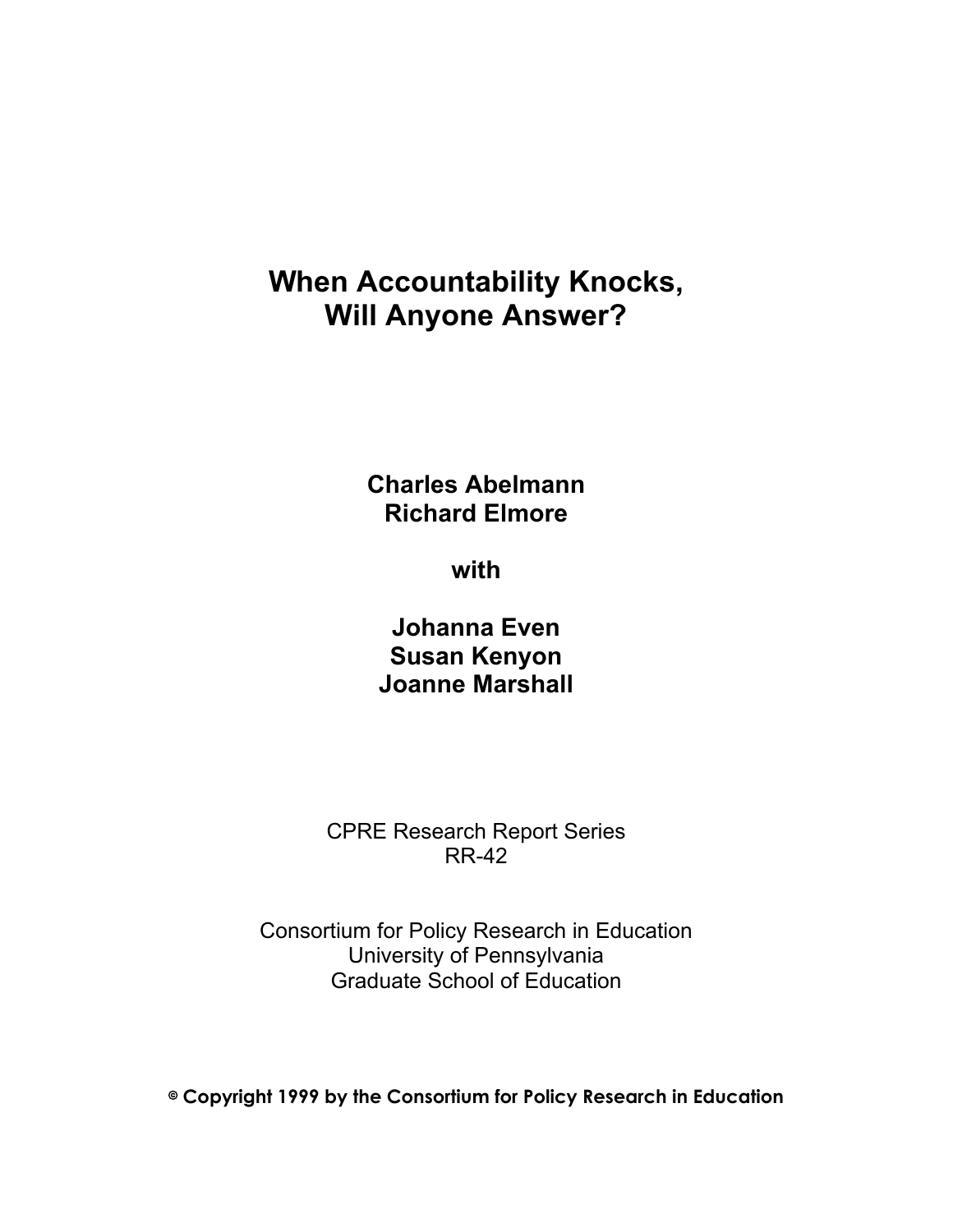# When Accountability Knocks, Will Anyone Answer?

**Charles Abelmann**
**Richard Elmore**

**with**

**Johanna Even**
**Susan Kenyon**
**Joanne Marshall**

CPRE Research Report Series
RR-42

Consortium for Policy Research in Education
University of Pennsylvania
Graduate School of Education

**© Copyright 1999 by the Consortium for Policy Research in Education**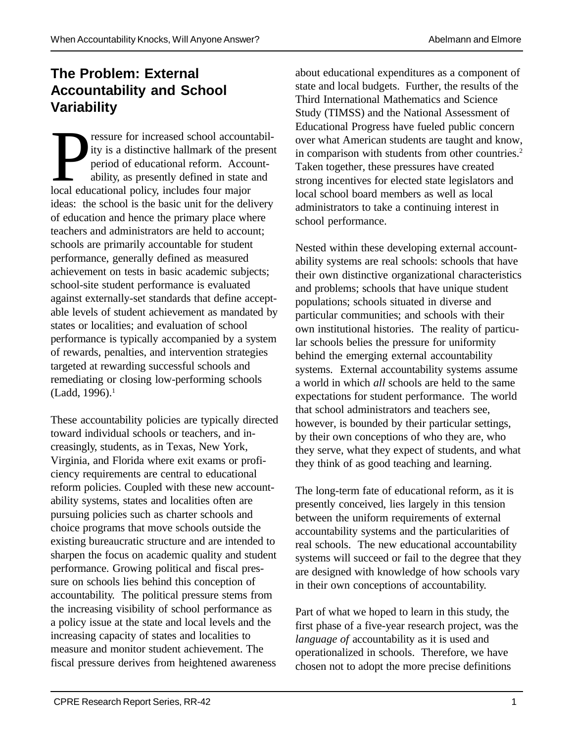## The Problem: External Accountability and School Variability

Pressure for increased school accountability is a distinctive hallmark of the present period of educational reform. Accountability, as presently defined in state and local educational policy, includes four major ideas: the school is the basic unit for the delivery of education and hence the primary place where teachers and administrators are held to account; schools are primarily accountable for student performance, generally defined as measured achievement on tests in basic academic subjects; school-site student performance is evaluated against externally-set standards that define acceptable levels of student achievement as mandated by states or localities; and evaluation of school performance is typically accompanied by a system of rewards, penalties, and intervention strategies targeted at rewarding successful schools and remediating or closing low-performing schools (Ladd, 1996).[1]

These accountability policies are typically directed toward individual schools or teachers, and increasingly, students, as in Texas, New York, Virginia, and Florida where exit exams or proficiency requirements are central to educational reform policies. Coupled with these new accountability systems, states and localities often are pursuing policies such as charter schools and choice programs that move schools outside the existing bureaucratic structure and are intended to sharpen the focus on academic quality and student performance. Growing political and fiscal pressure on schools lies behind this conception of accountability. The political pressure stems from the increasing visibility of school performance as a policy issue at the state and local levels and the increasing capacity of states and localities to measure and monitor student achievement. The fiscal pressure derives from heightened awareness about educational expenditures as a component of state and local budgets. Further, the results of the Third International Mathematics and Science Study (TIMSS) and the National Assessment of Educational Progress have fueled public concern over what American students are taught and know, in comparison with students from other countries.[2] Taken together, these pressures have created strong incentives for elected state legislators and local school board members as well as local administrators to take a continuing interest in school performance.

Nested within these developing external accountability systems are real schools: schools that have their own distinctive organizational characteristics and problems; schools that have unique student populations; schools situated in diverse and particular communities; and schools with their own institutional histories. The reality of particular schools belies the pressure for uniformity behind the emerging external accountability systems. External accountability systems assume a world in which *all* schools are held to the same expectations for student performance. The world that school administrators and teachers see, however, is bounded by their particular settings, by their own conceptions of who they are, who they serve, what they expect of students, and what they think of as good teaching and learning.

The long-term fate of educational reform, as it is presently conceived, lies largely in this tension between the uniform requirements of external accountability systems and the particularities of real schools. The new educational accountability systems will succeed or fail to the degree that they are designed with knowledge of how schools vary in their own conceptions of accountability.

Part of what we hoped to learn in this study, the first phase of a five-year research project, was the *language of* accountability as it is used and operationalized in schools. Therefore, we have chosen not to adopt the more precise definitions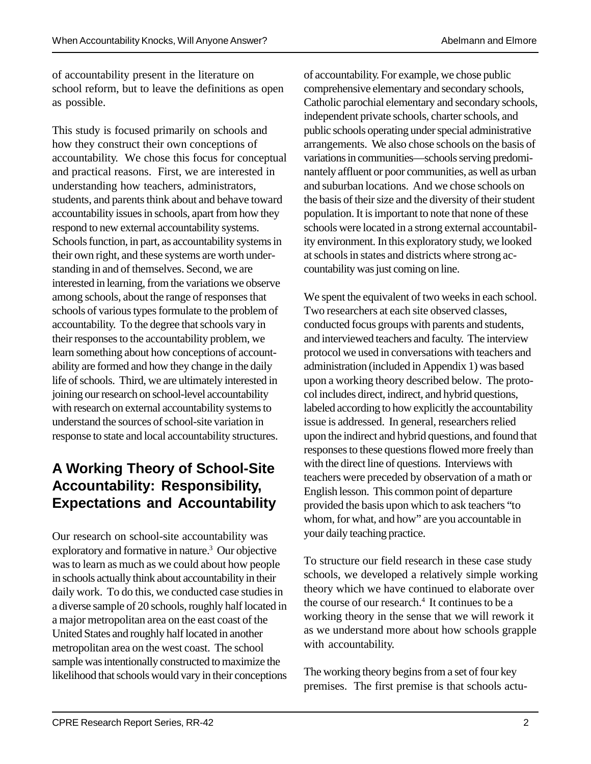of accountability present in the literature on school reform, but to leave the definitions as open as possible.

This study is focused primarily on schools and how they construct their own conceptions of accountability. We chose this focus for conceptual and practical reasons. First, we are interested in understanding how teachers, administrators, students, and parents think about and behave toward accountability issues in schools, apart from how they respond to new external accountability systems. Schools function, in part, as accountability systems in their own right, and these systems are worth understanding in and of themselves. Second, we are interested in learning, from the variations we observe among schools, about the range of responses that schools of various types formulate to the problem of accountability. To the degree that schools vary in their responses to the accountability problem, we learn something about how conceptions of accountability are formed and how they change in the daily life of schools. Third, we are ultimately interested in joining our research on school-level accountability with research on external accountability systems to understand the sources of school-site variation in response to state and local accountability structures.

## A Working Theory of School-Site Accountability: Responsibility, Expectations and Accountability

Our research on school-site accountability was exploratory and formative in nature.[3] Our objective was to learn as much as we could about how people in schools actually think about accountability in their daily work. To do this, we conducted case studies in a diverse sample of 20 schools, roughly half located in a major metropolitan area on the east coast of the United States and roughly half located in another metropolitan area on the west coast. The school sample was intentionally constructed to maximize the likelihood that schools would vary in their conceptions of accountability. For example, we chose public comprehensive elementary and secondary schools, Catholic parochial elementary and secondary schools, independent private schools, charter schools, and public schools operating under special administrative arrangements. We also chose schools on the basis of variations in communities—schools serving predominantely affluent or poor communities, as well as urban and suburban locations. And we chose schools on the basis of their size and the diversity of their student population. It is important to note that none of these schools were located in a strong external accountability environment. In this exploratory study, we looked at schools in states and districts where strong accountability was just coming on line.

We spent the equivalent of two weeks in each school. Two researchers at each site observed classes, conducted focus groups with parents and students, and interviewed teachers and faculty. The interview protocol we used in conversations with teachers and administration (included in Appendix 1) was based upon a working theory described below. The protocol includes direct, indirect, and hybrid questions, labeled according to how explicitly the accountability issue is addressed. In general, researchers relied upon the indirect and hybrid questions, and found that responses to these questions flowed more freely than with the direct line of questions. Interviews with teachers were preceded by observation of a math or English lesson. This common point of departure provided the basis upon which to ask teachers "to whom, for what, and how" are you accountable in your daily teaching practice.

To structure our field research in these case study schools, we developed a relatively simple working theory which we have continued to elaborate over the course of our research.[4] It continues to be a working theory in the sense that we will rework it as we understand more about how schools grapple with accountability.

The working theory begins from a set of four key premises. The first premise is that schools actu-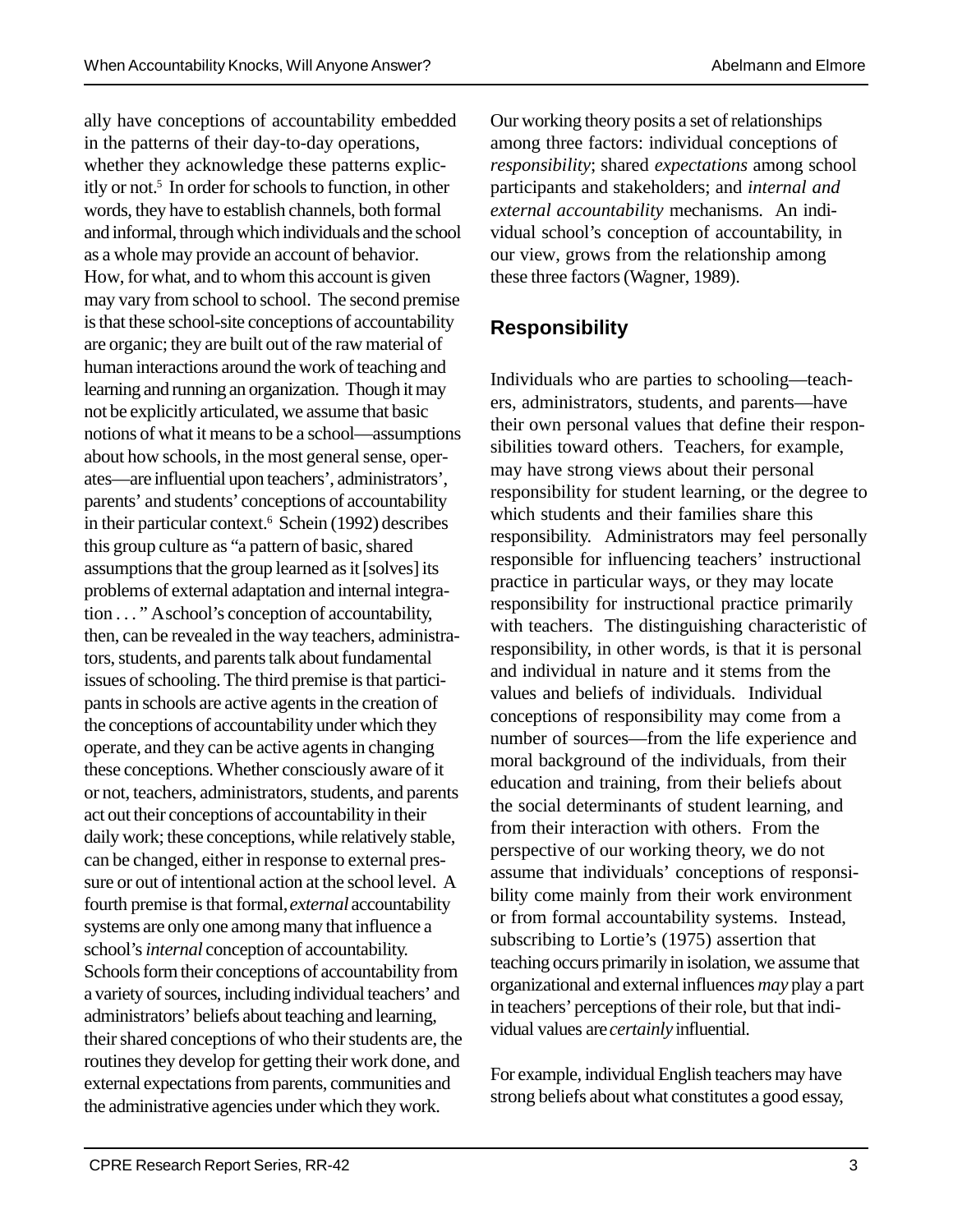ally have conceptions of accountability embedded in the patterns of their day-to-day operations, whether they acknowledge these patterns explicitly or not.[5] In order for schools to function, in other words, they have to establish channels, both formal and informal, through which individuals and the school as a whole may provide an account of behavior. How, for what, and to whom this account is given may vary from school to school. The second premise is that these school-site conceptions of accountability are organic; they are built out of the raw material of human interactions around the work of teaching and learning and running an organization. Though it may not be explicitly articulated, we assume that basic notions of what it means to be a school—assumptions about how schools, in the most general sense, operates—are influential upon teachers', administrators', parents' and students' conceptions of accountability in their particular context.[6] Schein (1992) describes this group culture as "a pattern of basic, shared assumptions that the group learned as it [solves] its problems of external adaptation and internal integration . . . " A school's conception of accountability, then, can be revealed in the way teachers, administrators, students, and parents talk about fundamental issues of schooling. The third premise is that participants in schools are active agents in the creation of the conceptions of accountability under which they operate, and they can be active agents in changing these conceptions. Whether consciously aware of it or not, teachers, administrators, students, and parents act out their conceptions of accountability in their daily work; these conceptions, while relatively stable, can be changed, either in response to external pressure or out of intentional action at the school level. A fourth premise is that formal, *external* accountability systems are only one among many that influence a school's *internal* conception of accountability. Schools form their conceptions of accountability from a variety of sources, including individual teachers' and administrators' beliefs about teaching and learning, their shared conceptions of who their students are, the routines they develop for getting their work done, and external expectations from parents, communities and the administrative agencies under which they work.

Our working theory posits a set of relationships among three factors: individual conceptions of *responsibility*; shared *expectations* among school participants and stakeholders; and *internal and external accountability* mechanisms. An individual school's conception of accountability, in our view, grows from the relationship among these three factors (Wagner, 1989).

## Responsibility

Individuals who are parties to schooling—teachers, administrators, students, and parents—have their own personal values that define their responsibilities toward others. Teachers, for example, may have strong views about their personal responsibility for student learning, or the degree to which students and their families share this responsibility. Administrators may feel personally responsible for influencing teachers' instructional practice in particular ways, or they may locate responsibility for instructional practice primarily with teachers. The distinguishing characteristic of responsibility, in other words, is that it is personal and individual in nature and it stems from the values and beliefs of individuals. Individual conceptions of responsibility may come from a number of sources—from the life experience and moral background of the individuals, from their education and training, from their beliefs about the social determinants of student learning, and from their interaction with others. From the perspective of our working theory, we do not assume that individuals' conceptions of responsibility come mainly from their work environment or from formal accountability systems. Instead, subscribing to Lortie's (1975) assertion that teaching occurs primarily in isolation, we assume that organizational and external influences *may* play a part in teachers' perceptions of their role, but that individual values are *certainly* influential.

For example, individual English teachers may have strong beliefs about what constitutes a good essay,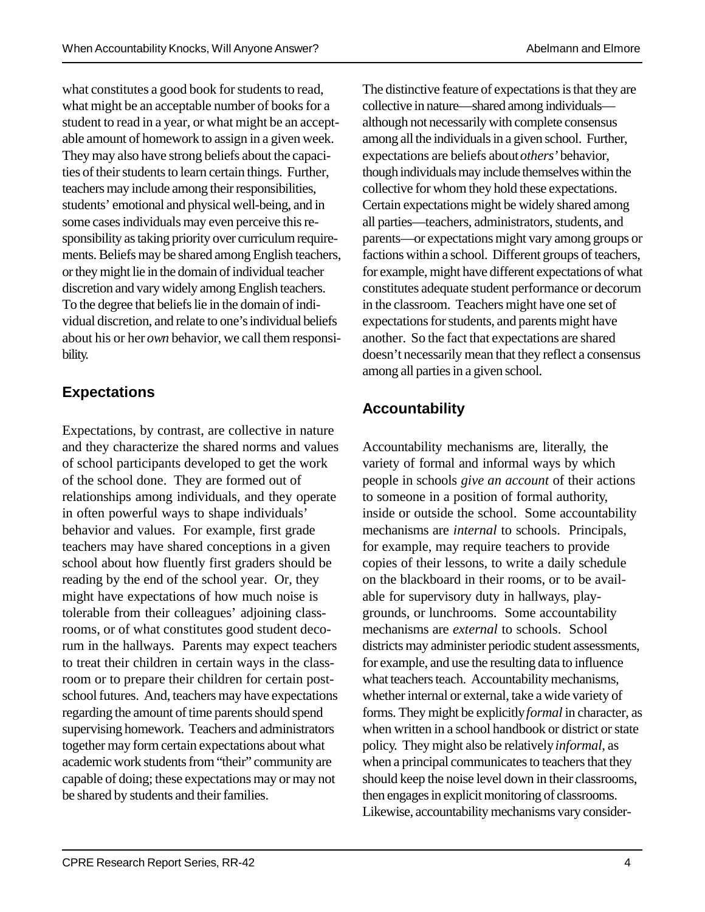what constitutes a good book for students to read, what might be an acceptable number of books for a student to read in a year, or what might be an acceptable amount of homework to assign in a given week. They may also have strong beliefs about the capacities of their students to learn certain things. Further, teachers may include among their responsibilities, students' emotional and physical well-being, and in some cases individuals may even perceive this responsibility as taking priority over curriculum requirements. Beliefs may be shared among English teachers, or they might lie in the domain of individual teacher discretion and vary widely among English teachers. To the degree that beliefs lie in the domain of individual discretion, and relate to one's individual beliefs about his or her *own* behavior, we call them responsibility.

## Expectations

Expectations, by contrast, are collective in nature and they characterize the shared norms and values of school participants developed to get the work of the school done. They are formed out of relationships among individuals, and they operate in often powerful ways to shape individuals' behavior and values. For example, first grade teachers may have shared conceptions in a given school about how fluently first graders should be reading by the end of the school year. Or, they might have expectations of how much noise is tolerable from their colleagues' adjoining classrooms, or of what constitutes good student decorum in the hallways. Parents may expect teachers to treat their children in certain ways in the classroom or to prepare their children for certain post-school futures. And, teachers may have expectations regarding the amount of time parents should spend supervising homework. Teachers and administrators together may form certain expectations about what academic work students from "their" community are capable of doing; these expectations may or may not be shared by students and their families.

The distinctive feature of expectations is that they are collective in nature—shared among individuals—although not necessarily with complete consensus among all the individuals in a given school. Further, expectations are beliefs about *others'* behavior, though individuals may include themselves within the collective for whom they hold these expectations. Certain expectations might be widely shared among all parties—teachers, administrators, students, and parents—or expectations might vary among groups or factions within a school. Different groups of teachers, for example, might have different expectations of what constitutes adequate student performance or decorum in the classroom. Teachers might have one set of expectations for students, and parents might have another. So the fact that expectations are shared doesn't necessarily mean that they reflect a consensus among all parties in a given school.

## Accountability

Accountability mechanisms are, literally, the variety of formal and informal ways by which people in schools *give an account* of their actions to someone in a position of formal authority, inside or outside the school. Some accountability mechanisms are *internal* to schools. Principals, for example, may require teachers to provide copies of their lessons, to write a daily schedule on the blackboard in their rooms, or to be available for supervisory duty in hallways, playgrounds, or lunchrooms. Some accountability mechanisms are *external* to schools. School districts may administer periodic student assessments, for example, and use the resulting data to influence what teachers teach. Accountability mechanisms, whether internal or external, take a wide variety of forms. They might be explicitly *formal* in character, as when written in a school handbook or district or state policy. They might also be relatively *informal*, as when a principal communicates to teachers that they should keep the noise level down in their classrooms, then engages in explicit monitoring of classrooms. Likewise, accountability mechanisms vary consider-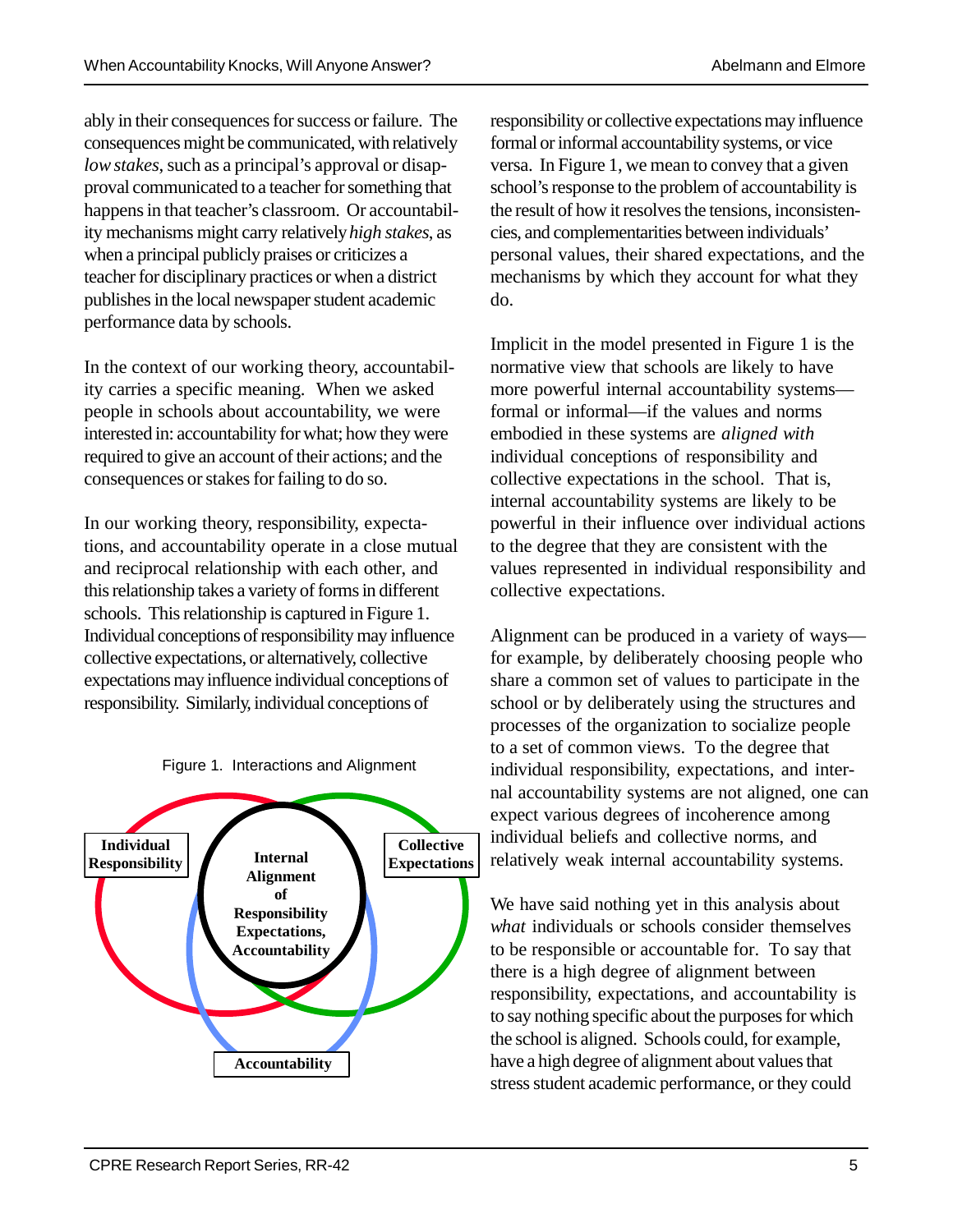ably in their consequences for success or failure. The consequences might be communicated, with relatively *low stakes*, such as a principal's approval or disapproval communicated to a teacher for something that happens in that teacher's classroom. Or accountability mechanisms might carry relatively *high stakes*, as when a principal publicly praises or criticizes a teacher for disciplinary practices or when a district publishes in the local newspaper student academic performance data by schools.

In the context of our working theory, accountability carries a specific meaning. When we asked people in schools about accountability, we were interested in: accountability for what; how they were required to give an account of their actions; and the consequences or stakes for failing to do so.

In our working theory, responsibility, expectations, and accountability operate in a close mutual and reciprocal relationship with each other, and this relationship takes a variety of forms in different schools. This relationship is captured in Figure 1. Individual conceptions of responsibility may influence collective expectations, or alternatively, collective expectations may influence individual conceptions of responsibility. Similarly, individual conceptions of responsibility or collective expectations may influence formal or informal accountability systems, or vice versa. In Figure 1, we mean to convey that a given school's response to the problem of accountability is the result of how it resolves the tensions, inconsistencies, and complementarities between individuals' personal values, their shared expectations, and the mechanisms by which they account for what they do.

Figure 1. Interactions and Alignment

Individual Responsibility

Collective Expectations

Internal Alignment of Responsibility Expectations, Accountability

Accountability

Implicit in the model presented in Figure 1 is the normative view that schools are likely to have more powerful internal accountability systems—formal or informal—if the values and norms embodied in these systems are *aligned with* individual conceptions of responsibility and collective expectations in the school. That is, internal accountability systems are likely to be powerful in their influence over individual actions to the degree that they are consistent with the values represented in individual responsibility and collective expectations.

Alignment can be produced in a variety of ways—for example, by deliberately choosing people who share a common set of values to participate in the school or by deliberately using the structures and processes of the organization to socialize people to a set of common views. To the degree that individual responsibility, expectations, and internal accountability systems are not aligned, one can expect various degrees of incoherence among individual beliefs and collective norms, and relatively weak internal accountability systems.

We have said nothing yet in this analysis about *what* individuals or schools consider themselves to be responsible or accountable for. To say that there is a high degree of alignment between responsibility, expectations, and accountability is to say nothing specific about the purposes for which the school is aligned. Schools could, for example, have a high degree of alignment about values that stress student academic performance, or they could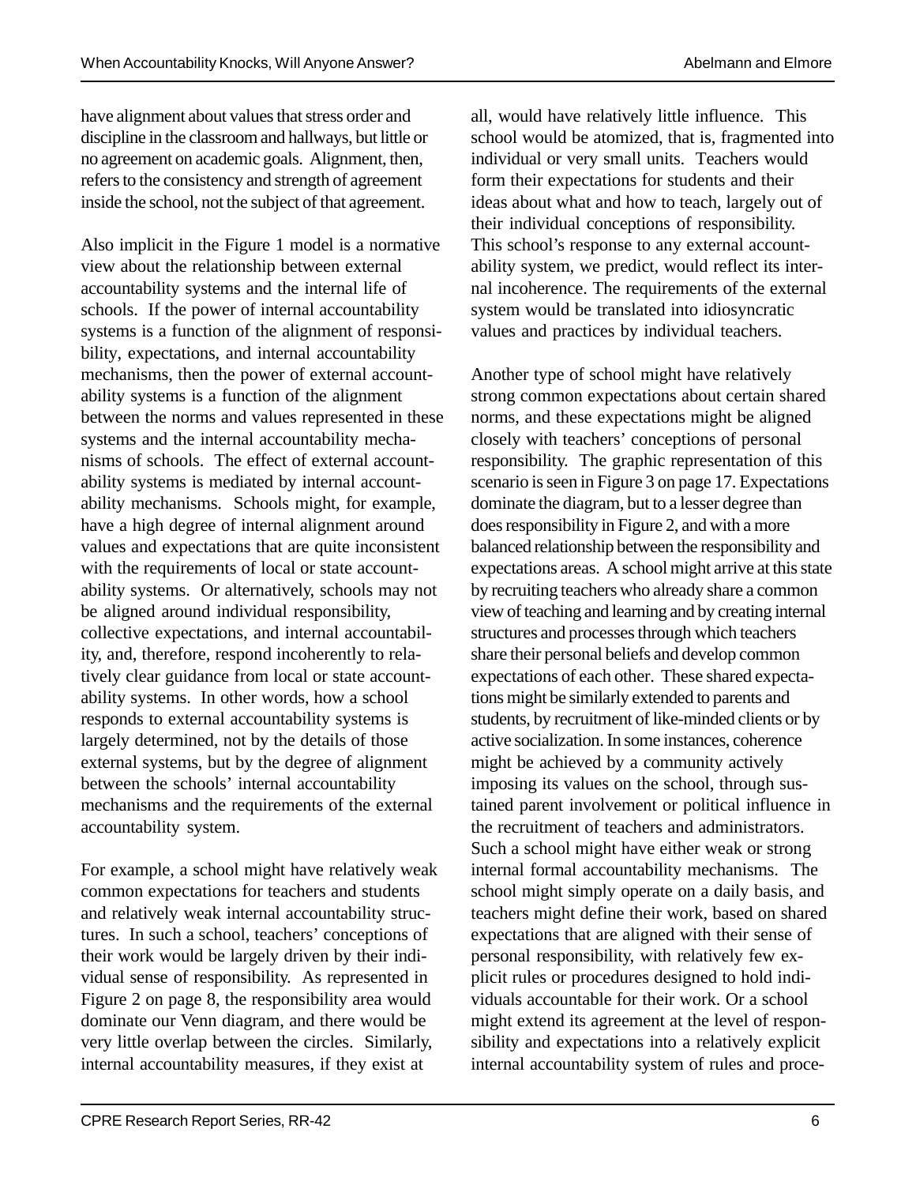have alignment about values that stress order and discipline in the classroom and hallways, but little or no agreement on academic goals. Alignment, then, refers to the consistency and strength of agreement inside the school, not the subject of that agreement.

Also implicit in the Figure 1 model is a normative view about the relationship between external accountability systems and the internal life of schools. If the power of internal accountability systems is a function of the alignment of responsibility, expectations, and internal accountability mechanisms, then the power of external accountability systems is a function of the alignment between the norms and values represented in these systems and the internal accountability mechanisms of schools. The effect of external accountability systems is mediated by internal accountability mechanisms. Schools might, for example, have a high degree of internal alignment around values and expectations that are quite inconsistent with the requirements of local or state accountability systems. Or alternatively, schools may not be aligned around individual responsibility, collective expectations, and internal accountability, and, therefore, respond incoherently to relatively clear guidance from local or state accountability systems. In other words, how a school responds to external accountability systems is largely determined, not by the details of those external systems, but by the degree of alignment between the schools' internal accountability mechanisms and the requirements of the external accountability system.

For example, a school might have relatively weak common expectations for teachers and students and relatively weak internal accountability structures. In such a school, teachers' conceptions of their work would be largely driven by their individual sense of responsibility. As represented in Figure 2 on page 8, the responsibility area would dominate our Venn diagram, and there would be very little overlap between the circles. Similarly, internal accountability measures, if they exist at all, would have relatively little influence. This school would be atomized, that is, fragmented into individual or very small units. Teachers would form their expectations for students and their ideas about what and how to teach, largely out of their individual conceptions of responsibility. This school's response to any external accountability system, we predict, would reflect its internal incoherence. The requirements of the external system would be translated into idiosyncratic values and practices by individual teachers.

Another type of school might have relatively strong common expectations about certain shared norms, and these expectations might be aligned closely with teachers' conceptions of personal responsibility. The graphic representation of this scenario is seen in Figure 3 on page 17. Expectations dominate the diagram, but to a lesser degree than does responsibility in Figure 2, and with a more balanced relationship between the responsibility and expectations areas. A school might arrive at this state by recruiting teachers who already share a common view of teaching and learning and by creating internal structures and processes through which teachers share their personal beliefs and develop common expectations of each other. These shared expectations might be similarly extended to parents and students, by recruitment of like-minded clients or by active socialization. In some instances, coherence might be achieved by a community actively imposing its values on the school, through sustained parent involvement or political influence in the recruitment of teachers and administrators. Such a school might have either weak or strong internal formal accountability mechanisms. The school might simply operate on a daily basis, and teachers might define their work, based on shared expectations that are aligned with their sense of personal responsibility, with relatively few explicit rules or procedures designed to hold individuals accountable for their work. Or a school might extend its agreement at the level of responsibility and expectations into a relatively explicit internal accountability system of rules and proce-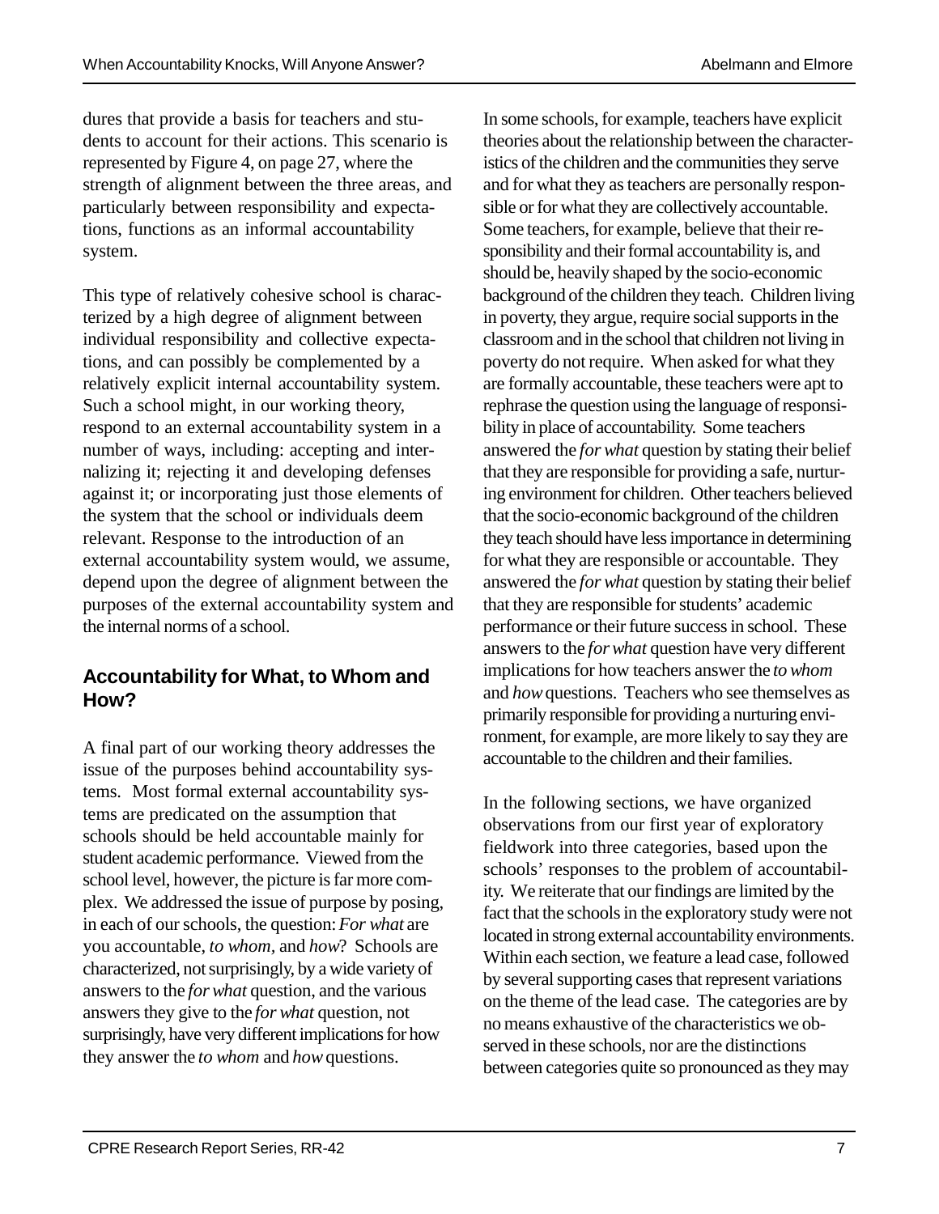dures that provide a basis for teachers and students to account for their actions. This scenario is represented by Figure 4, on page 27, where the strength of alignment between the three areas, and particularly between responsibility and expectations, functions as an informal accountability system.

This type of relatively cohesive school is characterized by a high degree of alignment between individual responsibility and collective expectations, and can possibly be complemented by a relatively explicit internal accountability system. Such a school might, in our working theory, respond to an external accountability system in a number of ways, including: accepting and internalizing it; rejecting it and developing defenses against it; or incorporating just those elements of the system that the school or individuals deem relevant. Response to the introduction of an external accountability system would, we assume, depend upon the degree of alignment between the purposes of the external accountability system and the internal norms of a school.

## Accountability for What, to Whom and How?

A final part of our working theory addresses the issue of the purposes behind accountability systems. Most formal external accountability systems are predicated on the assumption that schools should be held accountable mainly for student academic performance. Viewed from the school level, however, the picture is far more complex. We addressed the issue of purpose by posing, in each of our schools, the question: *For what* are you accountable, *to whom,* and *how*? Schools are characterized, not surprisingly, by a wide variety of answers to the *for what* question, and the various answers they give to the *for what* question, not surprisingly, have very different implications for how they answer the *to whom* and *how* questions.

In some schools, for example, teachers have explicit theories about the relationship between the characteristics of the children and the communities they serve and for what they as teachers are personally responsible or for what they are collectively accountable. Some teachers, for example, believe that their responsibility and their formal accountability is, and should be, heavily shaped by the socio-economic background of the children they teach. Children living in poverty, they argue, require social supports in the classroom and in the school that children not living in poverty do not require. When asked for what they are formally accountable, these teachers were apt to rephrase the question using the language of responsibility in place of accountability. Some teachers answered the *for what* question by stating their belief that they are responsible for providing a safe, nurturing environment for children. Other teachers believed that the socio-economic background of the children they teach should have less importance in determining for what they are responsible or accountable. They answered the *for what* question by stating their belief that they are responsible for students' academic performance or their future success in school. These answers to the *for what* question have very different implications for how teachers answer the *to whom* and *how* questions. Teachers who see themselves as primarily responsible for providing a nurturing environment, for example, are more likely to say they are accountable to the children and their families.

In the following sections, we have organized observations from our first year of exploratory fieldwork into three categories, based upon the schools' responses to the problem of accountability. We reiterate that our findings are limited by the fact that the schools in the exploratory study were not located in strong external accountability environments. Within each section, we feature a lead case, followed by several supporting cases that represent variations on the theme of the lead case. The categories are by no means exhaustive of the characteristics we observed in these schools, nor are the distinctions between categories quite so pronounced as they may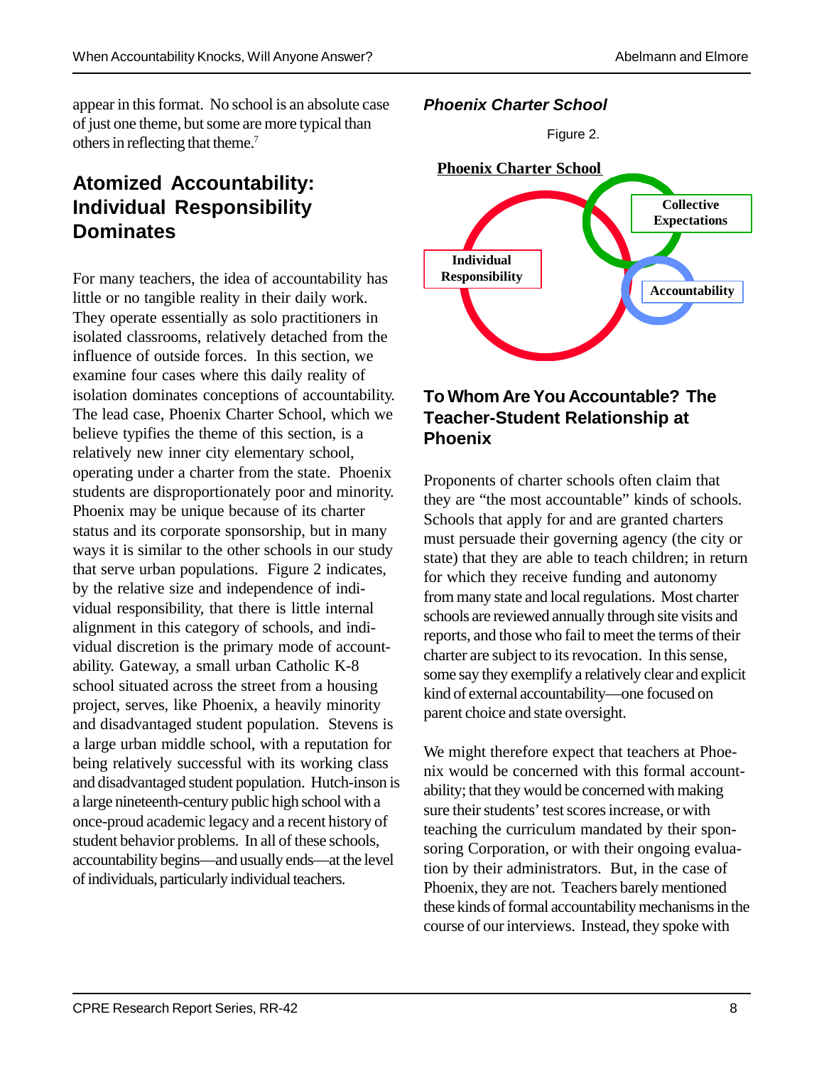appear in this format. No school is an absolute case of just one theme, but some are more typical than others in reflecting that theme.[7]

## Atomized Accountability: Individual Responsibility Dominates

For many teachers, the idea of accountability has little or no tangible reality in their daily work. They operate essentially as solo practitioners in isolated classrooms, relatively detached from the influence of outside forces. In this section, we examine four cases where this daily reality of isolation dominates conceptions of accountability. The lead case, Phoenix Charter School, which we believe typifies the theme of this section, is a relatively new inner city elementary school, operating under a charter from the state. Phoenix students are disproportionately poor and minority. Phoenix may be unique because of its charter status and its corporate sponsorship, but in many ways it is similar to the other schools in our study that serve urban populations. Figure 2 indicates, by the relative size and independence of individual responsibility, that there is little internal alignment in this category of schools, and individual discretion is the primary mode of accountability. Gateway, a small urban Catholic K-8 school situated across the street from a housing project, serves, like Phoenix, a heavily minority and disadvantaged student population. Stevens is a large urban middle school, with a reputation for being relatively successful with its working class and disadvantaged student population. Hutch-inson is a large nineteenth-century public high school with a once-proud academic legacy and a recent history of student behavior problems. In all of these schools, accountability begins—and usually ends—at the level of individuals, particularly individual teachers.

### *Phoenix Charter School*

Figure 2.

Phoenix Charter School

Individual Responsibility

Collective Expectations

Accountability

### To Whom Are You Accountable? The Teacher-Student Relationship at Phoenix

Proponents of charter schools often claim that they are "the most accountable" kinds of schools. Schools that apply for and are granted charters must persuade their governing agency (the city or state) that they are able to teach children; in return for which they receive funding and autonomy from many state and local regulations. Most charter schools are reviewed annually through site visits and reports, and those who fail to meet the terms of their charter are subject to its revocation. In this sense, some say they exemplify a relatively clear and explicit kind of external accountability—one focused on parent choice and state oversight.

We might therefore expect that teachers at Phoenix would be concerned with this formal accountability; that they would be concerned with making sure their students' test scores increase, or with teaching the curriculum mandated by their sponsoring Corporation, or with their ongoing evaluation by their administrators. But, in the case of Phoenix, they are not. Teachers barely mentioned these kinds of formal accountability mechanisms in the course of our interviews. Instead, they spoke with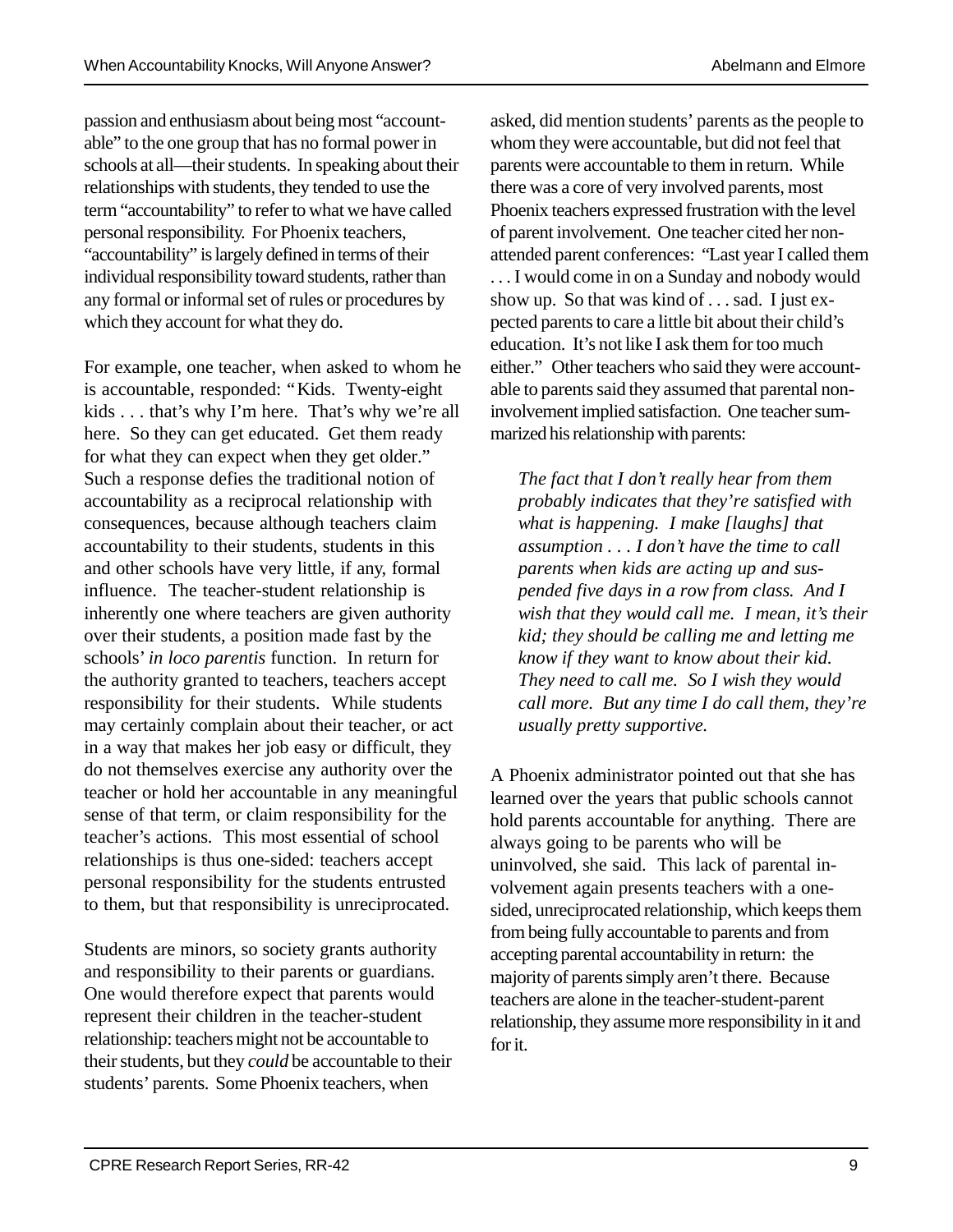passion and enthusiasm about being most "accountable" to the one group that has no formal power in schools at all—their students. In speaking about their relationships with students, they tended to use the term "accountability" to refer to what we have called personal responsibility. For Phoenix teachers, "accountability" is largely defined in terms of their individual responsibility toward students, rather than any formal or informal set of rules or procedures by which they account for what they do.

For example, one teacher, when asked to whom he is accountable, responded: "Kids. Twenty-eight kids . . . that's why I'm here. That's why we're all here. So they can get educated. Get them ready for what they can expect when they get older." Such a response defies the traditional notion of accountability as a reciprocal relationship with consequences, because although teachers claim accountability to their students, students in this and other schools have very little, if any, formal influence. The teacher-student relationship is inherently one where teachers are given authority over their students, a position made fast by the schools' *in loco parentis* function. In return for the authority granted to teachers, teachers accept responsibility for their students. While students may certainly complain about their teacher, or act in a way that makes her job easy or difficult, they do not themselves exercise any authority over the teacher or hold her accountable in any meaningful sense of that term, or claim responsibility for the teacher's actions. This most essential of school relationships is thus one-sided: teachers accept personal responsibility for the students entrusted to them, but that responsibility is unreciprocated.

Students are minors, so society grants authority and responsibility to their parents or guardians. One would therefore expect that parents would represent their children in the teacher-student relationship: teachers might not be accountable to their students, but they *could* be accountable to their students' parents. Some Phoenix teachers, when asked, did mention students' parents as the people to whom they were accountable, but did not feel that parents were accountable to them in return. While there was a core of very involved parents, most Phoenix teachers expressed frustration with the level of parent involvement. One teacher cited her non-attended parent conferences: "Last year I called them . . . I would come in on a Sunday and nobody would show up. So that was kind of . . . sad. I just expected parents to care a little bit about their child's education. It's not like I ask them for too much either." Other teachers who said they were accountable to parents said they assumed that parental non-involvement implied satisfaction. One teacher summarized his relationship with parents:

> *The fact that I don't really hear from them probably indicates that they're satisfied with what is happening. I make [laughs] that assumption . . . I don't have the time to call parents when kids are acting up and suspended five days in a row from class. And I wish that they would call me. I mean, it's their kid; they should be calling me and letting me know if they want to know about their kid. They need to call me. So I wish they would call more. But any time I do call them, they're usually pretty supportive.*

A Phoenix administrator pointed out that she has learned over the years that public schools cannot hold parents accountable for anything. There are always going to be parents who will be uninvolved, she said. This lack of parental involvement again presents teachers with a one-sided, unreciprocated relationship, which keeps them from being fully accountable to parents and from accepting parental accountability in return: the majority of parents simply aren't there. Because teachers are alone in the teacher-student-parent relationship, they assume more responsibility in it and for it.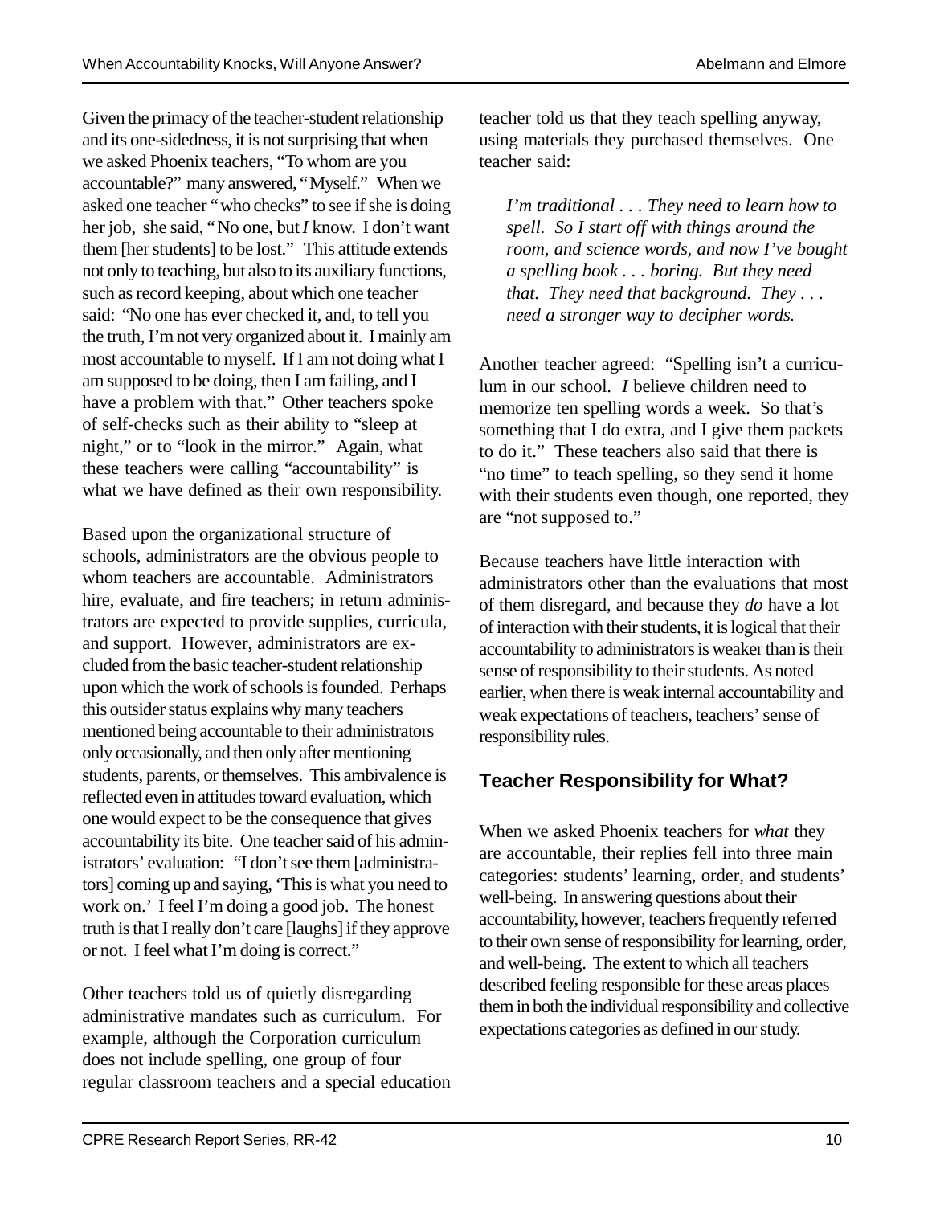Given the primacy of the teacher-student relationship and its one-sidedness, it is not surprising that when we asked Phoenix teachers, "To whom are you accountable?" many answered, "Myself." When we asked one teacher "who checks" to see if she is doing her job, she said, "No one, but *I* know. I don't want them [her students] to be lost." This attitude extends not only to teaching, but also to its auxiliary functions, such as record keeping, about which one teacher said: "No one has ever checked it, and, to tell you the truth, I'm not very organized about it. I mainly am most accountable to myself. If I am not doing what I am supposed to be doing, then I am failing, and I have a problem with that." Other teachers spoke of self-checks such as their ability to "sleep at night," or to "look in the mirror." Again, what these teachers were calling "accountability" is what we have defined as their own responsibility.

Based upon the organizational structure of schools, administrators are the obvious people to whom teachers are accountable. Administrators hire, evaluate, and fire teachers; in return administrators are expected to provide supplies, curricula, and support. However, administrators are excluded from the basic teacher-student relationship upon which the work of schools is founded. Perhaps this outsider status explains why many teachers mentioned being accountable to their administrators only occasionally, and then only after mentioning students, parents, or themselves. This ambivalence is reflected even in attitudes toward evaluation, which one would expect to be the consequence that gives accountability its bite. One teacher said of his administrators' evaluation: "I don't see them [administrators] coming up and saying, 'This is what you need to work on.' I feel I'm doing a good job. The honest truth is that I really don't care [laughs] if they approve or not. I feel what I'm doing is correct."

Other teachers told us of quietly disregarding administrative mandates such as curriculum. For example, although the Corporation curriculum does not include spelling, one group of four regular classroom teachers and a special education teacher told us that they teach spelling anyway, using materials they purchased themselves. One teacher said:

> *I'm traditional . . . They need to learn how to spell. So I start off with things around the room, and science words, and now I've bought a spelling book . . . boring. But they need that. They need that background. They . . . need a stronger way to decipher words.*

Another teacher agreed: "Spelling isn't a curriculum in our school. *I* believe children need to memorize ten spelling words a week. So that's something that I do extra, and I give them packets to do it." These teachers also said that there is "no time" to teach spelling, so they send it home with their students even though, one reported, they are "not supposed to."

Because teachers have little interaction with administrators other than the evaluations that most of them disregard, and because they *do* have a lot of interaction with their students, it is logical that their accountability to administrators is weaker than is their sense of responsibility to their students. As noted earlier, when there is weak internal accountability and weak expectations of teachers, teachers' sense of responsibility rules.

## Teacher Responsibility for What?

When we asked Phoenix teachers for *what* they are accountable, their replies fell into three main categories: students' learning, order, and students' well-being. In answering questions about their accountability, however, teachers frequently referred to their own sense of responsibility for learning, order, and well-being. The extent to which all teachers described feeling responsible for these areas places them in both the individual responsibility and collective expectations categories as defined in our study.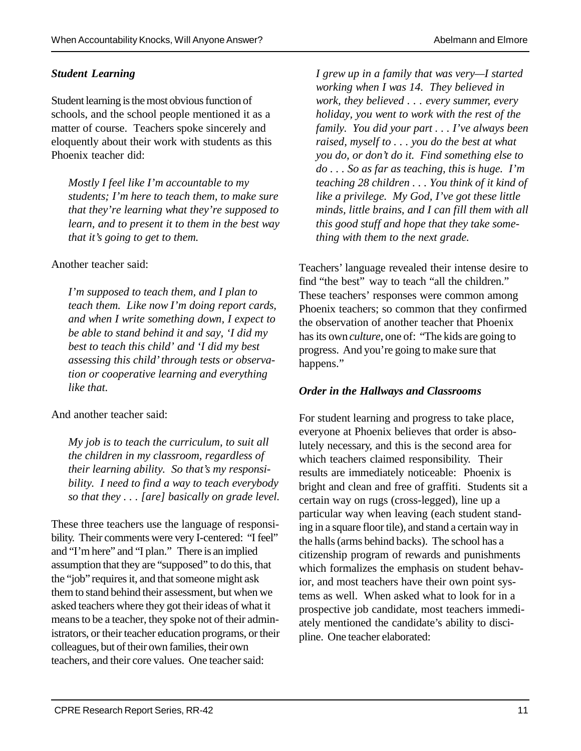### *Student Learning*

Student learning is the most obvious function of schools, and the school people mentioned it as a matter of course. Teachers spoke sincerely and eloquently about their work with students as this Phoenix teacher did:

> *Mostly I feel like I'm accountable to my students; I'm here to teach them, to make sure that they're learning what they're supposed to learn, and to present it to them in the best way that it's going to get to them.*

Another teacher said:

> *I'm supposed to teach them, and I plan to teach them. Like now I'm doing report cards, and when I write something down, I expect to be able to stand behind it and say, 'I did my best to teach this child' and 'I did my best assessing this child' through tests or observation or cooperative learning and everything like that.*

And another teacher said:

> *My job is to teach the curriculum, to suit all the children in my classroom, regardless of their learning ability. So that's my responsibility. I need to find a way to teach everybody so that they . . . [are] basically on grade level.*

These three teachers use the language of responsibility. Their comments were very I-centered: "I feel" and "I'm here" and "I plan." There is an implied assumption that they are "supposed" to do this, that the "job" requires it, and that someone might ask them to stand behind their assessment, but when we asked teachers where they got their ideas of what it means to be a teacher, they spoke not of their administrators, or their teacher education programs, or their colleagues, but of their own families, their own teachers, and their core values. One teacher said:

> *I grew up in a family that was very—I started working when I was 14. They believed in work, they believed . . . every summer, every holiday, you went to work with the rest of the family. You did your part . . . I've always been raised, myself to . . . you do the best at what you do, or don't do it. Find something else to do . . . So as far as teaching, this is huge. I'm teaching 28 children . . . You think of it kind of like a privilege. My God, I've got these little minds, little brains, and I can fill them with all this good stuff and hope that they take something with them to the next grade.*

Teachers' language revealed their intense desire to find "the best" way to teach "all the children." These teachers' responses were common among Phoenix teachers; so common that they confirmed the observation of another teacher that Phoenix has its own *culture*, one of: "The kids are going to progress. And you're going to make sure that happens."

### *Order in the Hallways and Classrooms*

For student learning and progress to take place, everyone at Phoenix believes that order is absolutely necessary, and this is the second area for which teachers claimed responsibility. Their results are immediately noticeable: Phoenix is bright and clean and free of graffiti. Students sit a certain way on rugs (cross-legged), line up a particular way when leaving (each student standing in a square floor tile), and stand a certain way in the halls (arms behind backs). The school has a citizenship program of rewards and punishments which formalizes the emphasis on student behavior, and most teachers have their own point systems as well. When asked what to look for in a prospective job candidate, most teachers immediately mentioned the candidate's ability to discipline. One teacher elaborated: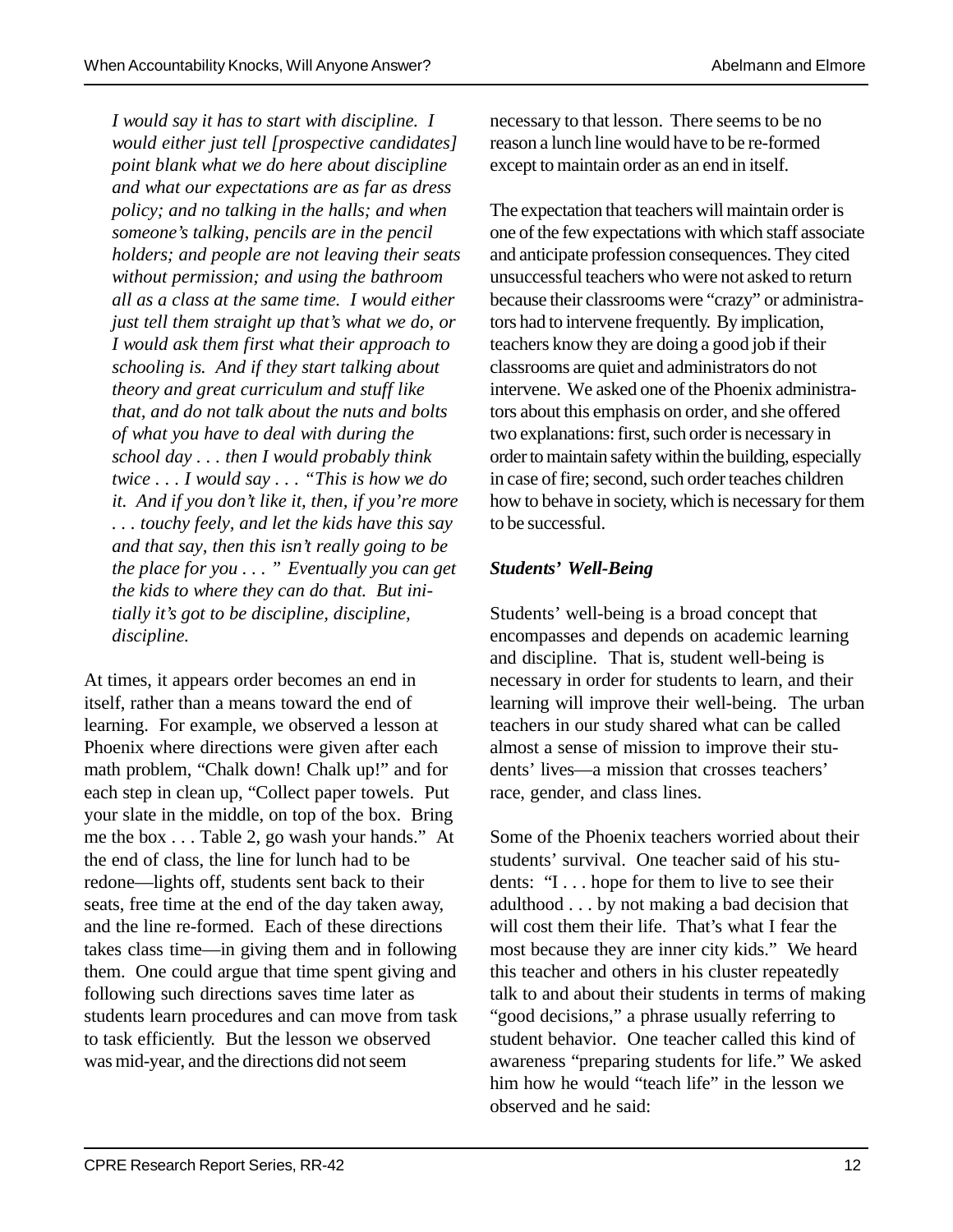*I would say it has to start with discipline. I would either just tell [prospective candidates] point blank what we do here about discipline and what our expectations are as far as dress policy; and no talking in the halls; and when someone's talking, pencils are in the pencil holders; and people are not leaving their seats without permission; and using the bathroom all as a class at the same time. I would either just tell them straight up that's what we do, or I would ask them first what their approach to schooling is. And if they start talking about theory and great curriculum and stuff like that, and do not talk about the nuts and bolts of what you have to deal with during the school day . . . then I would probably think twice . . . I would say . . . "This is how we do it. And if you don't like it, then, if you're more . . . touchy feely, and let the kids have this say and that say, then this isn't really going to be the place for you . . . " Eventually you can get the kids to where they can do that. But initially it's got to be discipline, discipline, discipline.*

At times, it appears order becomes an end in itself, rather than a means toward the end of learning. For example, we observed a lesson at Phoenix where directions were given after each math problem, "Chalk down! Chalk up!" and for each step in clean up, "Collect paper towels. Put your slate in the middle, on top of the box. Bring me the box . . . Table 2, go wash your hands." At the end of class, the line for lunch had to be redone—lights off, students sent back to their seats, free time at the end of the day taken away, and the line re-formed. Each of these directions takes class time—in giving them and in following them. One could argue that time spent giving and following such directions saves time later as students learn procedures and can move from task to task efficiently. But the lesson we observed was mid-year, and the directions did not seem necessary to that lesson. There seems to be no reason a lunch line would have to be re-formed except to maintain order as an end in itself.

The expectation that teachers will maintain order is one of the few expectations with which staff associate and anticipate profession consequences. They cited unsuccessful teachers who were not asked to return because their classrooms were "crazy" or administrators had to intervene frequently. By implication, teachers know they are doing a good job if their classrooms are quiet and administrators do not intervene. We asked one of the Phoenix administrators about this emphasis on order, and she offered two explanations: first, such order is necessary in order to maintain safety within the building, especially in case of fire; second, such order teaches children how to behave in society, which is necessary for them to be successful.

### *Students' Well-Being*

Students' well-being is a broad concept that encompasses and depends on academic learning and discipline. That is, student well-being is necessary in order for students to learn, and their learning will improve their well-being. The urban teachers in our study shared what can be called almost a sense of mission to improve their students' lives—a mission that crosses teachers' race, gender, and class lines.

Some of the Phoenix teachers worried about their students' survival. One teacher said of his students: "I . . . hope for them to live to see their adulthood . . . by not making a bad decision that will cost them their life. That's what I fear the most because they are inner city kids." We heard this teacher and others in his cluster repeatedly talk to and about their students in terms of making "good decisions," a phrase usually referring to student behavior. One teacher called this kind of awareness "preparing students for life." We asked him how he would "teach life" in the lesson we observed and he said: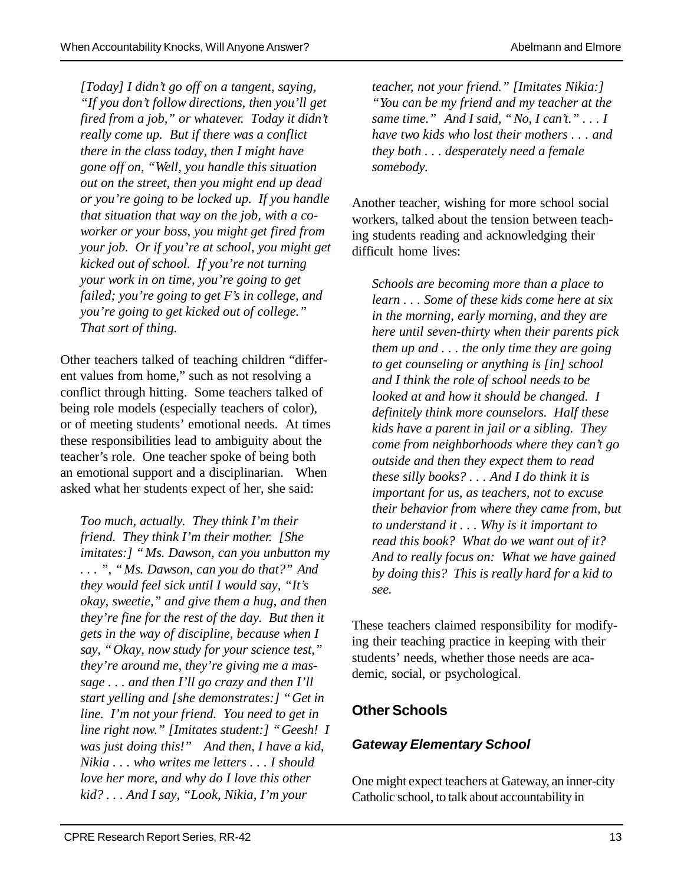*[Today] I didn't go off on a tangent, saying, "If you don't follow directions, then you'll get fired from a job," or whatever. Today it didn't really come up. But if there was a conflict there in the class today, then I might have gone off on, "Well, you handle this situation out on the street, then you might end up dead or you're going to be locked up. If you handle that situation that way on the job, with a co-worker or your boss, you might get fired from your job. Or if you're at school, you might get kicked out of school. If you're not turning your work in on time, you're going to get failed; you're going to get F's in college, and you're going to get kicked out of college." That sort of thing.*

Other teachers talked of teaching children "different values from home," such as not resolving a conflict through hitting. Some teachers talked of being role models (especially teachers of color), or of meeting students' emotional needs. At times these responsibilities lead to ambiguity about the teacher's role. One teacher spoke of being both an emotional support and a disciplinarian. When asked what her students expect of her, she said:

*Too much, actually. They think I'm their friend. They think I'm their mother. [She imitates:] "Ms. Dawson, can you unbutton my . . . ", "Ms. Dawson, can you do that?" And they would feel sick until I would say, "It's okay, sweetie," and give them a hug, and then they're fine for the rest of the day. But then it gets in the way of discipline, because when I say, "Okay, now study for your science test," they're around me, they're giving me a massage . . . and then I'll go crazy and then I'll start yelling and [she demonstrates:] "Get in line. I'm not your friend. You need to get in line right now." [Imitates student:] "Geesh! I was just doing this!" And then, I have a kid, Nikia . . . who writes me letters . . . I should love her more, and why do I love this other kid? . . . And I say, "Look, Nikia, I'm your teacher, not your friend." [Imitates Nikia:] "You can be my friend and my teacher at the same time." And I said, "No, I can't." . . . I have two kids who lost their mothers . . . and they both . . . desperately need a female somebody.*

Another teacher, wishing for more school social workers, talked about the tension between teaching students reading and acknowledging their difficult home lives:

*Schools are becoming more than a place to learn . . . Some of these kids come here at six in the morning, early morning, and they are here until seven-thirty when their parents pick them up and . . . the only time they are going to get counseling or anything is [in] school and I think the role of school needs to be looked at and how it should be changed. I definitely think more counselors. Half these kids have a parent in jail or a sibling. They come from neighborhoods where they can't go outside and then they expect them to read these silly books? . . . And I do think it is important for us, as teachers, not to excuse their behavior from where they came from, but to understand it . . . Why is it important to read this book? What do we want out of it? And to really focus on: What we have gained by doing this? This is really hard for a kid to see.*

These teachers claimed responsibility for modifying their teaching practice in keeping with their students' needs, whether those needs are academic, social, or psychological.

## Other Schools

### Gateway Elementary School

One might expect teachers at Gateway, an inner-city Catholic school, to talk about accountability in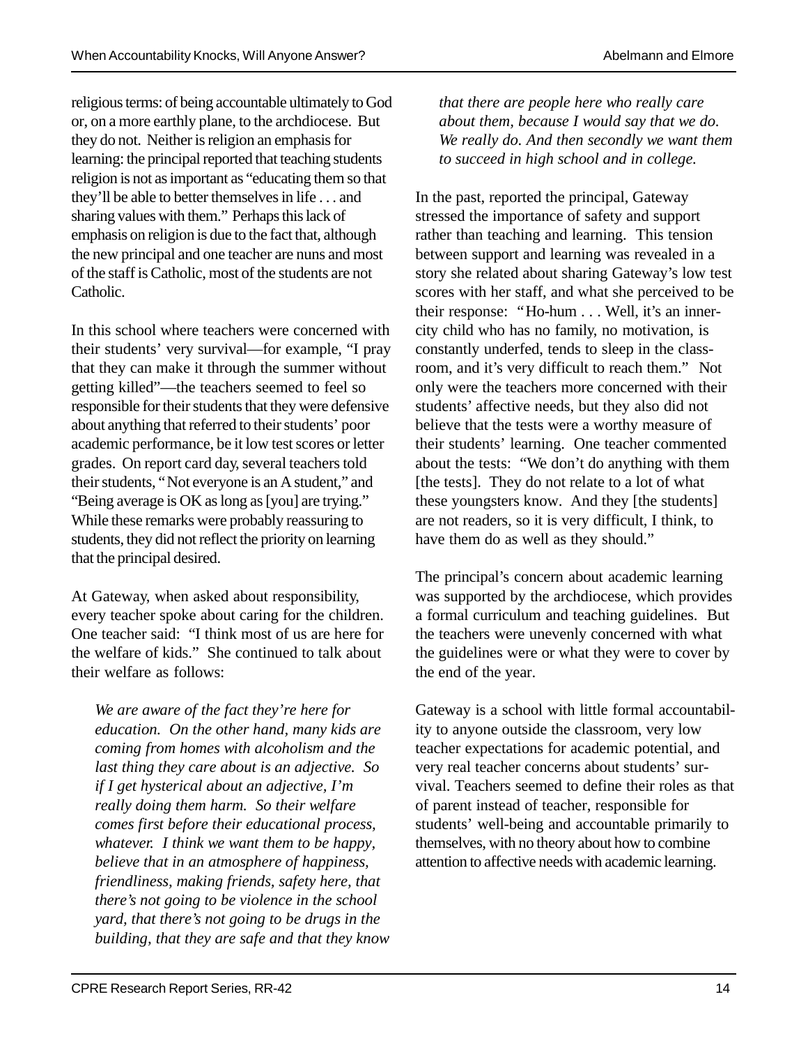religious terms: of being accountable ultimately to God or, on a more earthly plane, to the archdiocese. But they do not. Neither is religion an emphasis for learning: the principal reported that teaching students religion is not as important as "educating them so that they'll be able to better themselves in life . . . and sharing values with them." Perhaps this lack of emphasis on religion is due to the fact that, although the new principal and one teacher are nuns and most of the staff is Catholic, most of the students are not Catholic.

In this school where teachers were concerned with their students' very survival—for example, "I pray that they can make it through the summer without getting killed"—the teachers seemed to feel so responsible for their students that they were defensive about anything that referred to their students' poor academic performance, be it low test scores or letter grades. On report card day, several teachers told their students, "Not everyone is an A student," and "Being average is OK as long as [you] are trying." While these remarks were probably reassuring to students, they did not reflect the priority on learning that the principal desired.

At Gateway, when asked about responsibility, every teacher spoke about caring for the children. One teacher said: "I think most of us are here for the welfare of kids." She continued to talk about their welfare as follows:

> *We are aware of the fact they're here for education. On the other hand, many kids are coming from homes with alcoholism and the last thing they care about is an adjective. So if I get hysterical about an adjective, I'm really doing them harm. So their welfare comes first before their educational process, whatever. I think we want them to be happy, believe that in an atmosphere of happiness, friendliness, making friends, safety here, that there's not going to be violence in the school yard, that there's not going to be drugs in the building, that they are safe and that they know that there are people here who really care about them, because I would say that we do. We really do. And then secondly we want them to succeed in high school and in college.*

In the past, reported the principal, Gateway stressed the importance of safety and support rather than teaching and learning. This tension between support and learning was revealed in a story she related about sharing Gateway's low test scores with her staff, and what she perceived to be their response: "Ho-hum . . . Well, it's an inner-city child who has no family, no motivation, is constantly underfed, tends to sleep in the classroom, and it's very difficult to reach them." Not only were the teachers more concerned with their students' affective needs, but they also did not believe that the tests were a worthy measure of their students' learning. One teacher commented about the tests: "We don't do anything with them [the tests]. They do not relate to a lot of what these youngsters know. And they [the students] are not readers, so it is very difficult, I think, to have them do as well as they should."

The principal's concern about academic learning was supported by the archdiocese, which provides a formal curriculum and teaching guidelines. But the teachers were unevenly concerned with what the guidelines were or what they were to cover by the end of the year.

Gateway is a school with little formal accountability to anyone outside the classroom, very low teacher expectations for academic potential, and very real teacher concerns about students' survival. Teachers seemed to define their roles as that of parent instead of teacher, responsible for students' well-being and accountable primarily to themselves, with no theory about how to combine attention to affective needs with academic learning.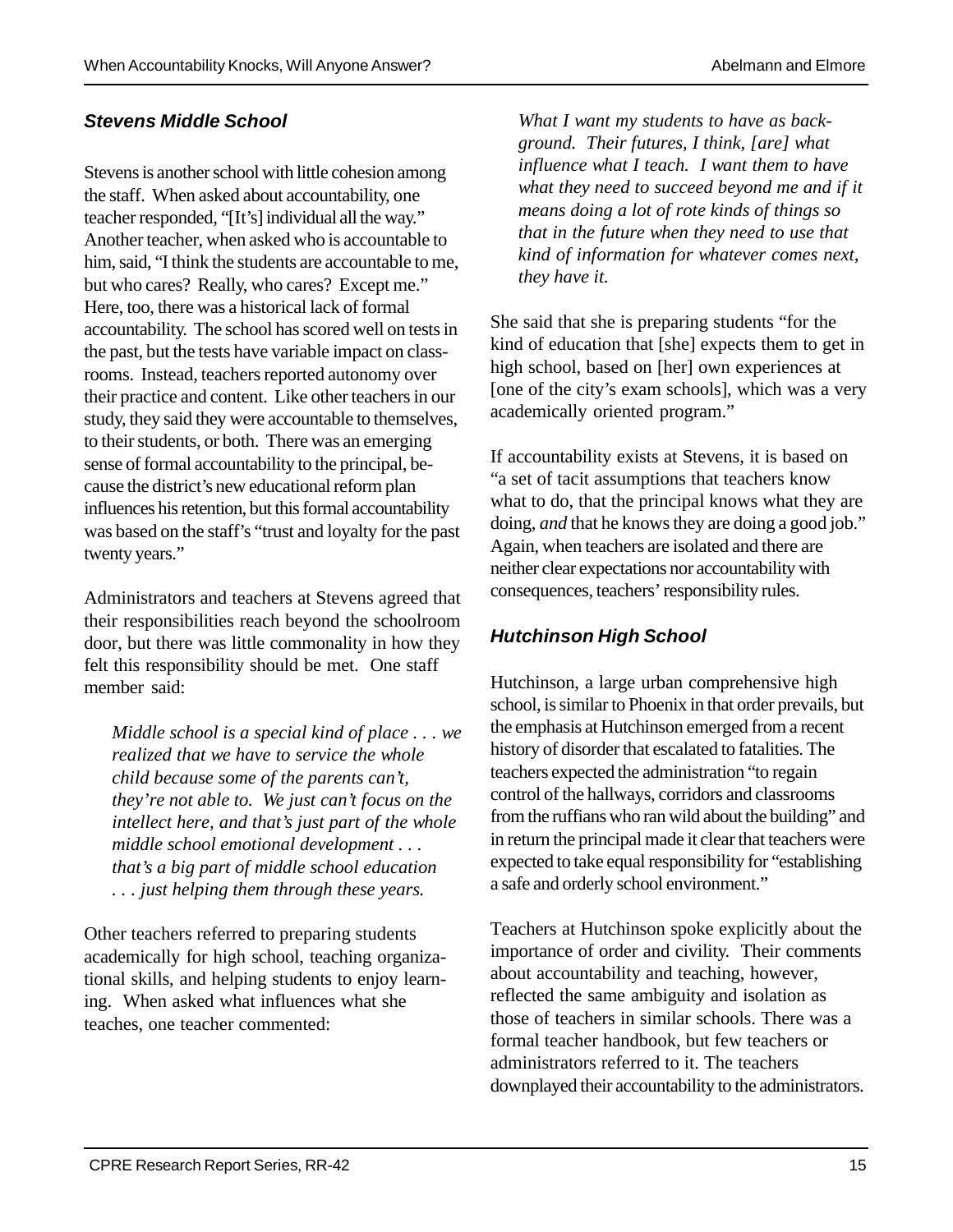### *Stevens Middle School*

Stevens is another school with little cohesion among the staff. When asked about accountability, one teacher responded, "[It's] individual all the way." Another teacher, when asked who is accountable to him, said, "I think the students are accountable to me, but who cares? Really, who cares? Except me." Here, too, there was a historical lack of formal accountability. The school has scored well on tests in the past, but the tests have variable impact on classrooms. Instead, teachers reported autonomy over their practice and content. Like other teachers in our study, they said they were accountable to themselves, to their students, or both. There was an emerging sense of formal accountability to the principal, because the district's new educational reform plan influences his retention, but this formal accountability was based on the staff's "trust and loyalty for the past twenty years."

Administrators and teachers at Stevens agreed that their responsibilities reach beyond the schoolroom door, but there was little commonality in how they felt this responsibility should be met. One staff member said:

> *Middle school is a special kind of place . . . we realized that we have to service the whole child because some of the parents can't, they're not able to. We just can't focus on the intellect here, and that's just part of the whole middle school emotional development . . . that's a big part of middle school education . . . just helping them through these years.*

Other teachers referred to preparing students academically for high school, teaching organizational skills, and helping students to enjoy learning. When asked what influences what she teaches, one teacher commented:

> *What I want my students to have as background. Their futures, I think, [are] what influence what I teach. I want them to have what they need to succeed beyond me and if it means doing a lot of rote kinds of things so that in the future when they need to use that kind of information for whatever comes next, they have it.*

She said that she is preparing students "for the kind of education that [she] expects them to get in high school, based on [her] own experiences at [one of the city's exam schools], which was a very academically oriented program."

If accountability exists at Stevens, it is based on "a set of tacit assumptions that teachers know what to do, that the principal knows what they are doing, *and* that he knows they are doing a good job." Again, when teachers are isolated and there are neither clear expectations nor accountability with consequences, teachers' responsibility rules.

### *Hutchinson High School*

Hutchinson, a large urban comprehensive high school, is similar to Phoenix in that order prevails, but the emphasis at Hutchinson emerged from a recent history of disorder that escalated to fatalities. The teachers expected the administration "to regain control of the hallways, corridors and classrooms from the ruffians who ran wild about the building" and in return the principal made it clear that teachers were expected to take equal responsibility for "establishing a safe and orderly school environment."

Teachers at Hutchinson spoke explicitly about the importance of order and civility. Their comments about accountability and teaching, however, reflected the same ambiguity and isolation as those of teachers in similar schools. There was a formal teacher handbook, but few teachers or administrators referred to it. The teachers downplayed their accountability to the administrators.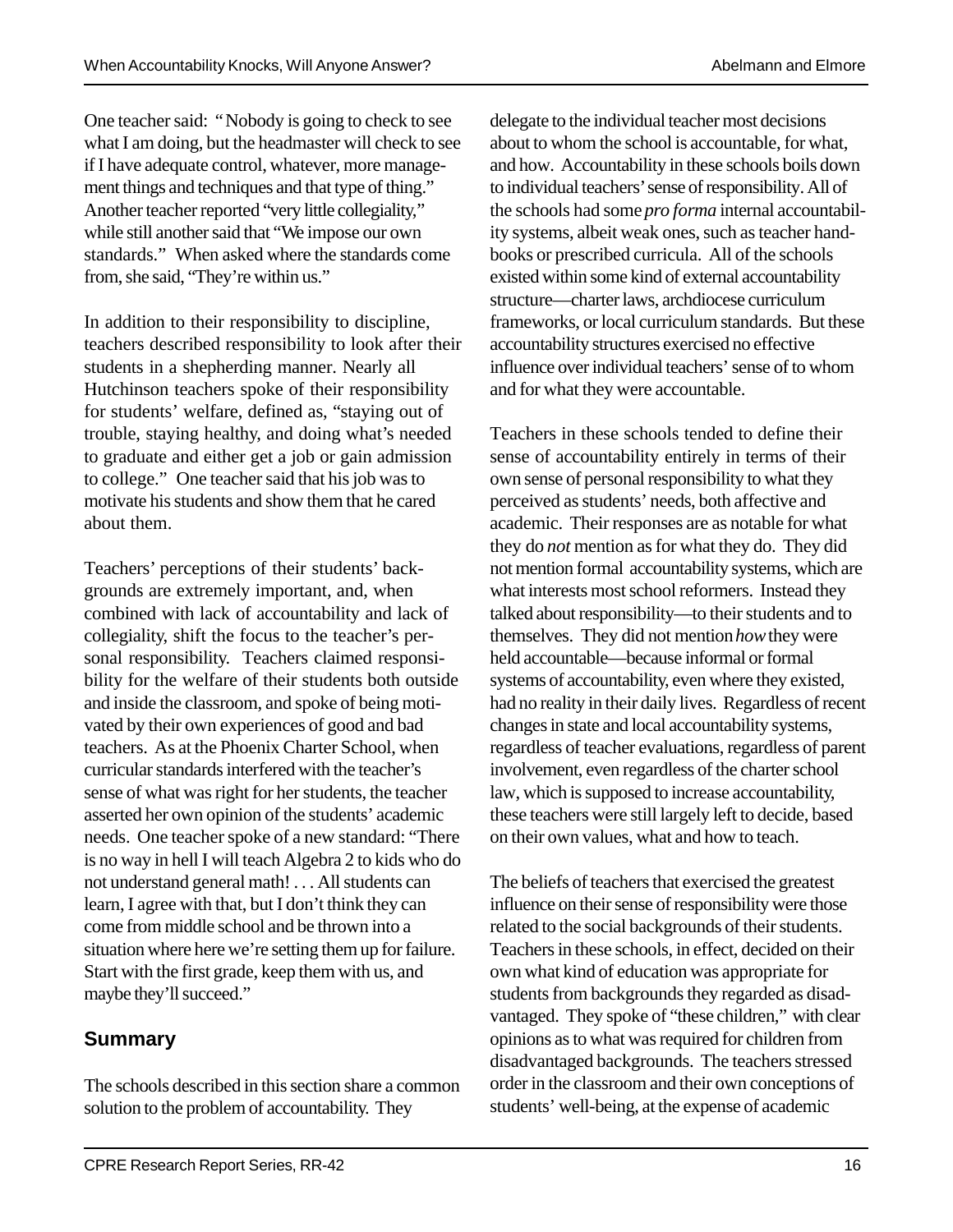One teacher said: " Nobody is going to check to see what I am doing, but the headmaster will check to see if I have adequate control, whatever, more management things and techniques and that type of thing." Another teacher reported "very little collegiality," while still another said that "We impose our own standards." When asked where the standards come from, she said, "They're within us."

In addition to their responsibility to discipline, teachers described responsibility to look after their students in a shepherding manner. Nearly all Hutchinson teachers spoke of their responsibility for students' welfare, defined as, "staying out of trouble, staying healthy, and doing what's needed to graduate and either get a job or gain admission to college." One teacher said that his job was to motivate his students and show them that he cared about them.

Teachers' perceptions of their students' backgrounds are extremely important, and, when combined with lack of accountability and lack of collegiality, shift the focus to the teacher's personal responsibility. Teachers claimed responsibility for the welfare of their students both outside and inside the classroom, and spoke of being motivated by their own experiences of good and bad teachers. As at the Phoenix Charter School, when curricular standards interfered with the teacher's sense of what was right for her students, the teacher asserted her own opinion of the students' academic needs. One teacher spoke of a new standard: "There is no way in hell I will teach Algebra 2 to kids who do not understand general math! . . . All students can learn, I agree with that, but I don't think they can come from middle school and be thrown into a situation where here we're setting them up for failure. Start with the first grade, keep them with us, and maybe they'll succeed."

## Summary

The schools described in this section share a common solution to the problem of accountability. They delegate to the individual teacher most decisions about to whom the school is accountable, for what, and how. Accountability in these schools boils down to individual teachers' sense of responsibility. All of the schools had some *pro forma* internal accountability systems, albeit weak ones, such as teacher handbooks or prescribed curricula. All of the schools existed within some kind of external accountability structure—charter laws, archdiocese curriculum frameworks, or local curriculum standards. But these accountability structures exercised no effective influence over individual teachers' sense of to whom and for what they were accountable.

Teachers in these schools tended to define their sense of accountability entirely in terms of their own sense of personal responsibility to what they perceived as students' needs, both affective and academic. Their responses are as notable for what they do *not* mention as for what they do. They did not mention formal accountability systems, which are what interests most school reformers. Instead they talked about responsibility—to their students and to themselves. They did not mention *how* they were held accountable—because informal or formal systems of accountability, even where they existed, had no reality in their daily lives. Regardless of recent changes in state and local accountability systems, regardless of teacher evaluations, regardless of parent involvement, even regardless of the charter school law, which is supposed to increase accountability, these teachers were still largely left to decide, based on their own values, what and how to teach.

The beliefs of teachers that exercised the greatest influence on their sense of responsibility were those related to the social backgrounds of their students. Teachers in these schools, in effect, decided on their own what kind of education was appropriate for students from backgrounds they regarded as disadvantaged. They spoke of "these children," with clear opinions as to what was required for children from disadvantaged backgrounds. The teachers stressed order in the classroom and their own conceptions of students' well-being, at the expense of academic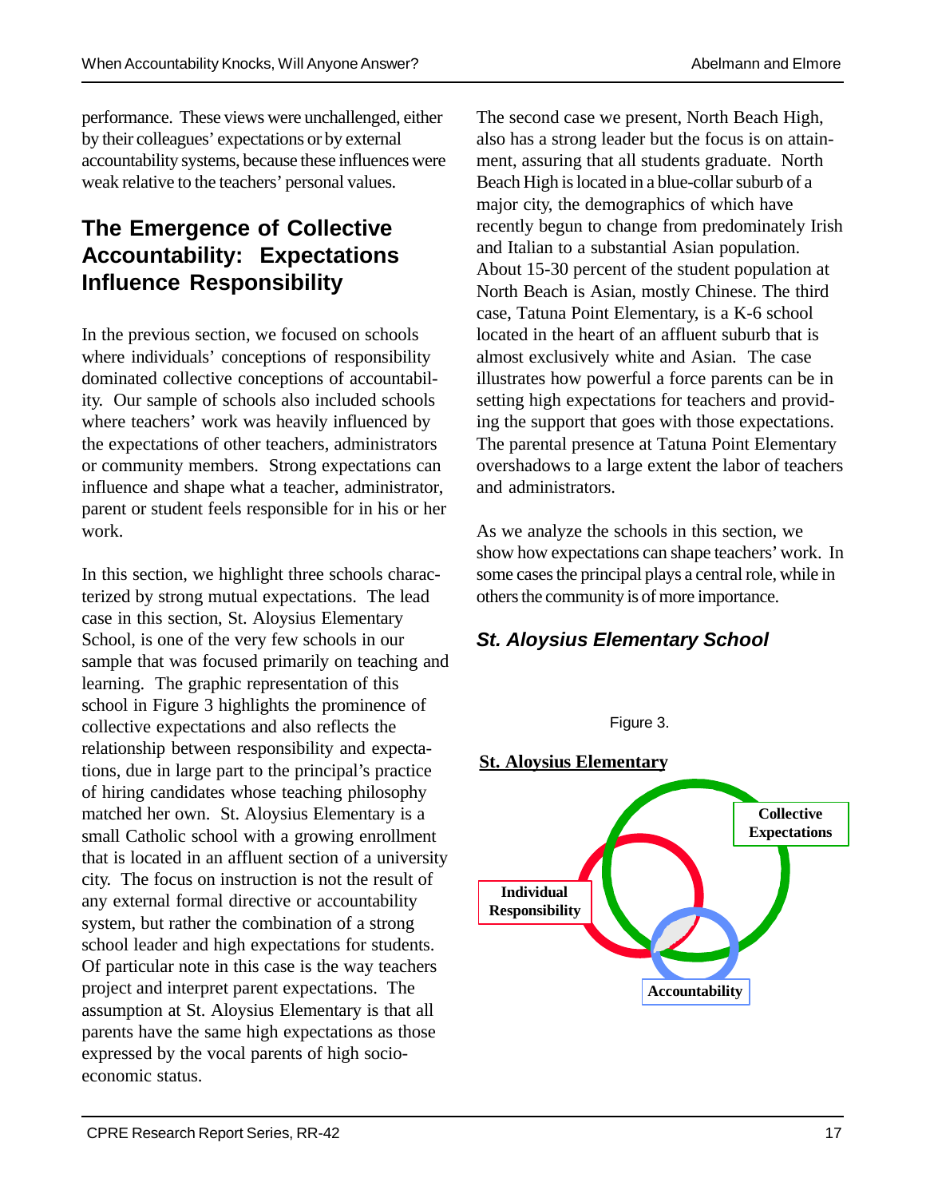performance. These views were unchallenged, either by their colleagues' expectations or by external accountability systems, because these influences were weak relative to the teachers' personal values.

## The Emergence of Collective Accountability: Expectations Influence Responsibility

In the previous section, we focused on schools where individuals' conceptions of responsibility dominated collective conceptions of accountability. Our sample of schools also included schools where teachers' work was heavily influenced by the expectations of other teachers, administrators or community members. Strong expectations can influence and shape what a teacher, administrator, parent or student feels responsible for in his or her work.

In this section, we highlight three schools characterized by strong mutual expectations. The lead case in this section, St. Aloysius Elementary School, is one of the very few schools in our sample that was focused primarily on teaching and learning. The graphic representation of this school in Figure 3 highlights the prominence of collective expectations and also reflects the relationship between responsibility and expectations, due in large part to the principal's practice of hiring candidates whose teaching philosophy matched her own. St. Aloysius Elementary is a small Catholic school with a growing enrollment that is located in an affluent section of a university city. The focus on instruction is not the result of any external formal directive or accountability system, but rather the combination of a strong school leader and high expectations for students. Of particular note in this case is the way teachers project and interpret parent expectations. The assumption at St. Aloysius Elementary is that all parents have the same high expectations as those expressed by the vocal parents of high socio-economic status.

The second case we present, North Beach High, also has a strong leader but the focus is on attainment, assuring that all students graduate. North Beach High is located in a blue-collar suburb of a major city, the demographics of which have recently begun to change from predominately Irish and Italian to a substantial Asian population. About 15-30 percent of the student population at North Beach is Asian, mostly Chinese. The third case, Tatuna Point Elementary, is a K-6 school located in the heart of an affluent suburb that is almost exclusively white and Asian. The case illustrates how powerful a force parents can be in setting high expectations for teachers and providing the support that goes with those expectations. The parental presence at Tatuna Point Elementary overshadows to a large extent the labor of teachers and administrators.

As we analyze the schools in this section, we show how expectations can shape teachers' work. In some cases the principal plays a central role, while in others the community is of more importance.

### *St. Aloysius Elementary School*

Figure 3.

St. Aloysius Elementary

Collective Expectations

Individual Responsibility

Accountability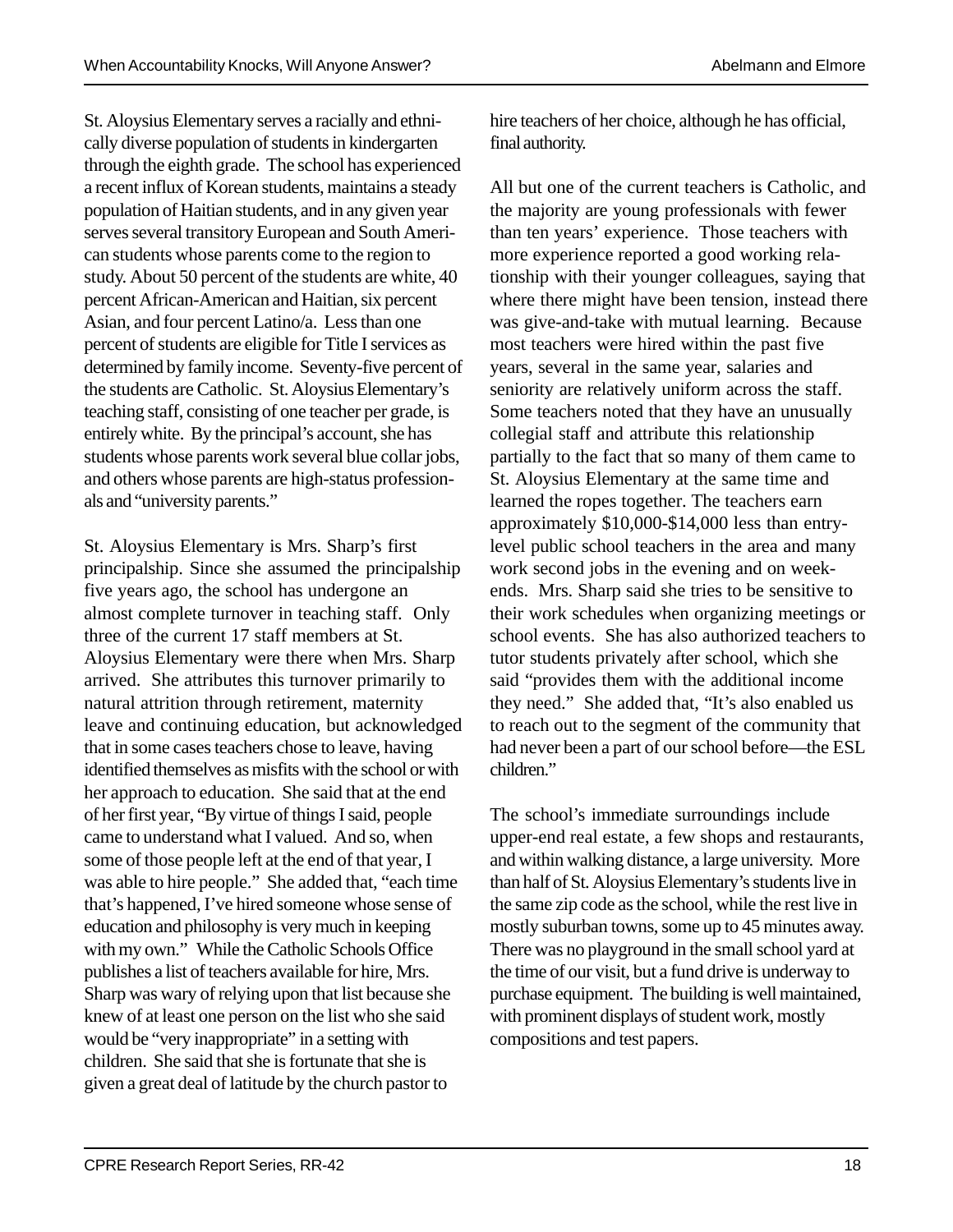St. Aloysius Elementary serves a racially and ethnically diverse population of students in kindergarten through the eighth grade. The school has experienced a recent influx of Korean students, maintains a steady population of Haitian students, and in any given year serves several transitory European and South American students whose parents come to the region to study. About 50 percent of the students are white, 40 percent African-American and Haitian, six percent Asian, and four percent Latino/a. Less than one percent of students are eligible for Title I services as determined by family income. Seventy-five percent of the students are Catholic. St. Aloysius Elementary's teaching staff, consisting of one teacher per grade, is entirely white. By the principal's account, she has students whose parents work several blue collar jobs, and others whose parents are high-status professionals and "university parents."

St. Aloysius Elementary is Mrs. Sharp's first principalship. Since she assumed the principalship five years ago, the school has undergone an almost complete turnover in teaching staff. Only three of the current 17 staff members at St. Aloysius Elementary were there when Mrs. Sharp arrived. She attributes this turnover primarily to natural attrition through retirement, maternity leave and continuing education, but acknowledged that in some cases teachers chose to leave, having identified themselves as misfits with the school or with her approach to education. She said that at the end of her first year, "By virtue of things I said, people came to understand what I valued. And so, when some of those people left at the end of that year, I was able to hire people." She added that, "each time that's happened, I've hired someone whose sense of education and philosophy is very much in keeping with my own." While the Catholic Schools Office publishes a list of teachers available for hire, Mrs. Sharp was wary of relying upon that list because she knew of at least one person on the list who she said would be "very inappropriate" in a setting with children. She said that she is fortunate that she is given a great deal of latitude by the church pastor to hire teachers of her choice, although he has official, final authority.

All but one of the current teachers is Catholic, and the majority are young professionals with fewer than ten years' experience. Those teachers with more experience reported a good working relationship with their younger colleagues, saying that where there might have been tension, instead there was give-and-take with mutual learning. Because most teachers were hired within the past five years, several in the same year, salaries and seniority are relatively uniform across the staff. Some teachers noted that they have an unusually collegial staff and attribute this relationship partially to the fact that so many of them came to St. Aloysius Elementary at the same time and learned the ropes together. The teachers earn approximately $10,000-$14,000 less than entry-level public school teachers in the area and many work second jobs in the evening and on weekends. Mrs. Sharp said she tries to be sensitive to their work schedules when organizing meetings or school events. She has also authorized teachers to tutor students privately after school, which she said "provides them with the additional income they need." She added that, "It's also enabled us to reach out to the segment of the community that had never been a part of our school before—the ESL children."

The school's immediate surroundings include upper-end real estate, a few shops and restaurants, and within walking distance, a large university. More than half of St. Aloysius Elementary's students live in the same zip code as the school, while the rest live in mostly suburban towns, some up to 45 minutes away. There was no playground in the small school yard at the time of our visit, but a fund drive is underway to purchase equipment. The building is well maintained, with prominent displays of student work, mostly compositions and test papers.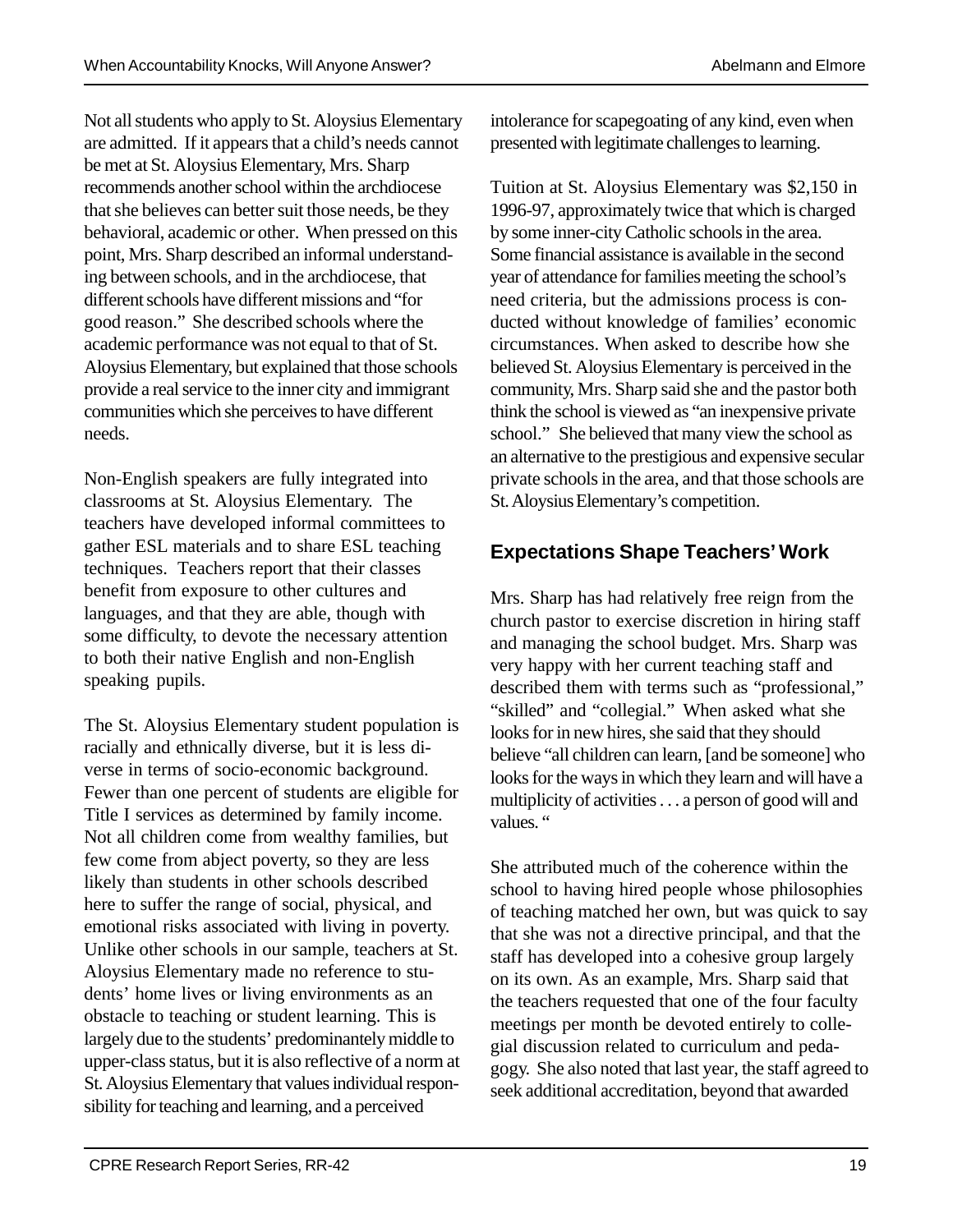Not all students who apply to St. Aloysius Elementary are admitted. If it appears that a child's needs cannot be met at St. Aloysius Elementary, Mrs. Sharp recommends another school within the archdiocese that she believes can better suit those needs, be they behavioral, academic or other. When pressed on this point, Mrs. Sharp described an informal understanding between schools, and in the archdiocese, that different schools have different missions and "for good reason." She described schools where the academic performance was not equal to that of St. Aloysius Elementary, but explained that those schools provide a real service to the inner city and immigrant communities which she perceives to have different needs.

Non-English speakers are fully integrated into classrooms at St. Aloysius Elementary. The teachers have developed informal committees to gather ESL materials and to share ESL teaching techniques. Teachers report that their classes benefit from exposure to other cultures and languages, and that they are able, though with some difficulty, to devote the necessary attention to both their native English and non-English speaking pupils.

The St. Aloysius Elementary student population is racially and ethnically diverse, but it is less diverse in terms of socio-economic background. Fewer than one percent of students are eligible for Title I services as determined by family income. Not all children come from wealthy families, but few come from abject poverty, so they are less likely than students in other schools described here to suffer the range of social, physical, and emotional risks associated with living in poverty. Unlike other schools in our sample, teachers at St. Aloysius Elementary made no reference to students' home lives or living environments as an obstacle to teaching or student learning. This is largely due to the students' predominantely middle to upper-class status, but it is also reflective of a norm at St. Aloysius Elementary that values individual responsibility for teaching and learning, and a perceived intolerance for scapegoating of any kind, even when presented with legitimate challenges to learning.

Tuition at St. Aloysius Elementary was $2,150 in 1996-97, approximately twice that which is charged by some inner-city Catholic schools in the area. Some financial assistance is available in the second year of attendance for families meeting the school's need criteria, but the admissions process is conducted without knowledge of families' economic circumstances. When asked to describe how she believed St. Aloysius Elementary is perceived in the community, Mrs. Sharp said she and the pastor both think the school is viewed as "an inexpensive private school." She believed that many view the school as an alternative to the prestigious and expensive secular private schools in the area, and that those schools are St. Aloysius Elementary's competition.

## Expectations Shape Teachers' Work

Mrs. Sharp has had relatively free reign from the church pastor to exercise discretion in hiring staff and managing the school budget. Mrs. Sharp was very happy with her current teaching staff and described them with terms such as "professional," "skilled" and "collegial." When asked what she looks for in new hires, she said that they should believe "all children can learn, [and be someone] who looks for the ways in which they learn and will have a multiplicity of activities . . . a person of good will and values. "

She attributed much of the coherence within the school to having hired people whose philosophies of teaching matched her own, but was quick to say that she was not a directive principal, and that the staff has developed into a cohesive group largely on its own. As an example, Mrs. Sharp said that the teachers requested that one of the four faculty meetings per month be devoted entirely to collegial discussion related to curriculum and pedagogy. She also noted that last year, the staff agreed to seek additional accreditation, beyond that awarded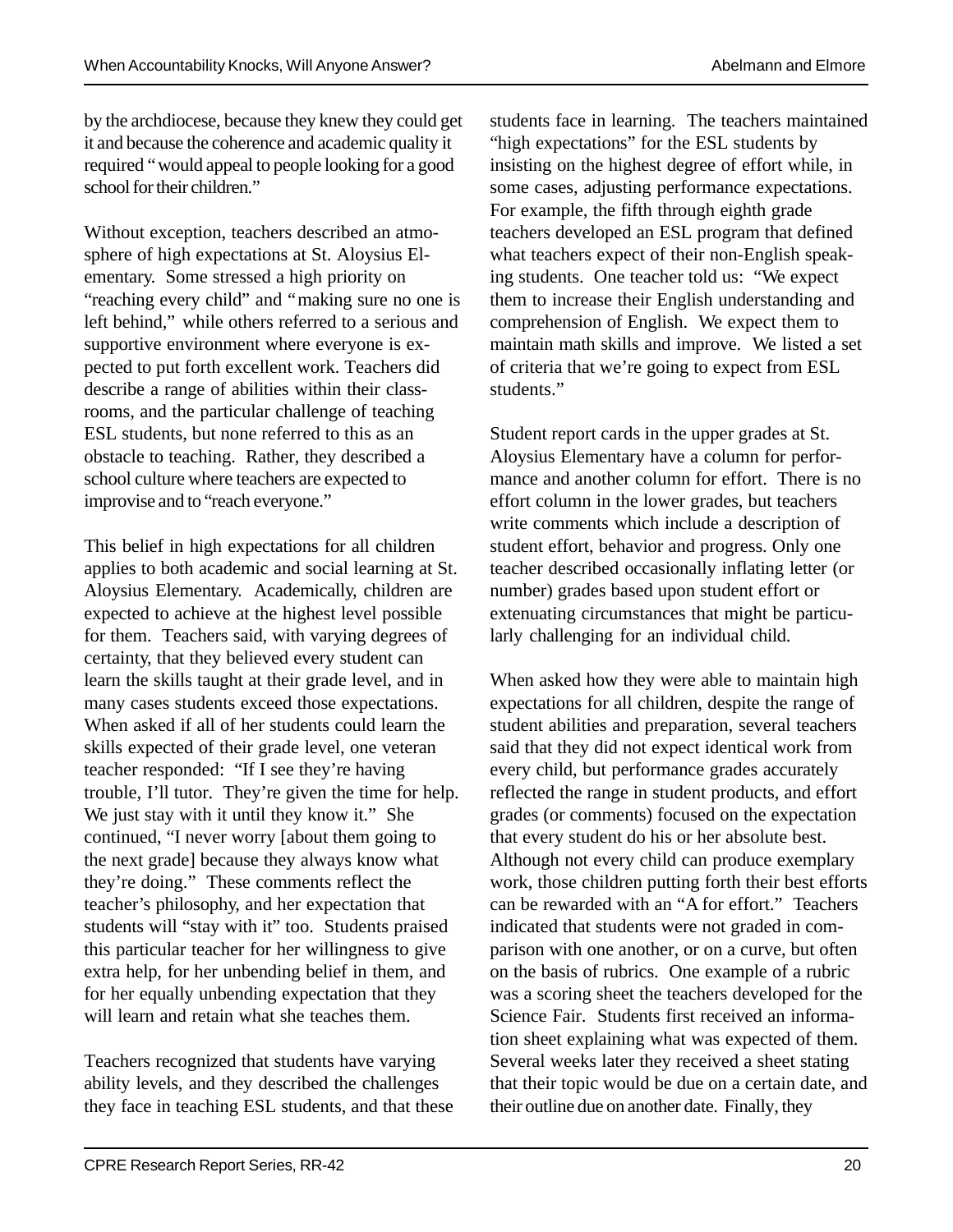by the archdiocese, because they knew they could get it and because the coherence and academic quality it required "would appeal to people looking for a good school for their children."

Without exception, teachers described an atmosphere of high expectations at St. Aloysius Elementary. Some stressed a high priority on "reaching every child" and "making sure no one is left behind," while others referred to a serious and supportive environment where everyone is expected to put forth excellent work. Teachers did describe a range of abilities within their classrooms, and the particular challenge of teaching ESL students, but none referred to this as an obstacle to teaching. Rather, they described a school culture where teachers are expected to improvise and to "reach everyone."

This belief in high expectations for all children applies to both academic and social learning at St. Aloysius Elementary. Academically, children are expected to achieve at the highest level possible for them. Teachers said, with varying degrees of certainty, that they believed every student can learn the skills taught at their grade level, and in many cases students exceed those expectations. When asked if all of her students could learn the skills expected of their grade level, one veteran teacher responded: "If I see they're having trouble, I'll tutor. They're given the time for help. We just stay with it until they know it." She continued, "I never worry [about them going to the next grade] because they always know what they're doing." These comments reflect the teacher's philosophy, and her expectation that students will "stay with it" too. Students praised this particular teacher for her willingness to give extra help, for her unbending belief in them, and for her equally unbending expectation that they will learn and retain what she teaches them.

Teachers recognized that students have varying ability levels, and they described the challenges they face in teaching ESL students, and that these students face in learning. The teachers maintained "high expectations" for the ESL students by insisting on the highest degree of effort while, in some cases, adjusting performance expectations. For example, the fifth through eighth grade teachers developed an ESL program that defined what teachers expect of their non-English speaking students. One teacher told us: "We expect them to increase their English understanding and comprehension of English. We expect them to maintain math skills and improve. We listed a set of criteria that we're going to expect from ESL students."

Student report cards in the upper grades at St. Aloysius Elementary have a column for performance and another column for effort. There is no effort column in the lower grades, but teachers write comments which include a description of student effort, behavior and progress. Only one teacher described occasionally inflating letter (or number) grades based upon student effort or extenuating circumstances that might be particularly challenging for an individual child.

When asked how they were able to maintain high expectations for all children, despite the range of student abilities and preparation, several teachers said that they did not expect identical work from every child, but performance grades accurately reflected the range in student products, and effort grades (or comments) focused on the expectation that every student do his or her absolute best. Although not every child can produce exemplary work, those children putting forth their best efforts can be rewarded with an "A for effort." Teachers indicated that students were not graded in comparison with one another, or on a curve, but often on the basis of rubrics. One example of a rubric was a scoring sheet the teachers developed for the Science Fair. Students first received an information sheet explaining what was expected of them. Several weeks later they received a sheet stating that their topic would be due on a certain date, and their outline due on another date. Finally, they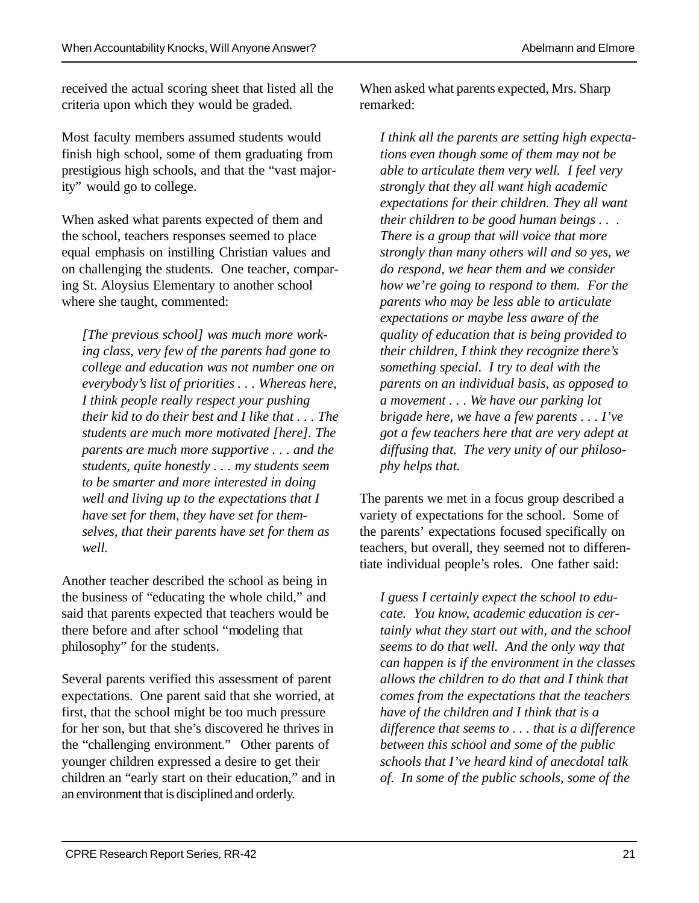received the actual scoring sheet that listed all the criteria upon which they would be graded.

Most faculty members assumed students would finish high school, some of them graduating from prestigious high schools, and that the "vast majority" would go to college.

When asked what parents expected of them and the school, teachers responses seemed to place equal emphasis on instilling Christian values and on challenging the students. One teacher, comparing St. Aloysius Elementary to another school where she taught, commented:

> *[The previous school] was much more working class, very few of the parents had gone to college and education was not number one on everybody's list of priorities . . . Whereas here, I think people really respect your pushing their kid to do their best and I like that . . . The students are much more motivated [here]. The parents are much more supportive . . . and the students, quite honestly . . . my students seem to be smarter and more interested in doing well and living up to the expectations that I have set for them, they have set for themselves, that their parents have set for them as well.*

Another teacher described the school as being in the business of "educating the whole child," and said that parents expected that teachers would be there before and after school "modeling that philosophy" for the students.

Several parents verified this assessment of parent expectations. One parent said that she worried, at first, that the school might be too much pressure for her son, but that she's discovered he thrives in the "challenging environment." Other parents of younger children expressed a desire to get their children an "early start on their education," and in an environment that is disciplined and orderly.

When asked what parents expected, Mrs. Sharp remarked:

> *I think all the parents are setting high expectations even though some of them may not be able to articulate them very well. I feel very strongly that they all want high academic expectations for their children. They all want their children to be good human beings . . . There is a group that will voice that more strongly than many others will and so yes, we do respond, we hear them and we consider how we're going to respond to them. For the parents who may be less able to articulate expectations or maybe less aware of the quality of education that is being provided to their children, I think they recognize there's something special. I try to deal with the parents on an individual basis, as opposed to a movement . . . We have our parking lot brigade here, we have a few parents . . . I've got a few teachers here that are very adept at diffusing that. The very unity of our philosophy helps that.*

The parents we met in a focus group described a variety of expectations for the school. Some of the parents' expectations focused specifically on teachers, but overall, they seemed not to differentiate individual people's roles. One father said:

> *I guess I certainly expect the school to educate. You know, academic education is certainly what they start out with, and the school seems to do that well. And the only way that can happen is if the environment in the classes allows the children to do that and I think that comes from the expectations that the teachers have of the children and I think that is a difference that seems to . . . that is a difference between this school and some of the public schools that I've heard kind of anecdotal talk of. In some of the public schools, some of the*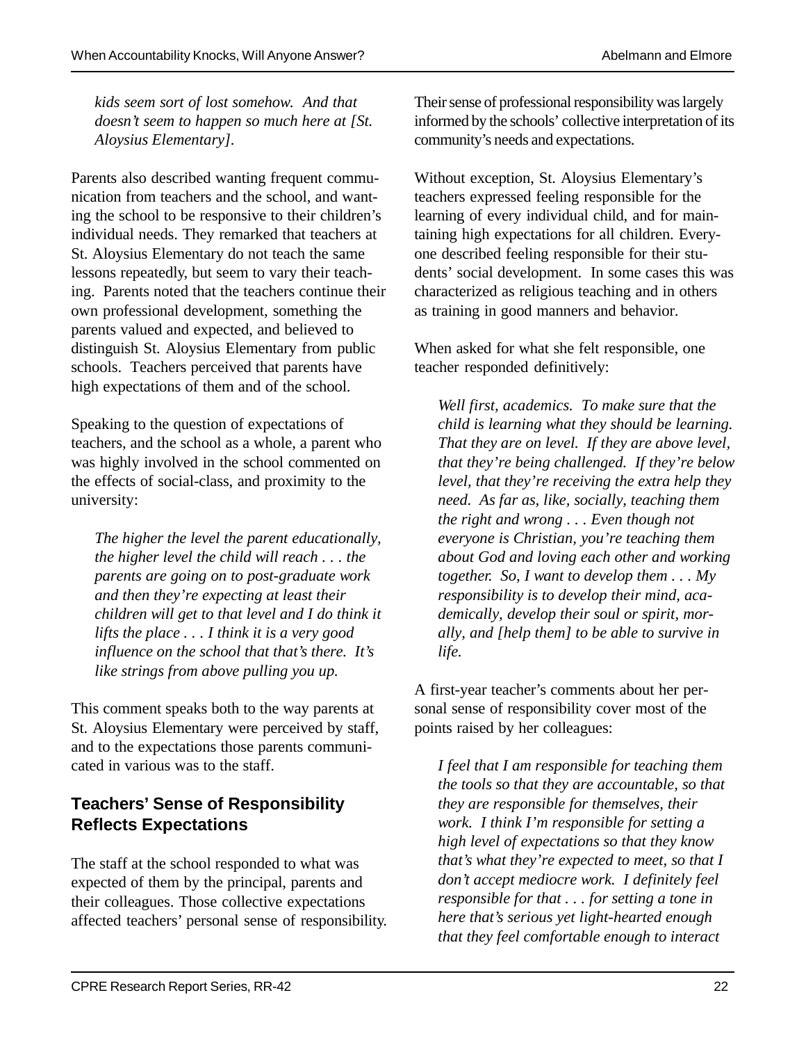*kids seem sort of lost somehow. And that doesn't seem to happen so much here at [St. Aloysius Elementary].*

Parents also described wanting frequent communication from teachers and the school, and wanting the school to be responsive to their children's individual needs. They remarked that teachers at St. Aloysius Elementary do not teach the same lessons repeatedly, but seem to vary their teaching. Parents noted that the teachers continue their own professional development, something the parents valued and expected, and believed to distinguish St. Aloysius Elementary from public schools. Teachers perceived that parents have high expectations of them and of the school.

Speaking to the question of expectations of teachers, and the school as a whole, a parent who was highly involved in the school commented on the effects of social-class, and proximity to the university:

*The higher the level the parent educationally, the higher level the child will reach . . . the parents are going on to post-graduate work and then they're expecting at least their children will get to that level and I do think it lifts the place . . . I think it is a very good influence on the school that that's there. It's like strings from above pulling you up.*

This comment speaks both to the way parents at St. Aloysius Elementary were perceived by staff, and to the expectations those parents communicated in various was to the staff.

## Teachers' Sense of Responsibility Reflects Expectations

The staff at the school responded to what was expected of them by the principal, parents and their colleagues. Those collective expectations affected teachers' personal sense of responsibility. Their sense of professional responsibility was largely informed by the schools' collective interpretation of its community's needs and expectations.

Without exception, St. Aloysius Elementary's teachers expressed feeling responsible for the learning of every individual child, and for maintaining high expectations for all children. Everyone described feeling responsible for their students' social development. In some cases this was characterized as religious teaching and in others as training in good manners and behavior.

When asked for what she felt responsible, one teacher responded definitively:

*Well first, academics. To make sure that the child is learning what they should be learning. That they are on level. If they are above level, that they're being challenged. If they're below level, that they're receiving the extra help they need. As far as, like, socially, teaching them the right and wrong . . . Even though not everyone is Christian, you're teaching them about God and loving each other and working together. So, I want to develop them . . . My responsibility is to develop their mind, academically, develop their soul or spirit, morally, and [help them] to be able to survive in life.*

A first-year teacher's comments about her personal sense of responsibility cover most of the points raised by her colleagues:

*I feel that I am responsible for teaching them the tools so that they are accountable, so that they are responsible for themselves, their work. I think I'm responsible for setting a high level of expectations so that they know that's what they're expected to meet, so that I don't accept mediocre work. I definitely feel responsible for that . . . for setting a tone in here that's serious yet light-hearted enough that they feel comfortable enough to interact*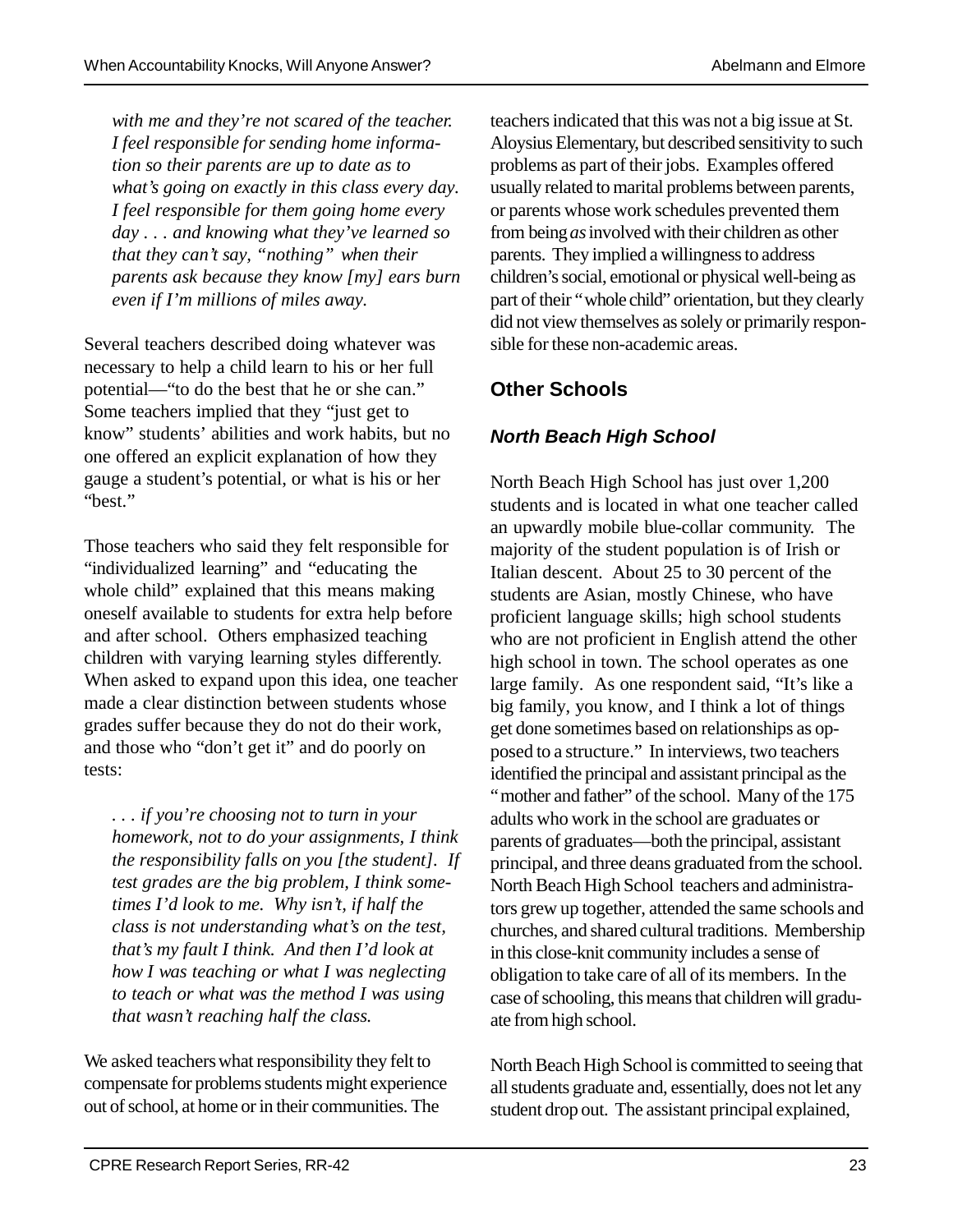*with me and they're not scared of the teacher. I feel responsible for sending home information so their parents are up to date as to what's going on exactly in this class every day. I feel responsible for them going home every day . . . and knowing what they've learned so that they can't say, "nothing" when their parents ask because they know [my] ears burn even if I'm millions of miles away.*

Several teachers described doing whatever was necessary to help a child learn to his or her full potential—"to do the best that he or she can." Some teachers implied that they "just get to know" students' abilities and work habits, but no one offered an explicit explanation of how they gauge a student's potential, or what is his or her "best."

Those teachers who said they felt responsible for "individualized learning" and "educating the whole child" explained that this means making oneself available to students for extra help before and after school. Others emphasized teaching children with varying learning styles differently. When asked to expand upon this idea, one teacher made a clear distinction between students whose grades suffer because they do not do their work, and those who "don't get it" and do poorly on tests:

*. . . if you're choosing not to turn in your homework, not to do your assignments, I think the responsibility falls on you [the student]. If test grades are the big problem, I think sometimes I'd look to me. Why isn't, if half the class is not understanding what's on the test, that's my fault I think. And then I'd look at how I was teaching or what I was neglecting to teach or what was the method I was using that wasn't reaching half the class.*

We asked teachers what responsibility they felt to compensate for problems students might experience out of school, at home or in their communities. The teachers indicated that this was not a big issue at St. Aloysius Elementary, but described sensitivity to such problems as part of their jobs. Examples offered usually related to marital problems between parents, or parents whose work schedules prevented them from being *as* involved with their children as other parents. They implied a willingness to address children's social, emotional or physical well-being as part of their "whole child" orientation, but they clearly did not view themselves as solely or primarily responsible for these non-academic areas.

## Other Schools

### *North Beach High School*

North Beach High School has just over 1,200 students and is located in what one teacher called an upwardly mobile blue-collar community. The majority of the student population is of Irish or Italian descent. About 25 to 30 percent of the students are Asian, mostly Chinese, who have proficient language skills; high school students who are not proficient in English attend the other high school in town. The school operates as one large family. As one respondent said, "It's like a big family, you know, and I think a lot of things get done sometimes based on relationships as opposed to a structure." In interviews, two teachers identified the principal and assistant principal as the "mother and father" of the school. Many of the 175 adults who work in the school are graduates or parents of graduates—both the principal, assistant principal, and three deans graduated from the school. North Beach High School teachers and administrators grew up together, attended the same schools and churches, and shared cultural traditions. Membership in this close-knit community includes a sense of obligation to take care of all of its members. In the case of schooling, this means that children will graduate from high school.

North Beach High School is committed to seeing that all students graduate and, essentially, does not let any student drop out. The assistant principal explained,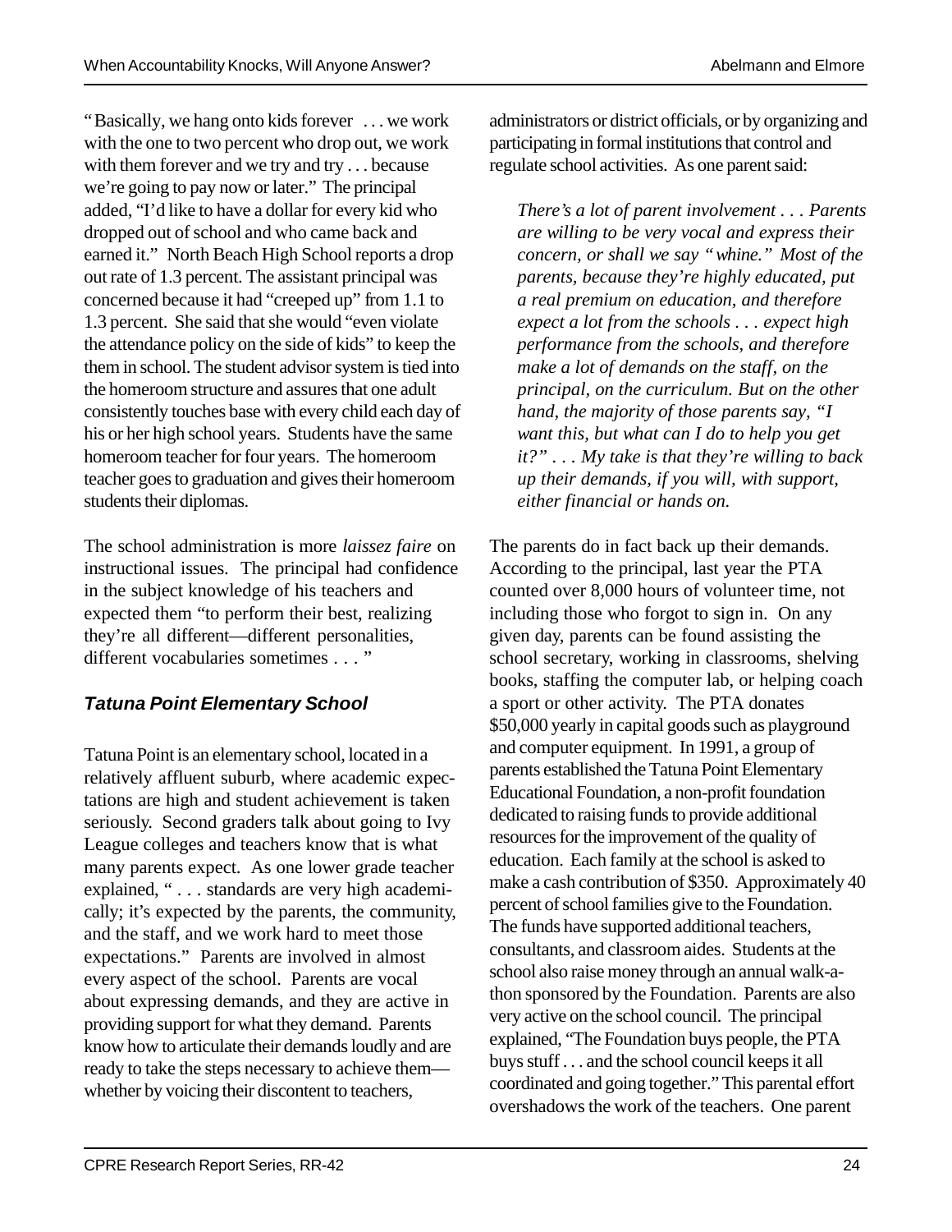"Basically, we hang onto kids forever . . . we work with the one to two percent who drop out, we work with them forever and we try and try . . . because we're going to pay now or later." The principal added, "I'd like to have a dollar for every kid who dropped out of school and who came back and earned it." North Beach High School reports a drop out rate of 1.3 percent. The assistant principal was concerned because it had "creeped up" from 1.1 to 1.3 percent. She said that she would "even violate the attendance policy on the side of kids" to keep the them in school. The student advisor system is tied into the homeroom structure and assures that one adult consistently touches base with every child each day of his or her high school years. Students have the same homeroom teacher for four years. The homeroom teacher goes to graduation and gives their homeroom students their diplomas.

The school administration is more *laissez faire* on instructional issues. The principal had confidence in the subject knowledge of his teachers and expected them "to perform their best, realizing they're all different—different personalities, different vocabularies sometimes . . . "

### *Tatuna Point Elementary School*

Tatuna Point is an elementary school, located in a relatively affluent suburb, where academic expectations are high and student achievement is taken seriously. Second graders talk about going to Ivy League colleges and teachers know that is what many parents expect. As one lower grade teacher explained, " . . . standards are very high academically; it's expected by the parents, the community, and the staff, and we work hard to meet those expectations." Parents are involved in almost every aspect of the school. Parents are vocal about expressing demands, and they are active in providing support for what they demand. Parents know how to articulate their demands loudly and are ready to take the steps necessary to achieve them—whether by voicing their discontent to teachers, administrators or district officials, or by organizing and participating in formal institutions that control and regulate school activities. As one parent said:

> *There's a lot of parent involvement . . . Parents are willing to be very vocal and express their concern, or shall we say "whine." Most of the parents, because they're highly educated, put a real premium on education, and therefore expect a lot from the schools . . . expect high performance from the schools, and therefore make a lot of demands on the staff, on the principal, on the curriculum. But on the other hand, the majority of those parents say, "I want this, but what can I do to help you get it?" . . . My take is that they're willing to back up their demands, if you will, with support, either financial or hands on.*

The parents do in fact back up their demands. According to the principal, last year the PTA counted over 8,000 hours of volunteer time, not including those who forgot to sign in. On any given day, parents can be found assisting the school secretary, working in classrooms, shelving books, staffing the computer lab, or helping coach a sport or other activity. The PTA donates $50,000 yearly in capital goods such as playground and computer equipment. In 1991, a group of parents established the Tatuna Point Elementary Educational Foundation, a non-profit foundation dedicated to raising funds to provide additional resources for the improvement of the quality of education. Each family at the school is asked to make a cash contribution of $350. Approximately 40 percent of school families give to the Foundation. The funds have supported additional teachers, consultants, and classroom aides. Students at the school also raise money through an annual walk-a-thon sponsored by the Foundation. Parents are also very active on the school council. The principal explained, "The Foundation buys people, the PTA buys stuff . . . and the school council keeps it all coordinated and going together." This parental effort overshadows the work of the teachers. One parent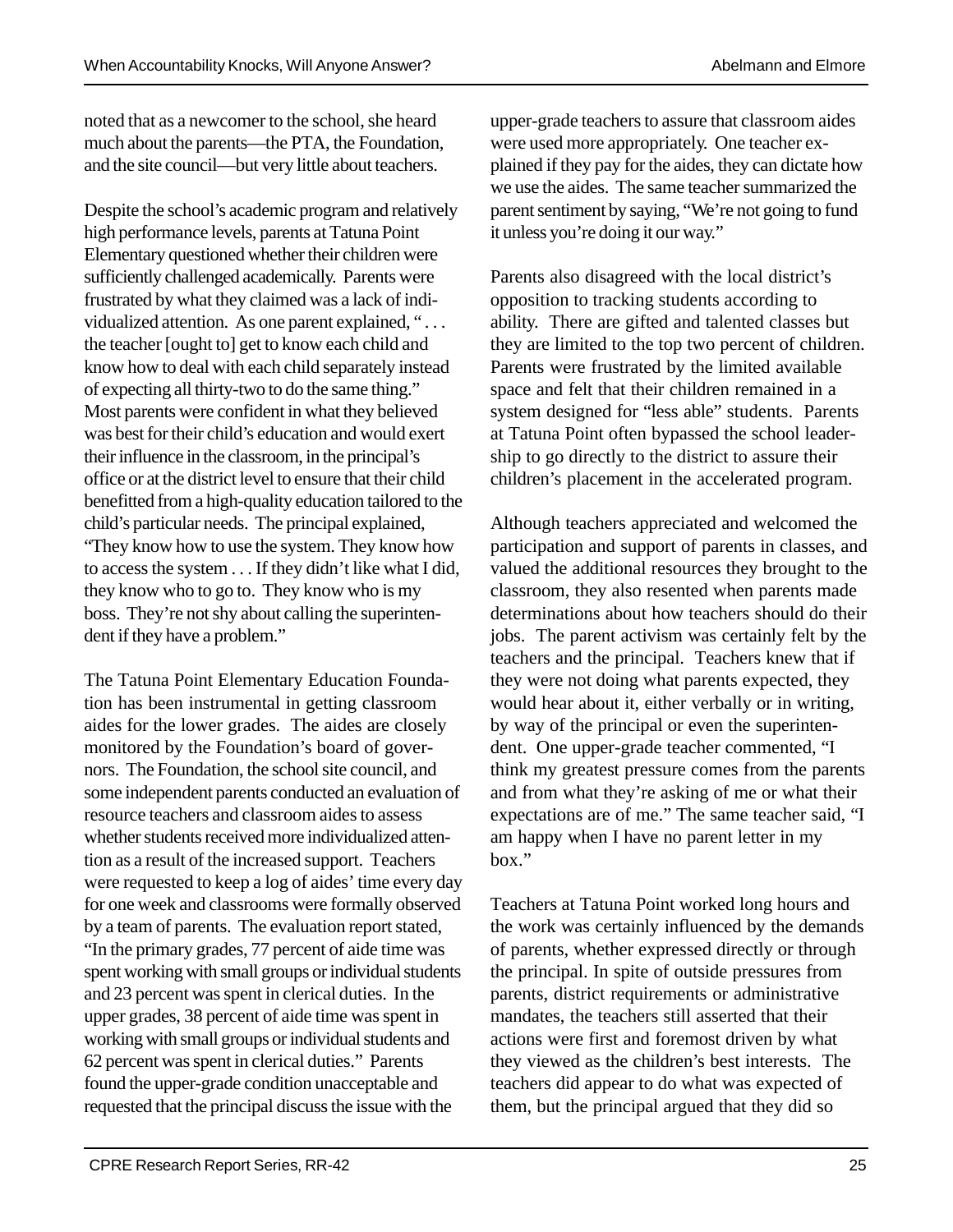noted that as a newcomer to the school, she heard much about the parents—the PTA, the Foundation, and the site council—but very little about teachers.

Despite the school's academic program and relatively high performance levels, parents at Tatuna Point Elementary questioned whether their children were sufficiently challenged academically. Parents were frustrated by what they claimed was a lack of individualized attention. As one parent explained, " . . . the teacher [ought to] get to know each child and know how to deal with each child separately instead of expecting all thirty-two to do the same thing." Most parents were confident in what they believed was best for their child's education and would exert their influence in the classroom, in the principal's office or at the district level to ensure that their child benefitted from a high-quality education tailored to the child's particular needs. The principal explained, "They know how to use the system. They know how to access the system . . . If they didn't like what I did, they know who to go to. They know who is my boss. They're not shy about calling the superintendent if they have a problem."

The Tatuna Point Elementary Education Foundation has been instrumental in getting classroom aides for the lower grades. The aides are closely monitored by the Foundation's board of governors. The Foundation, the school site council, and some independent parents conducted an evaluation of resource teachers and classroom aides to assess whether students received more individualized attention as a result of the increased support. Teachers were requested to keep a log of aides' time every day for one week and classrooms were formally observed by a team of parents. The evaluation report stated, "In the primary grades, 77 percent of aide time was spent working with small groups or individual students and 23 percent was spent in clerical duties. In the upper grades, 38 percent of aide time was spent in working with small groups or individual students and 62 percent was spent in clerical duties." Parents found the upper-grade condition unacceptable and requested that the principal discuss the issue with the upper-grade teachers to assure that classroom aides were used more appropriately. One teacher explained if they pay for the aides, they can dictate how we use the aides. The same teacher summarized the parent sentiment by saying, "We're not going to fund it unless you're doing it our way."

Parents also disagreed with the local district's opposition to tracking students according to ability. There are gifted and talented classes but they are limited to the top two percent of children. Parents were frustrated by the limited available space and felt that their children remained in a system designed for "less able" students. Parents at Tatuna Point often bypassed the school leadership to go directly to the district to assure their children's placement in the accelerated program.

Although teachers appreciated and welcomed the participation and support of parents in classes, and valued the additional resources they brought to the classroom, they also resented when parents made determinations about how teachers should do their jobs. The parent activism was certainly felt by the teachers and the principal. Teachers knew that if they were not doing what parents expected, they would hear about it, either verbally or in writing, by way of the principal or even the superintendent. One upper-grade teacher commented, "I think my greatest pressure comes from the parents and from what they're asking of me or what their expectations are of me." The same teacher said, "I am happy when I have no parent letter in my box."

Teachers at Tatuna Point worked long hours and the work was certainly influenced by the demands of parents, whether expressed directly or through the principal. In spite of outside pressures from parents, district requirements or administrative mandates, the teachers still asserted that their actions were first and foremost driven by what they viewed as the children's best interests. The teachers did appear to do what was expected of them, but the principal argued that they did so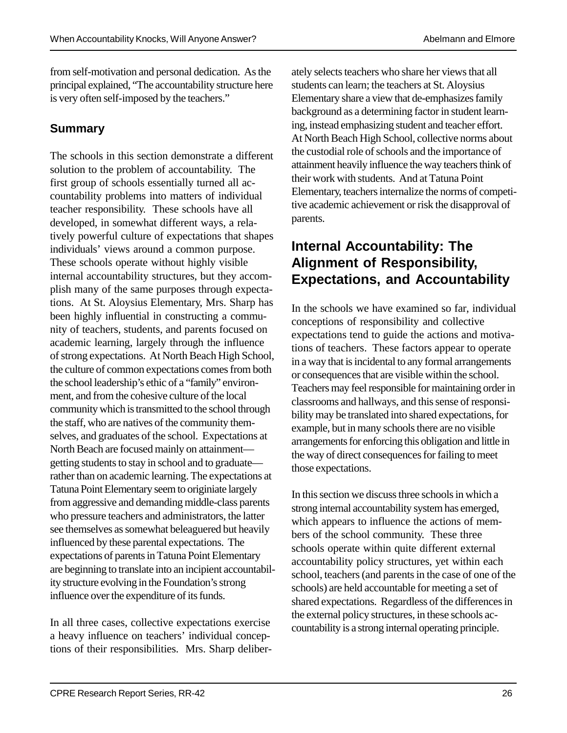from self-motivation and personal dedication. As the principal explained, "The accountability structure here is very often self-imposed by the teachers."

### Summary

The schools in this section demonstrate a different solution to the problem of accountability. The first group of schools essentially turned all accountability problems into matters of individual teacher responsibility. These schools have all developed, in somewhat different ways, a relatively powerful culture of expectations that shapes individuals' views around a common purpose. These schools operate without highly visible internal accountability structures, but they accomplish many of the same purposes through expectations. At St. Aloysius Elementary, Mrs. Sharp has been highly influential in constructing a community of teachers, students, and parents focused on academic learning, largely through the influence of strong expectations. At North Beach High School, the culture of common expectations comes from both the school leadership's ethic of a "family" environment, and from the cohesive culture of the local community which is transmitted to the school through the staff, who are natives of the community themselves, and graduates of the school. Expectations at North Beach are focused mainly on attainment—getting students to stay in school and to graduate—rather than on academic learning. The expectations at Tatuna Point Elementary seem to originiate largely from aggressive and demanding middle-class parents who pressure teachers and administrators, the latter see themselves as somewhat beleaguered but heavily influenced by these parental expectations. The expectations of parents in Tatuna Point Elementary are beginning to translate into an incipient accountability structure evolving in the Foundation's strong influence over the expenditure of its funds.

In all three cases, collective expectations exercise a heavy influence on teachers' individual conceptions of their responsibilities. Mrs. Sharp deliberately selects teachers who share her views that all students can learn; the teachers at St. Aloysius Elementary share a view that de-emphasizes family background as a determining factor in student learning, instead emphasizing student and teacher effort. At North Beach High School, collective norms about the custodial role of schools and the importance of attainment heavily influence the way teachers think of their work with students. And at Tatuna Point Elementary, teachers internalize the norms of competitive academic achievement or risk the disapproval of parents.

## Internal Accountability: The Alignment of Responsibility, Expectations, and Accountability

In the schools we have examined so far, individual conceptions of responsibility and collective expectations tend to guide the actions and motivations of teachers. These factors appear to operate in a way that is incidental to any formal arrangements or consequences that are visible within the school. Teachers may feel responsible for maintaining order in classrooms and hallways, and this sense of responsibility may be translated into shared expectations, for example, but in many schools there are no visible arrangements for enforcing this obligation and little in the way of direct consequences for failing to meet those expectations.

In this section we discuss three schools in which a strong internal accountability system has emerged, which appears to influence the actions of members of the school community. These three schools operate within quite different external accountability policy structures, yet within each school, teachers (and parents in the case of one of the schools) are held accountable for meeting a set of shared expectations. Regardless of the differences in the external policy structures, in these schools accountability is a strong internal operating principle.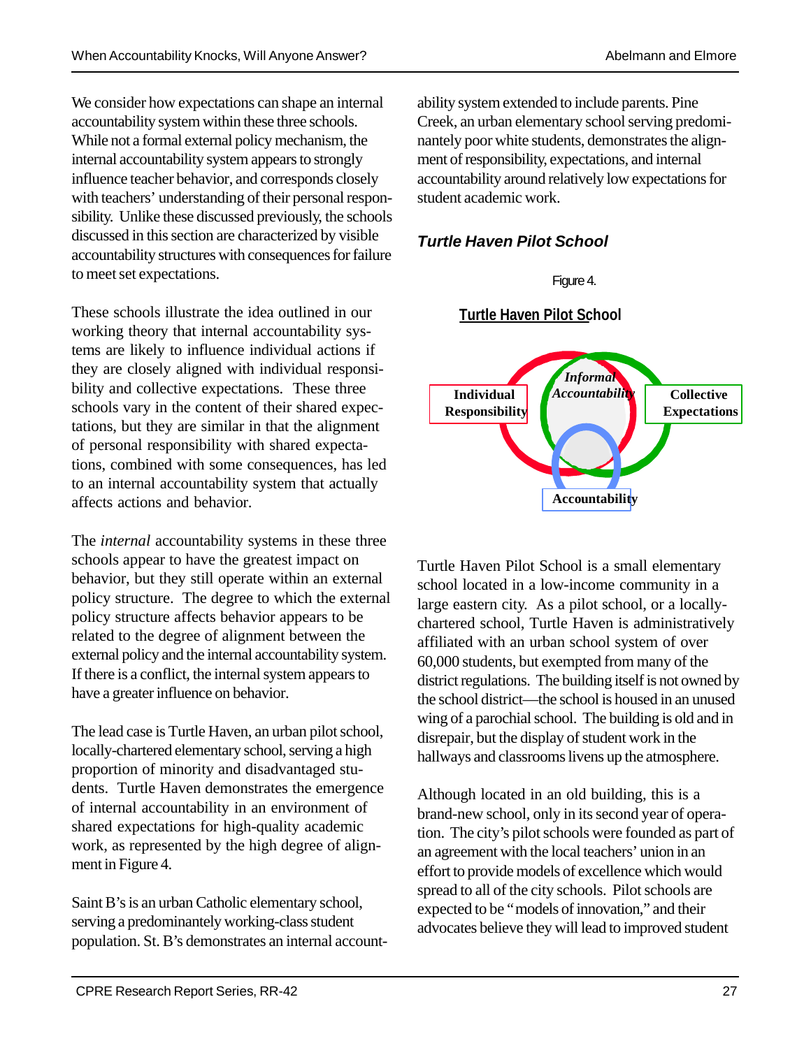We consider how expectations can shape an internal accountability system within these three schools. While not a formal external policy mechanism, the internal accountability system appears to strongly influence teacher behavior, and corresponds closely with teachers' understanding of their personal responsibility. Unlike these discussed previously, the schools discussed in this section are characterized by visible accountability structures with consequences for failure to meet set expectations.

These schools illustrate the idea outlined in our working theory that internal accountability systems are likely to influence individual actions if they are closely aligned with individual responsibility and collective expectations. These three schools vary in the content of their shared expectations, but they are similar in that the alignment of personal responsibility with shared expectations, combined with some consequences, has led to an internal accountability system that actually affects actions and behavior.

The *internal* accountability systems in these three schools appear to have the greatest impact on behavior, but they still operate within an external policy structure. The degree to which the external policy structure affects behavior appears to be related to the degree of alignment between the external policy and the internal accountability system. If there is a conflict, the internal system appears to have a greater influence on behavior.

The lead case is Turtle Haven, an urban pilot school, locally-chartered elementary school, serving a high proportion of minority and disadvantaged students. Turtle Haven demonstrates the emergence of internal accountability in an environment of shared expectations for high-quality academic work, as represented by the high degree of alignment in Figure 4.

Saint B's is an urban Catholic elementary school, serving a predominantely working-class student population. St. B's demonstrates an internal accountability system extended to include parents. Pine Creek, an urban elementary school serving predominantely poor white students, demonstrates the alignment of responsibility, expectations, and internal accountability around relatively low expectations for student academic work.

### *Turtle Haven Pilot School*

Figure 4.

Turtle Haven Pilot School

Individual Responsibility

Informal Accountability

Collective Expectations

Accountability

Turtle Haven Pilot School is a small elementary school located in a low-income community in a large eastern city. As a pilot school, or a locally-chartered school, Turtle Haven is administratively affiliated with an urban school system of over 60,000 students, but exempted from many of the district regulations. The building itself is not owned by the school district—the school is housed in an unused wing of a parochial school. The building is old and in disrepair, but the display of student work in the hallways and classrooms livens up the atmosphere.

Although located in an old building, this is a brand-new school, only in its second year of operation. The city's pilot schools were founded as part of an agreement with the local teachers' union in an effort to provide models of excellence which would spread to all of the city schools. Pilot schools are expected to be "models of innovation," and their advocates believe they will lead to improved student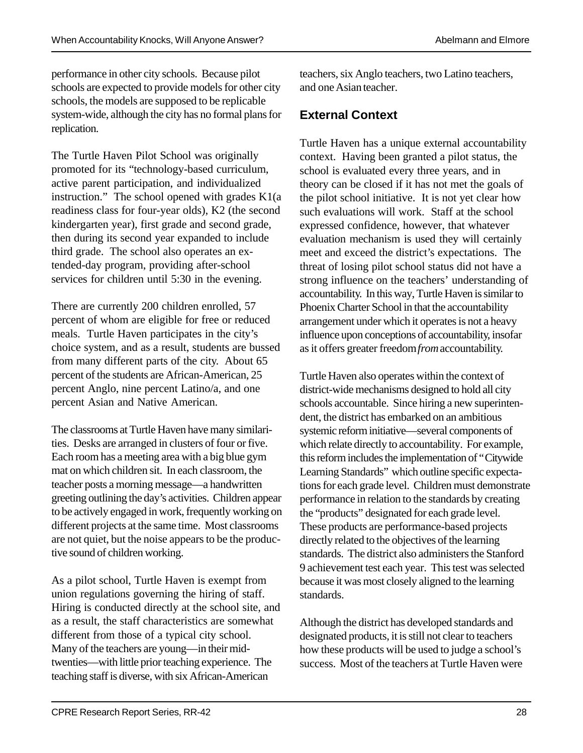performance in other city schools. Because pilot schools are expected to provide models for other city schools, the models are supposed to be replicable system-wide, although the city has no formal plans for replication.

The Turtle Haven Pilot School was originally promoted for its "technology-based curriculum, active parent participation, and individualized instruction." The school opened with grades K1(a readiness class for four-year olds), K2 (the second kindergarten year), first grade and second grade, then during its second year expanded to include third grade. The school also operates an extended-day program, providing after-school services for children until 5:30 in the evening.

There are currently 200 children enrolled, 57 percent of whom are eligible for free or reduced meals. Turtle Haven participates in the city's choice system, and as a result, students are bussed from many different parts of the city. About 65 percent of the students are African-American, 25 percent Anglo, nine percent Latino/a, and one percent Asian and Native American.

The classrooms at Turtle Haven have many similarities. Desks are arranged in clusters of four or five. Each room has a meeting area with a big blue gym mat on which children sit. In each classroom, the teacher posts a morning message—a handwritten greeting outlining the day's activities. Children appear to be actively engaged in work, frequently working on different projects at the same time. Most classrooms are not quiet, but the noise appears to be the productive sound of children working.

As a pilot school, Turtle Haven is exempt from union regulations governing the hiring of staff. Hiring is conducted directly at the school site, and as a result, the staff characteristics are somewhat different from those of a typical city school. Many of the teachers are young—in their mid-twenties—with little prior teaching experience. The teaching staff is diverse, with six African-American teachers, six Anglo teachers, two Latino teachers, and one Asian teacher.

## External Context

Turtle Haven has a unique external accountability context. Having been granted a pilot status, the school is evaluated every three years, and in theory can be closed if it has not met the goals of the pilot school initiative. It is not yet clear how such evaluations will work. Staff at the school expressed confidence, however, that whatever evaluation mechanism is used they will certainly meet and exceed the district's expectations. The threat of losing pilot school status did not have a strong influence on the teachers' understanding of accountability. In this way, Turtle Haven is similar to Phoenix Charter School in that the accountability arrangement under which it operates is not a heavy influence upon conceptions of accountability, insofar as it offers greater freedom *from* accountability.

Turtle Haven also operates within the context of district-wide mechanisms designed to hold all city schools accountable. Since hiring a new superintendent, the district has embarked on an ambitious systemic reform initiative—several components of which relate directly to accountability. For example, this reform includes the implementation of "Citywide Learning Standards" which outline specific expectations for each grade level. Children must demonstrate performance in relation to the standards by creating the "products" designated for each grade level. These products are performance-based projects directly related to the objectives of the learning standards. The district also administers the Stanford 9 achievement test each year. This test was selected because it was most closely aligned to the learning standards.

Although the district has developed standards and designated products, it is still not clear to teachers how these products will be used to judge a school's success. Most of the teachers at Turtle Haven were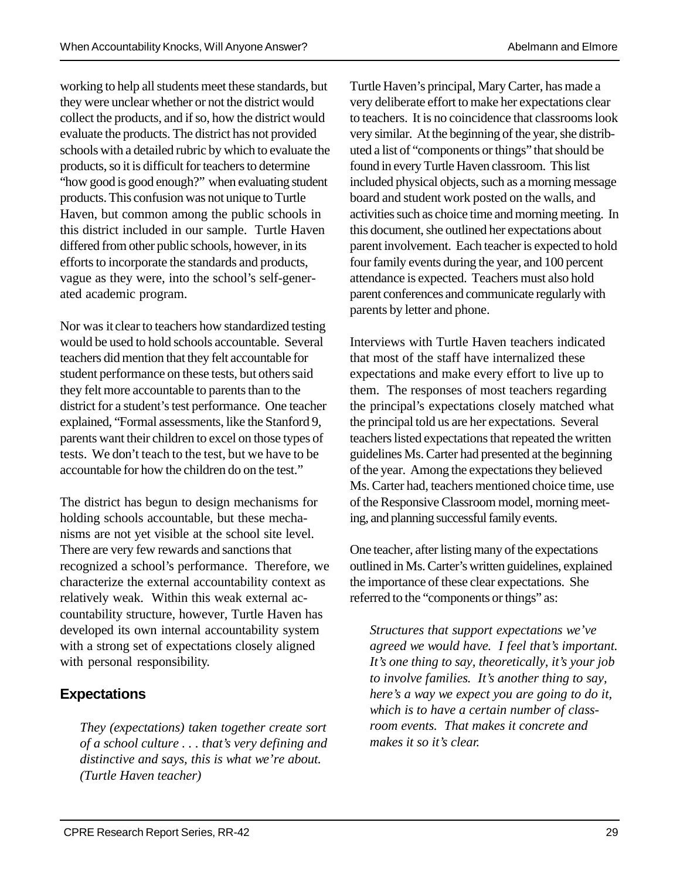working to help all students meet these standards, but they were unclear whether or not the district would collect the products, and if so, how the district would evaluate the products. The district has not provided schools with a detailed rubric by which to evaluate the products, so it is difficult for teachers to determine "how good is good enough?" when evaluating student products. This confusion was not unique to Turtle Haven, but common among the public schools in this district included in our sample. Turtle Haven differed from other public schools, however, in its efforts to incorporate the standards and products, vague as they were, into the school's self-generated academic program.

Nor was it clear to teachers how standardized testing would be used to hold schools accountable. Several teachers did mention that they felt accountable for student performance on these tests, but others said they felt more accountable to parents than to the district for a student's test performance. One teacher explained, "Formal assessments, like the Stanford 9, parents want their children to excel on those types of tests. We don't teach to the test, but we have to be accountable for how the children do on the test."

The district has begun to design mechanisms for holding schools accountable, but these mechanisms are not yet visible at the school site level. There are very few rewards and sanctions that recognized a school's performance. Therefore, we characterize the external accountability context as relatively weak. Within this weak external accountability structure, however, Turtle Haven has developed its own internal accountability system with a strong set of expectations closely aligned with personal responsibility.

## Expectations

> *They (expectations) taken together create sort of a school culture . . . that's very defining and distinctive and says, this is what we're about. (Turtle Haven teacher)*

Turtle Haven's principal, Mary Carter, has made a very deliberate effort to make her expectations clear to teachers. It is no coincidence that classrooms look very similar. At the beginning of the year, she distributed a list of "components or things" that should be found in every Turtle Haven classroom. This list included physical objects, such as a morning message board and student work posted on the walls, and activities such as choice time and morning meeting. In this document, she outlined her expectations about parent involvement. Each teacher is expected to hold four family events during the year, and 100 percent attendance is expected. Teachers must also hold parent conferences and communicate regularly with parents by letter and phone.

Interviews with Turtle Haven teachers indicated that most of the staff have internalized these expectations and make every effort to live up to them. The responses of most teachers regarding the principal's expectations closely matched what the principal told us are her expectations. Several teachers listed expectations that repeated the written guidelines Ms. Carter had presented at the beginning of the year. Among the expectations they believed Ms. Carter had, teachers mentioned choice time, use of the Responsive Classroom model, morning meeting, and planning successful family events.

One teacher, after listing many of the expectations outlined in Ms. Carter's written guidelines, explained the importance of these clear expectations. She referred to the "components or things" as:

> *Structures that support expectations we've agreed we would have. I feel that's important. It's one thing to say, theoretically, it's your job to involve families. It's another thing to say, here's a way we expect you are going to do it, which is to have a certain number of classroom events. That makes it concrete and makes it so it's clear.*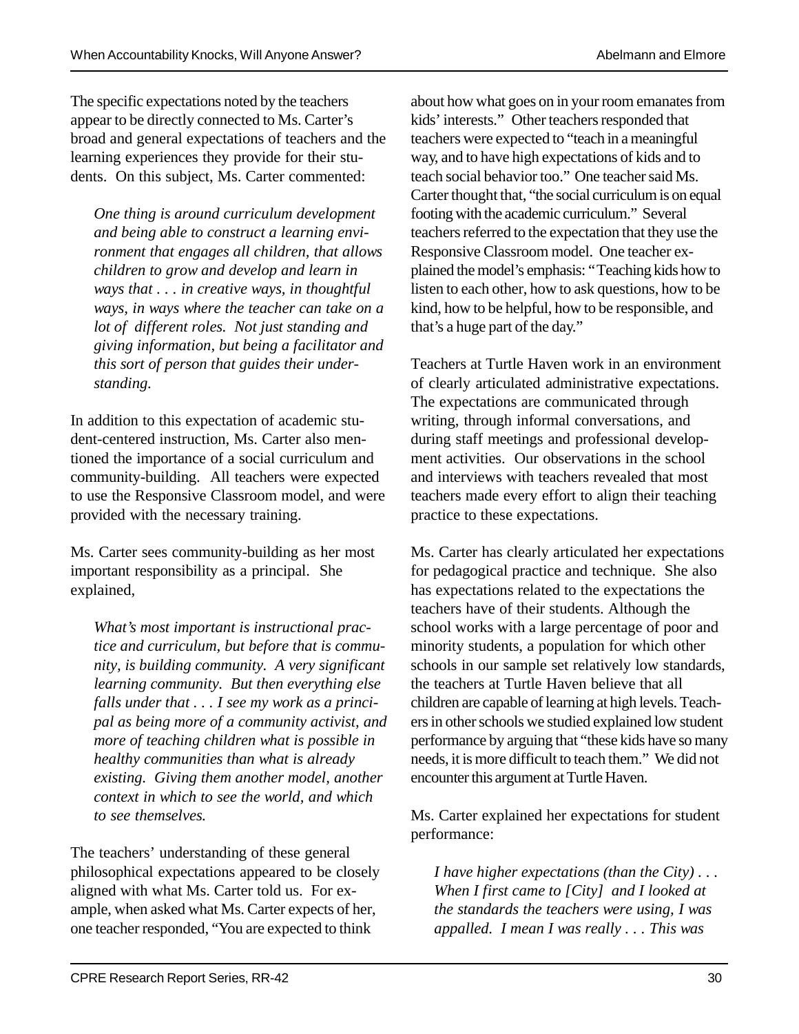The specific expectations noted by the teachers appear to be directly connected to Ms. Carter's broad and general expectations of teachers and the learning experiences they provide for their students. On this subject, Ms. Carter commented:

> *One thing is around curriculum development and being able to construct a learning environment that engages all children, that allows children to grow and develop and learn in ways that . . . in creative ways, in thoughtful ways, in ways where the teacher can take on a lot of different roles. Not just standing and giving information, but being a facilitator and this sort of person that guides their understanding.*

In addition to this expectation of academic student-centered instruction, Ms. Carter also mentioned the importance of a social curriculum and community-building. All teachers were expected to use the Responsive Classroom model, and were provided with the necessary training.

Ms. Carter sees community-building as her most important responsibility as a principal. She explained,

> *What's most important is instructional practice and curriculum, but before that is community, is building community. A very significant learning community. But then everything else falls under that . . . I see my work as a principal as being more of a community activist, and more of teaching children what is possible in healthy communities than what is already existing. Giving them another model, another context in which to see the world, and which to see themselves.*

The teachers' understanding of these general philosophical expectations appeared to be closely aligned with what Ms. Carter told us. For example, when asked what Ms. Carter expects of her, one teacher responded, "You are expected to think about how what goes on in your room emanates from kids' interests." Other teachers responded that teachers were expected to "teach in a meaningful way, and to have high expectations of kids and to teach social behavior too." One teacher said Ms. Carter thought that, "the social curriculum is on equal footing with the academic curriculum." Several teachers referred to the expectation that they use the Responsive Classroom model. One teacher explained the model's emphasis: "Teaching kids how to listen to each other, how to ask questions, how to be kind, how to be helpful, how to be responsible, and that's a huge part of the day."

Teachers at Turtle Haven work in an environment of clearly articulated administrative expectations. The expectations are communicated through writing, through informal conversations, and during staff meetings and professional development activities. Our observations in the school and interviews with teachers revealed that most teachers made every effort to align their teaching practice to these expectations.

Ms. Carter has clearly articulated her expectations for pedagogical practice and technique. She also has expectations related to the expectations the teachers have of their students. Although the school works with a large percentage of poor and minority students, a population for which other schools in our sample set relatively low standards, the teachers at Turtle Haven believe that all children are capable of learning at high levels. Teachers in other schools we studied explained low student performance by arguing that "these kids have so many needs, it is more difficult to teach them." We did not encounter this argument at Turtle Haven.

Ms. Carter explained her expectations for student performance:

> *I have higher expectations (than the City) . . . When I first came to [City] and I looked at the standards the teachers were using, I was appalled. I mean I was really . . . This was*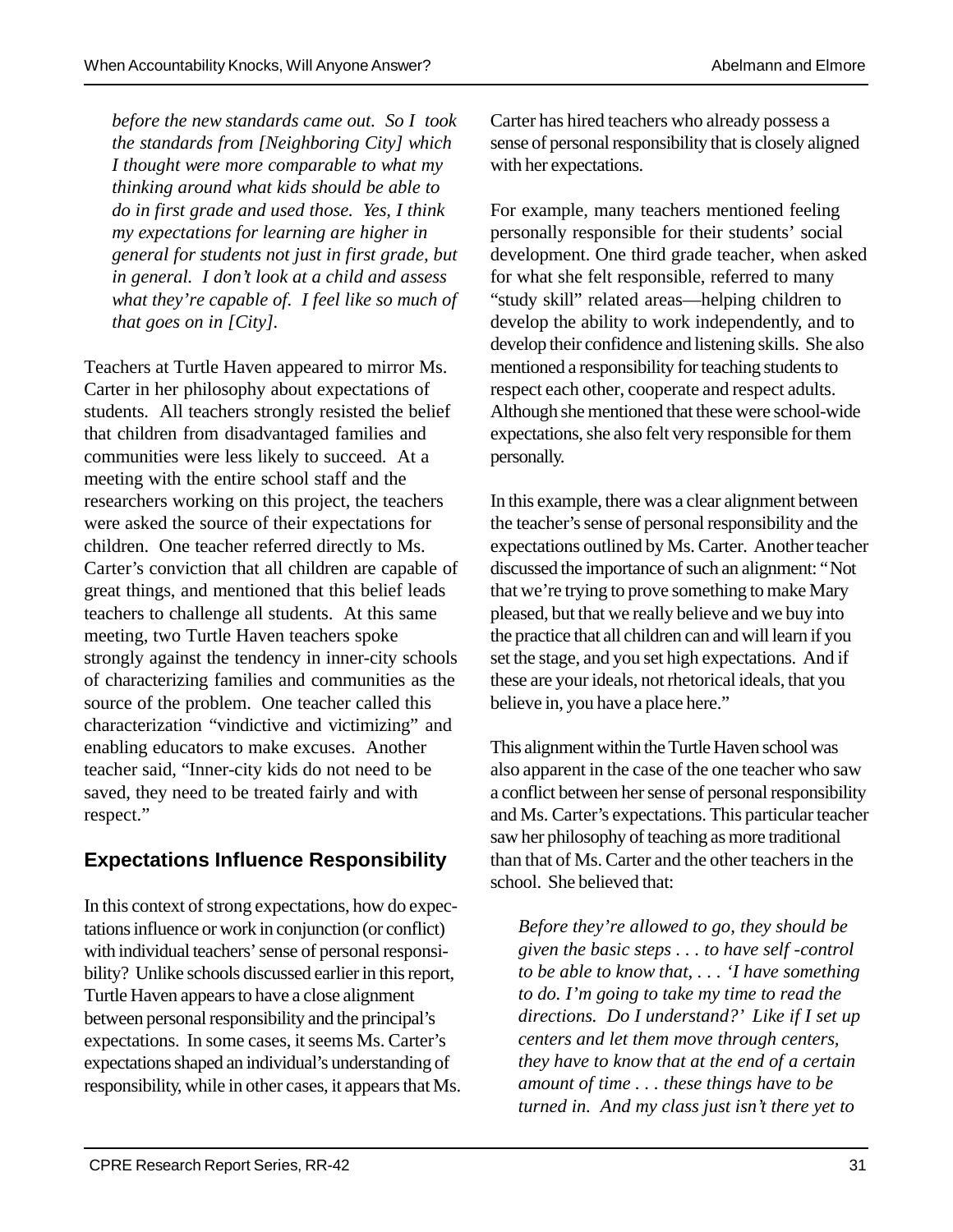*before the new standards came out. So I took the standards from [Neighboring City] which I thought were more comparable to what my thinking around what kids should be able to do in first grade and used those. Yes, I think my expectations for learning are higher in general for students not just in first grade, but in general. I don't look at a child and assess what they're capable of. I feel like so much of that goes on in [City].*

Teachers at Turtle Haven appeared to mirror Ms. Carter in her philosophy about expectations of students. All teachers strongly resisted the belief that children from disadvantaged families and communities were less likely to succeed. At a meeting with the entire school staff and the researchers working on this project, the teachers were asked the source of their expectations for children. One teacher referred directly to Ms. Carter's conviction that all children are capable of great things, and mentioned that this belief leads teachers to challenge all students. At this same meeting, two Turtle Haven teachers spoke strongly against the tendency in inner-city schools of characterizing families and communities as the source of the problem. One teacher called this characterization "vindictive and victimizing" and enabling educators to make excuses. Another teacher said, "Inner-city kids do not need to be saved, they need to be treated fairly and with respect."

## Expectations Influence Responsibility

In this context of strong expectations, how do expectations influence or work in conjunction (or conflict) with individual teachers' sense of personal responsibility? Unlike schools discussed earlier in this report, Turtle Haven appears to have a close alignment between personal responsibility and the principal's expectations. In some cases, it seems Ms. Carter's expectations shaped an individual's understanding of responsibility, while in other cases, it appears that Ms. Carter has hired teachers who already possess a sense of personal responsibility that is closely aligned with her expectations.

For example, many teachers mentioned feeling personally responsible for their students' social development. One third grade teacher, when asked for what she felt responsible, referred to many "study skill" related areas—helping children to develop the ability to work independently, and to develop their confidence and listening skills. She also mentioned a responsibility for teaching students to respect each other, cooperate and respect adults. Although she mentioned that these were school-wide expectations, she also felt very responsible for them personally.

In this example, there was a clear alignment between the teacher's sense of personal responsibility and the expectations outlined by Ms. Carter. Another teacher discussed the importance of such an alignment: "Not that we're trying to prove something to make Mary pleased, but that we really believe and we buy into the practice that all children can and will learn if you set the stage, and you set high expectations. And if these are your ideals, not rhetorical ideals, that you believe in, you have a place here."

This alignment within the Turtle Haven school was also apparent in the case of the one teacher who saw a conflict between her sense of personal responsibility and Ms. Carter's expectations. This particular teacher saw her philosophy of teaching as more traditional than that of Ms. Carter and the other teachers in the school. She believed that:

*Before they're allowed to go, they should be given the basic steps . . . to have self -control to be able to know that, . . . 'I have something to do. I'm going to take my time to read the directions. Do I understand?' Like if I set up centers and let them move through centers, they have to know that at the end of a certain amount of time . . . these things have to be turned in. And my class just isn't there yet to*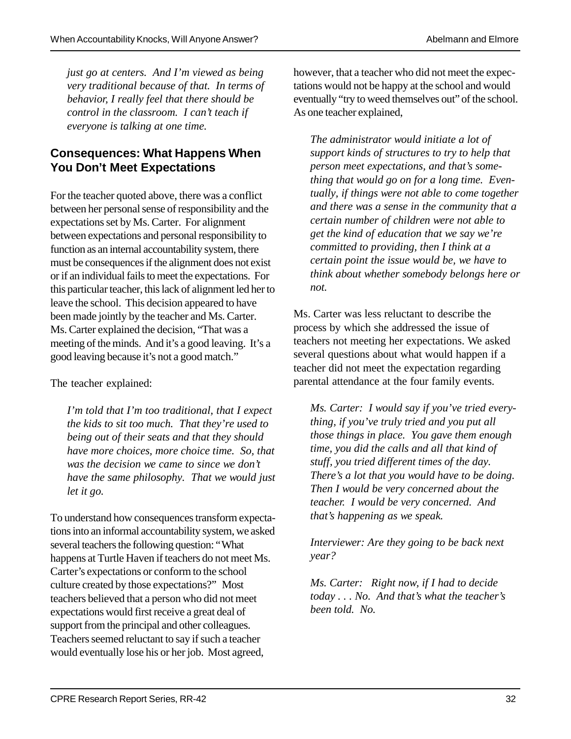*just go at centers. And I'm viewed as being very traditional because of that. In terms of behavior, I really feel that there should be control in the classroom. I can't teach if everyone is talking at one time.*

## Consequences: What Happens When You Don't Meet Expectations

For the teacher quoted above, there was a conflict between her personal sense of responsibility and the expectations set by Ms. Carter. For alignment between expectations and personal responsibility to function as an internal accountability system, there must be consequences if the alignment does not exist or if an individual fails to meet the expectations. For this particular teacher, this lack of alignment led her to leave the school. This decision appeared to have been made jointly by the teacher and Ms. Carter. Ms. Carter explained the decision, "That was a meeting of the minds. And it's a good leaving. It's a good leaving because it's not a good match."

The teacher explained:

> *I'm told that I'm too traditional, that I expect the kids to sit too much. That they're used to being out of their seats and that they should have more choices, more choice time. So, that was the decision we came to since we don't have the same philosophy. That we would just let it go.*

To understand how consequences transform expectations into an informal accountability system, we asked several teachers the following question: "What happens at Turtle Haven if teachers do not meet Ms. Carter's expectations or conform to the school culture created by those expectations?" Most teachers believed that a person who did not meet expectations would first receive a great deal of support from the principal and other colleagues. Teachers seemed reluctant to say if such a teacher would eventually lose his or her job. Most agreed, however, that a teacher who did not meet the expectations would not be happy at the school and would eventually "try to weed themselves out" of the school. As one teacher explained,

> *The administrator would initiate a lot of support kinds of structures to try to help that person meet expectations, and that's something that would go on for a long time. Eventually, if things were not able to come together and there was a sense in the community that a certain number of children were not able to get the kind of education that we say we're committed to providing, then I think at a certain point the issue would be, we have to think about whether somebody belongs here or not.*

Ms. Carter was less reluctant to describe the process by which she addressed the issue of teachers not meeting her expectations. We asked several questions about what would happen if a teacher did not meet the expectation regarding parental attendance at the four family events.

> *Ms. Carter: I would say if you've tried everything, if you've truly tried and you put all those things in place. You gave them enough time, you did the calls and all that kind of stuff, you tried different times of the day. There's a lot that you would have to be doing. Then I would be very concerned about the teacher. I would be very concerned. And that's happening as we speak.*
>
> *Interviewer: Are they going to be back next year?*
>
> *Ms. Carter: Right now, if I had to decide today . . . No. And that's what the teacher's been told. No.*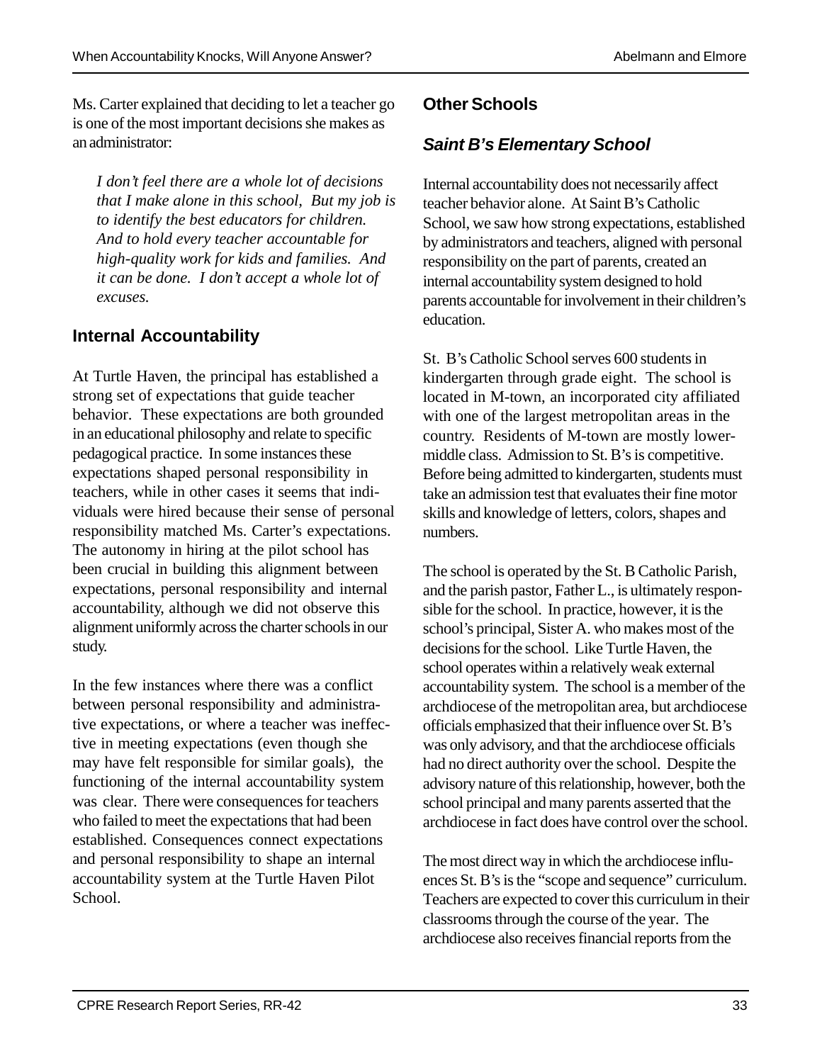Ms. Carter explained that deciding to let a teacher go is one of the most important decisions she makes as an administrator:

> *I don't feel there are a whole lot of decisions that I make alone in this school, But my job is to identify the best educators for children. And to hold every teacher accountable for high-quality work for kids and families. And it can be done. I don't accept a whole lot of excuses.*

## Internal Accountability

At Turtle Haven, the principal has established a strong set of expectations that guide teacher behavior. These expectations are both grounded in an educational philosophy and relate to specific pedagogical practice. In some instances these expectations shaped personal responsibility in teachers, while in other cases it seems that individuals were hired because their sense of personal responsibility matched Ms. Carter's expectations. The autonomy in hiring at the pilot school has been crucial in building this alignment between expectations, personal responsibility and internal accountability, although we did not observe this alignment uniformly across the charter schools in our study.

In the few instances where there was a conflict between personal responsibility and administrative expectations, or where a teacher was ineffective in meeting expectations (even though she may have felt responsible for similar goals), the functioning of the internal accountability system was clear. There were consequences for teachers who failed to meet the expectations that had been established. Consequences connect expectations and personal responsibility to shape an internal accountability system at the Turtle Haven Pilot School.

## Other Schools

### *Saint B's Elementary School*

Internal accountability does not necessarily affect teacher behavior alone. At Saint B's Catholic School, we saw how strong expectations, established by administrators and teachers, aligned with personal responsibility on the part of parents, created an internal accountability system designed to hold parents accountable for involvement in their children's education.

St. B's Catholic School serves 600 students in kindergarten through grade eight. The school is located in M-town, an incorporated city affiliated with one of the largest metropolitan areas in the country. Residents of M-town are mostly lower-middle class. Admission to St. B's is competitive. Before being admitted to kindergarten, students must take an admission test that evaluates their fine motor skills and knowledge of letters, colors, shapes and numbers.

The school is operated by the St. B Catholic Parish, and the parish pastor, Father L., is ultimately responsible for the school. In practice, however, it is the school's principal, Sister A. who makes most of the decisions for the school. Like Turtle Haven, the school operates within a relatively weak external accountability system. The school is a member of the archdiocese of the metropolitan area, but archdiocese officials emphasized that their influence over St. B's was only advisory, and that the archdiocese officials had no direct authority over the school. Despite the advisory nature of this relationship, however, both the school principal and many parents asserted that the archdiocese in fact does have control over the school.

The most direct way in which the archdiocese influences St. B's is the "scope and sequence" curriculum. Teachers are expected to cover this curriculum in their classrooms through the course of the year. The archdiocese also receives financial reports from the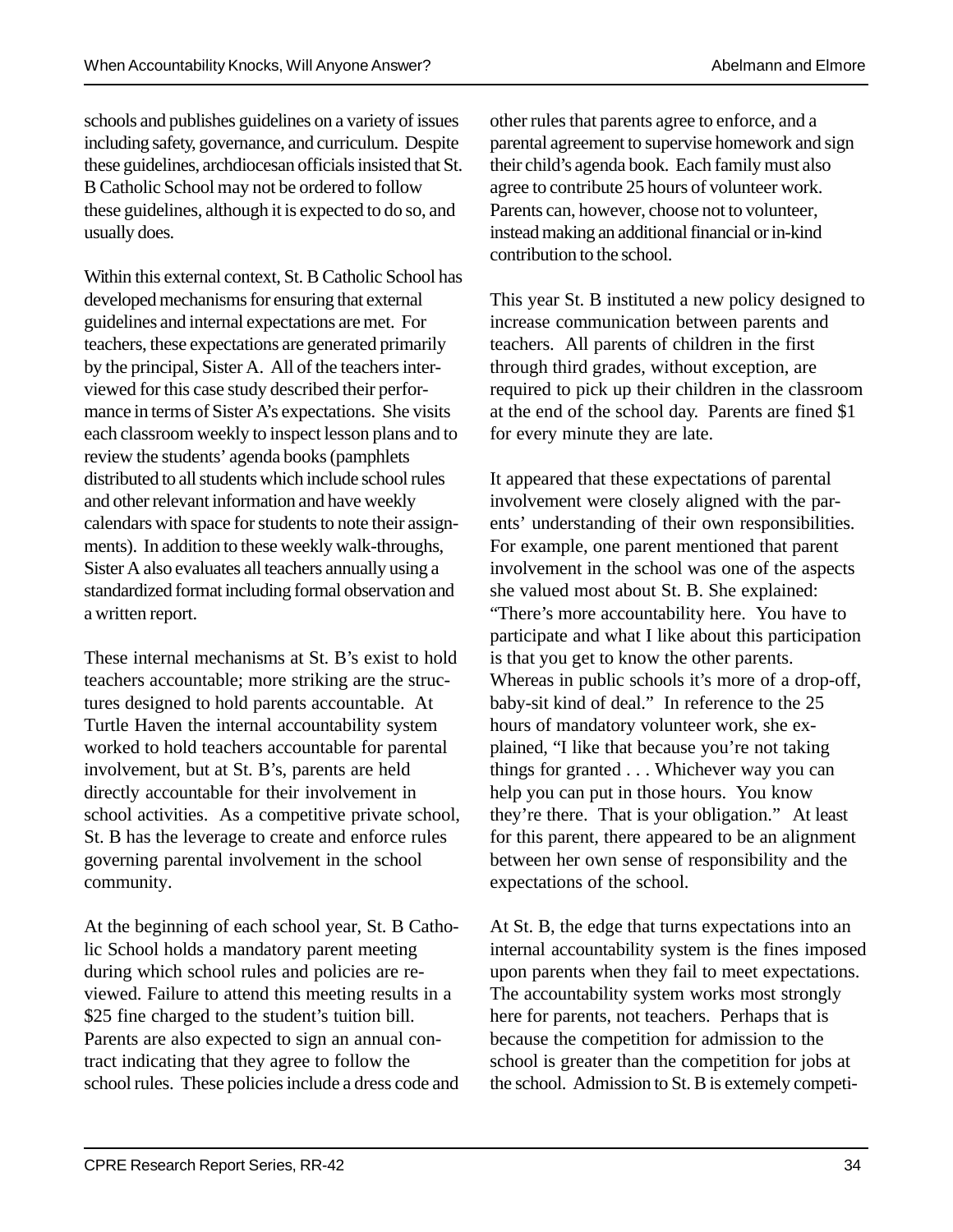schools and publishes guidelines on a variety of issues including safety, governance, and curriculum. Despite these guidelines, archdiocesan officials insisted that St. B Catholic School may not be ordered to follow these guidelines, although it is expected to do so, and usually does.

Within this external context, St. B Catholic School has developed mechanisms for ensuring that external guidelines and internal expectations are met. For teachers, these expectations are generated primarily by the principal, Sister A. All of the teachers interviewed for this case study described their performance in terms of Sister A's expectations. She visits each classroom weekly to inspect lesson plans and to review the students' agenda books (pamphlets distributed to all students which include school rules and other relevant information and have weekly calendars with space for students to note their assignments). In addition to these weekly walk-throughs, Sister A also evaluates all teachers annually using a standardized format including formal observation and a written report.

These internal mechanisms at St. B's exist to hold teachers accountable; more striking are the structures designed to hold parents accountable. At Turtle Haven the internal accountability system worked to hold teachers accountable for parental involvement, but at St. B's, parents are held directly accountable for their involvement in school activities. As a competitive private school, St. B has the leverage to create and enforce rules governing parental involvement in the school community.

At the beginning of each school year, St. B Catholic School holds a mandatory parent meeting during which school rules and policies are reviewed. Failure to attend this meeting results in a $25 fine charged to the student's tuition bill. Parents are also expected to sign an annual contract indicating that they agree to follow the school rules. These policies include a dress code and other rules that parents agree to enforce, and a parental agreement to supervise homework and sign their child's agenda book. Each family must also agree to contribute 25 hours of volunteer work. Parents can, however, choose not to volunteer, instead making an additional financial or in-kind contribution to the school.

This year St. B instituted a new policy designed to increase communication between parents and teachers. All parents of children in the first through third grades, without exception, are required to pick up their children in the classroom at the end of the school day. Parents are fined $1 for every minute they are late.

It appeared that these expectations of parental involvement were closely aligned with the parents' understanding of their own responsibilities. For example, one parent mentioned that parent involvement in the school was one of the aspects she valued most about St. B. She explained: "There's more accountability here. You have to participate and what I like about this participation is that you get to know the other parents. Whereas in public schools it's more of a drop-off, baby-sit kind of deal." In reference to the 25 hours of mandatory volunteer work, she explained, "I like that because you're not taking things for granted . . . Whichever way you can help you can put in those hours. You know they're there. That is your obligation." At least for this parent, there appeared to be an alignment between her own sense of responsibility and the expectations of the school.

At St. B, the edge that turns expectations into an internal accountability system is the fines imposed upon parents when they fail to meet expectations. The accountability system works most strongly here for parents, not teachers. Perhaps that is because the competition for admission to the school is greater than the competition for jobs at the school. Admission to St. B is extemely competi-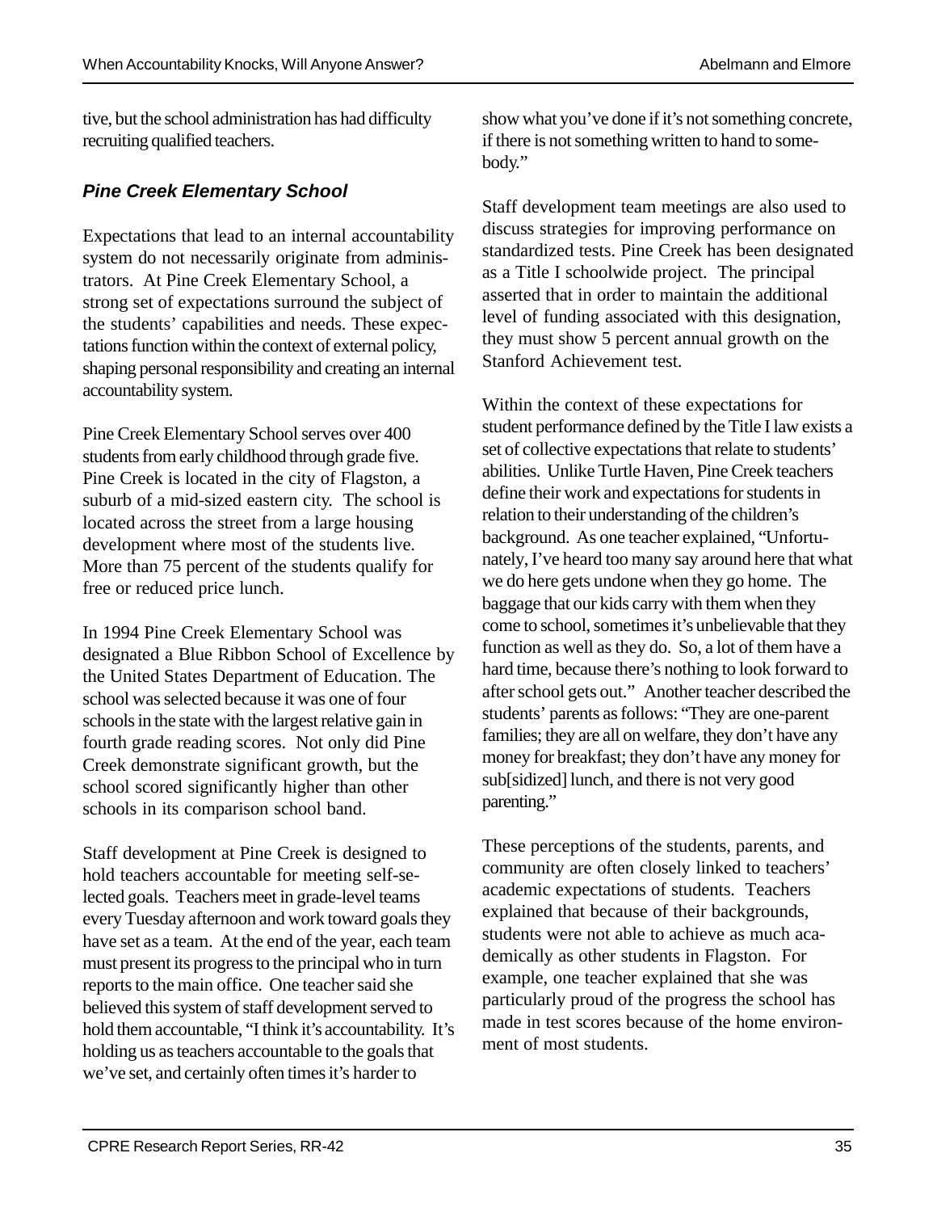tive, but the school administration has had difficulty recruiting qualified teachers.

### *Pine Creek Elementary School*

Expectations that lead to an internal accountability system do not necessarily originate from administrators. At Pine Creek Elementary School, a strong set of expectations surround the subject of the students' capabilities and needs. These expectations function within the context of external policy, shaping personal responsibility and creating an internal accountability system.

Pine Creek Elementary School serves over 400 students from early childhood through grade five. Pine Creek is located in the city of Flagston, a suburb of a mid-sized eastern city. The school is located across the street from a large housing development where most of the students live. More than 75 percent of the students qualify for free or reduced price lunch.

In 1994 Pine Creek Elementary School was designated a Blue Ribbon School of Excellence by the United States Department of Education. The school was selected because it was one of four schools in the state with the largest relative gain in fourth grade reading scores. Not only did Pine Creek demonstrate significant growth, but the school scored significantly higher than other schools in its comparison school band.

Staff development at Pine Creek is designed to hold teachers accountable for meeting self-selected goals. Teachers meet in grade-level teams every Tuesday afternoon and work toward goals they have set as a team. At the end of the year, each team must present its progress to the principal who in turn reports to the main office. One teacher said she believed this system of staff development served to hold them accountable, "I think it's accountability. It's holding us as teachers accountable to the goals that we've set, and certainly often times it's harder to show what you've done if it's not something concrete, if there is not something written to hand to somebody."

Staff development team meetings are also used to discuss strategies for improving performance on standardized tests. Pine Creek has been designated as a Title I schoolwide project. The principal asserted that in order to maintain the additional level of funding associated with this designation, they must show 5 percent annual growth on the Stanford Achievement test.

Within the context of these expectations for student performance defined by the Title I law exists a set of collective expectations that relate to students' abilities. Unlike Turtle Haven, Pine Creek teachers define their work and expectations for students in relation to their understanding of the children's background. As one teacher explained, "Unfortunately, I've heard too many say around here that what we do here gets undone when they go home. The baggage that our kids carry with them when they come to school, sometimes it's unbelievable that they function as well as they do. So, a lot of them have a hard time, because there's nothing to look forward to after school gets out." Another teacher described the students' parents as follows: "They are one-parent families; they are all on welfare, they don't have any money for breakfast; they don't have any money for sub[sidized] lunch, and there is not very good parenting."

These perceptions of the students, parents, and community are often closely linked to teachers' academic expectations of students. Teachers explained that because of their backgrounds, students were not able to achieve as much academically as other students in Flagston. For example, one teacher explained that she was particularly proud of the progress the school has made in test scores because of the home environment of most students.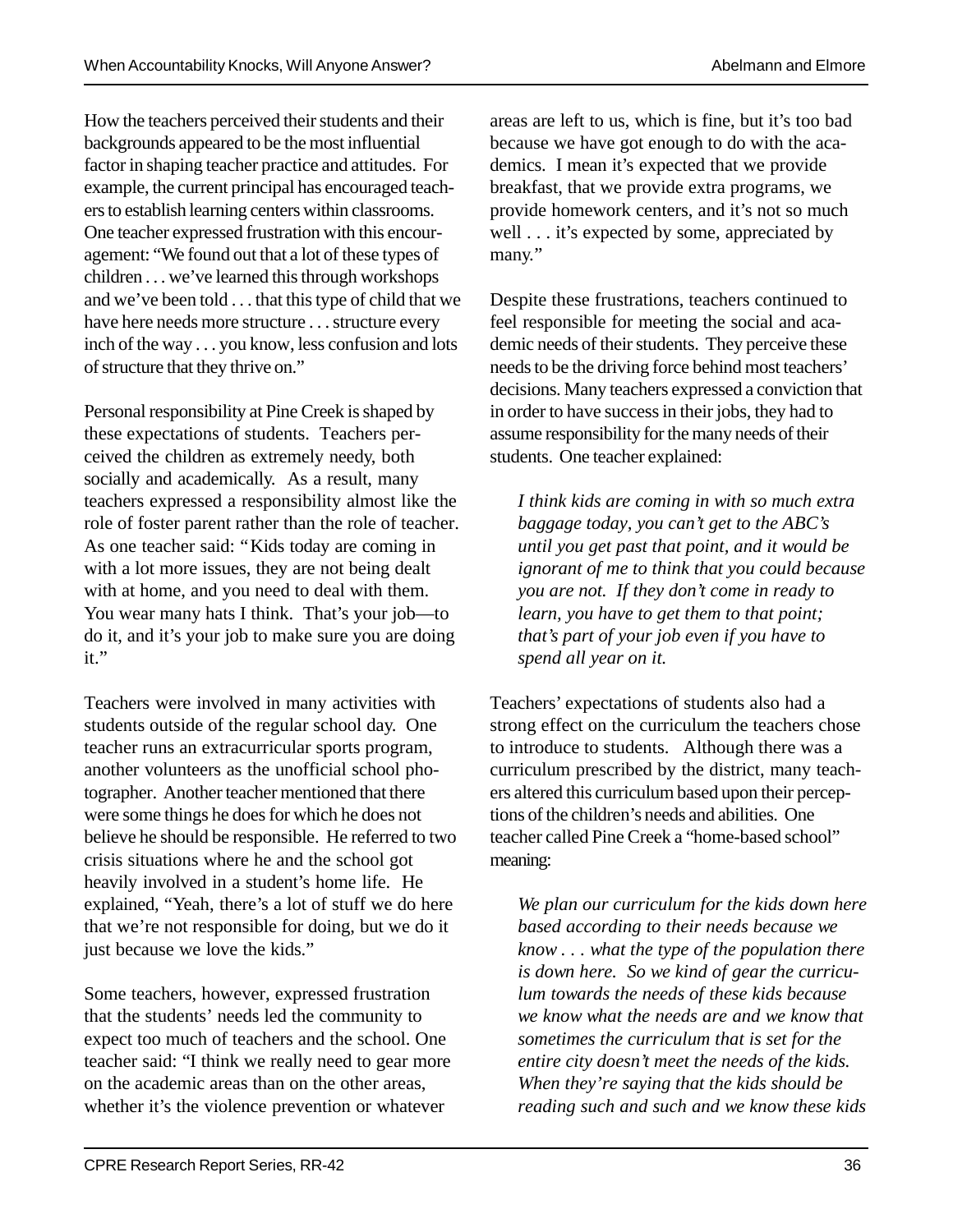How the teachers perceived their students and their backgrounds appeared to be the most influential factor in shaping teacher practice and attitudes. For example, the current principal has encouraged teachers to establish learning centers within classrooms. One teacher expressed frustration with this encouragement: "We found out that a lot of these types of children . . . we've learned this through workshops and we've been told . . . that this type of child that we have here needs more structure . . . structure every inch of the way . . . you know, less confusion and lots of structure that they thrive on."

Personal responsibility at Pine Creek is shaped by these expectations of students. Teachers perceived the children as extremely needy, both socially and academically. As a result, many teachers expressed a responsibility almost like the role of foster parent rather than the role of teacher. As one teacher said: "Kids today are coming in with a lot more issues, they are not being dealt with at home, and you need to deal with them. You wear many hats I think. That's your job—to do it, and it's your job to make sure you are doing it."

Teachers were involved in many activities with students outside of the regular school day. One teacher runs an extracurricular sports program, another volunteers as the unofficial school photographer. Another teacher mentioned that there were some things he does for which he does not believe he should be responsible. He referred to two crisis situations where he and the school got heavily involved in a student's home life. He explained, "Yeah, there's a lot of stuff we do here that we're not responsible for doing, but we do it just because we love the kids."

Some teachers, however, expressed frustration that the students' needs led the community to expect too much of teachers and the school. One teacher said: "I think we really need to gear more on the academic areas than on the other areas, whether it's the violence prevention or whatever areas are left to us, which is fine, but it's too bad because we have got enough to do with the academics. I mean it's expected that we provide breakfast, that we provide extra programs, we provide homework centers, and it's not so much well . . . it's expected by some, appreciated by many."

Despite these frustrations, teachers continued to feel responsible for meeting the social and academic needs of their students. They perceive these needs to be the driving force behind most teachers' decisions. Many teachers expressed a conviction that in order to have success in their jobs, they had to assume responsibility for the many needs of their students. One teacher explained:

> *I think kids are coming in with so much extra baggage today, you can't get to the ABC's until you get past that point, and it would be ignorant of me to think that you could because you are not. If they don't come in ready to learn, you have to get them to that point; that's part of your job even if you have to spend all year on it.*

Teachers' expectations of students also had a strong effect on the curriculum the teachers chose to introduce to students. Although there was a curriculum prescribed by the district, many teachers altered this curriculum based upon their perceptions of the children's needs and abilities. One teacher called Pine Creek a "home-based school" meaning:

> *We plan our curriculum for the kids down here based according to their needs because we know . . . what the type of the population there is down here. So we kind of gear the curriculum towards the needs of these kids because we know what the needs are and we know that sometimes the curriculum that is set for the entire city doesn't meet the needs of the kids. When they're saying that the kids should be reading such and such and we know these kids*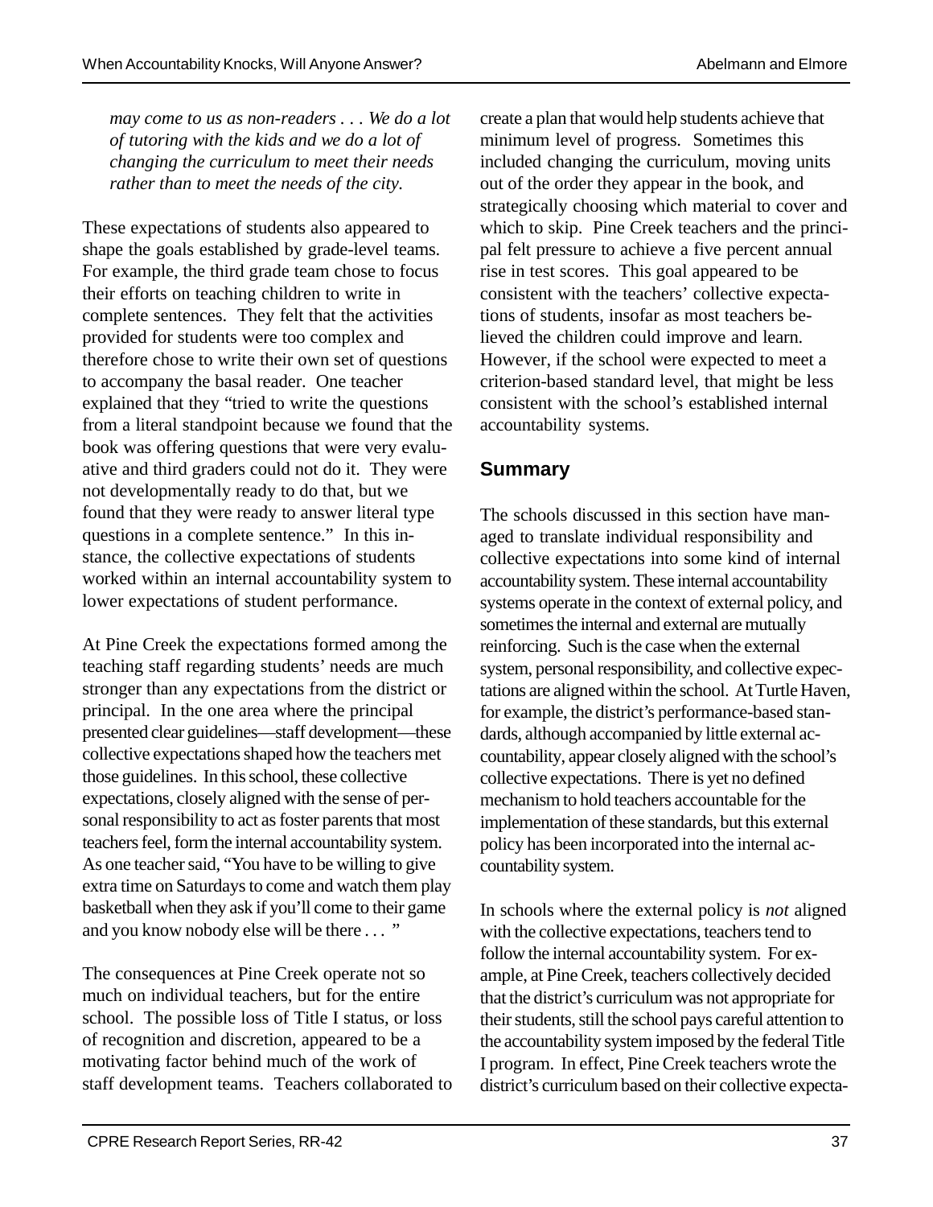*may come to us as non-readers . . . We do a lot of tutoring with the kids and we do a lot of changing the curriculum to meet their needs rather than to meet the needs of the city.*

These expectations of students also appeared to shape the goals established by grade-level teams. For example, the third grade team chose to focus their efforts on teaching children to write in complete sentences. They felt that the activities provided for students were too complex and therefore chose to write their own set of questions to accompany the basal reader. One teacher explained that they "tried to write the questions from a literal standpoint because we found that the book was offering questions that were very evaluative and third graders could not do it. They were not developmentally ready to do that, but we found that they were ready to answer literal type questions in a complete sentence." In this instance, the collective expectations of students worked within an internal accountability system to lower expectations of student performance.

At Pine Creek the expectations formed among the teaching staff regarding students' needs are much stronger than any expectations from the district or principal. In the one area where the principal presented clear guidelines—staff development—these collective expectations shaped how the teachers met those guidelines. In this school, these collective expectations, closely aligned with the sense of personal responsibility to act as foster parents that most teachers feel, form the internal accountability system. As one teacher said, "You have to be willing to give extra time on Saturdays to come and watch them play basketball when they ask if you'll come to their game and you know nobody else will be there . . . "

The consequences at Pine Creek operate not so much on individual teachers, but for the entire school. The possible loss of Title I status, or loss of recognition and discretion, appeared to be a motivating factor behind much of the work of staff development teams. Teachers collaborated to create a plan that would help students achieve that minimum level of progress. Sometimes this included changing the curriculum, moving units out of the order they appear in the book, and strategically choosing which material to cover and which to skip. Pine Creek teachers and the principal felt pressure to achieve a five percent annual rise in test scores. This goal appeared to be consistent with the teachers' collective expectations of students, insofar as most teachers believed the children could improve and learn. However, if the school were expected to meet a criterion-based standard level, that might be less consistent with the school's established internal accountability systems.

## Summary

The schools discussed in this section have managed to translate individual responsibility and collective expectations into some kind of internal accountability system. These internal accountability systems operate in the context of external policy, and sometimes the internal and external are mutually reinforcing. Such is the case when the external system, personal responsibility, and collective expectations are aligned within the school. At Turtle Haven, for example, the district's performance-based standards, although accompanied by little external accountability, appear closely aligned with the school's collective expectations. There is yet no defined mechanism to hold teachers accountable for the implementation of these standards, but this external policy has been incorporated into the internal accountability system.

In schools where the external policy is *not* aligned with the collective expectations, teachers tend to follow the internal accountability system. For example, at Pine Creek, teachers collectively decided that the district's curriculum was not appropriate for their students, still the school pays careful attention to the accountability system imposed by the federal Title I program. In effect, Pine Creek teachers wrote the district's curriculum based on their collective expecta-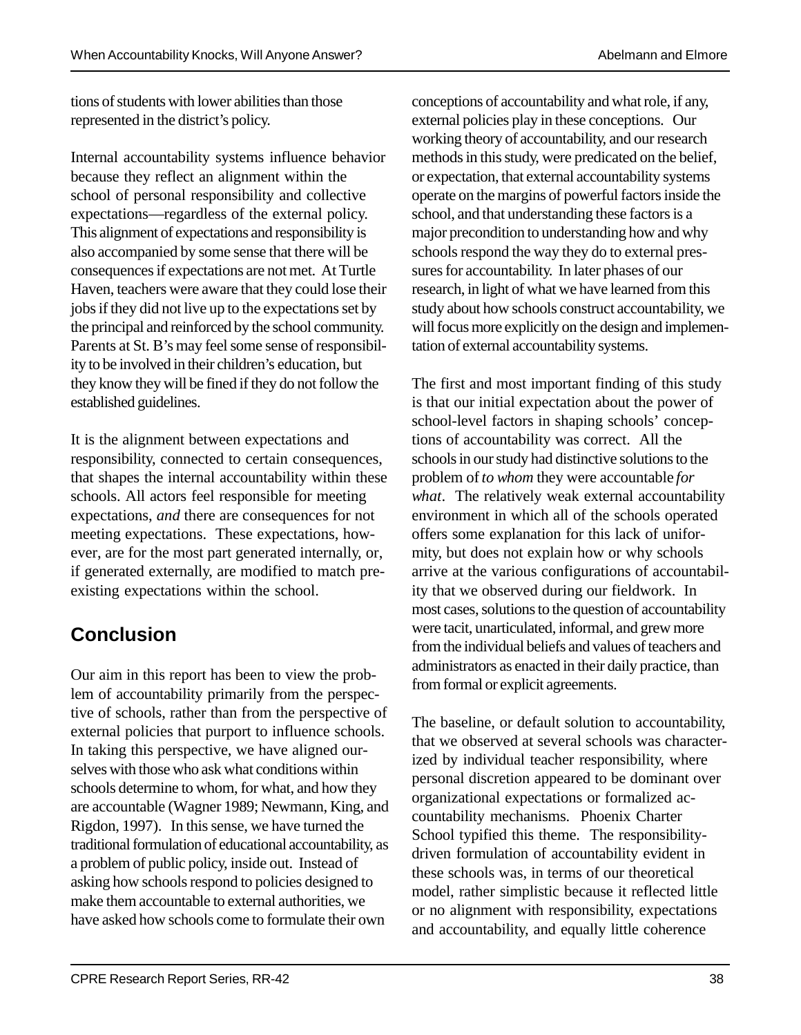tions of students with lower abilities than those represented in the district's policy.

Internal accountability systems influence behavior because they reflect an alignment within the school of personal responsibility and collective expectations—regardless of the external policy. This alignment of expectations and responsibility is also accompanied by some sense that there will be consequences if expectations are not met. At Turtle Haven, teachers were aware that they could lose their jobs if they did not live up to the expectations set by the principal and reinforced by the school community. Parents at St. B's may feel some sense of responsibility to be involved in their children's education, but they know they will be fined if they do not follow the established guidelines.

It is the alignment between expectations and responsibility, connected to certain consequences, that shapes the internal accountability within these schools. All actors feel responsible for meeting expectations, *and* there are consequences for not meeting expectations. These expectations, however, are for the most part generated internally, or, if generated externally, are modified to match pre-existing expectations within the school.

## Conclusion

Our aim in this report has been to view the problem of accountability primarily from the perspective of schools, rather than from the perspective of external policies that purport to influence schools. In taking this perspective, we have aligned ourselves with those who ask what conditions within schools determine to whom, for what, and how they are accountable (Wagner 1989; Newmann, King, and Rigdon, 1997). In this sense, we have turned the traditional formulation of educational accountability, as a problem of public policy, inside out. Instead of asking how schools respond to policies designed to make them accountable to external authorities, we have asked how schools come to formulate their own conceptions of accountability and what role, if any, external policies play in these conceptions. Our working theory of accountability, and our research methods in this study, were predicated on the belief, or expectation, that external accountability systems operate on the margins of powerful factors inside the school, and that understanding these factors is a major precondition to understanding how and why schools respond the way they do to external pressures for accountability. In later phases of our research, in light of what we have learned from this study about how schools construct accountability, we will focus more explicitly on the design and implementation of external accountability systems.

The first and most important finding of this study is that our initial expectation about the power of school-level factors in shaping schools' conceptions of accountability was correct. All the schools in our study had distinctive solutions to the problem of *to whom* they were accountable *for what*. The relatively weak external accountability environment in which all of the schools operated offers some explanation for this lack of uniformity, but does not explain how or why schools arrive at the various configurations of accountability that we observed during our fieldwork. In most cases, solutions to the question of accountability were tacit, unarticulated, informal, and grew more from the individual beliefs and values of teachers and administrators as enacted in their daily practice, than from formal or explicit agreements.

The baseline, or default solution to accountability, that we observed at several schools was characterized by individual teacher responsibility, where personal discretion appeared to be dominant over organizational expectations or formalized accountability mechanisms. Phoenix Charter School typified this theme. The responsibility-driven formulation of accountability evident in these schools was, in terms of our theoretical model, rather simplistic because it reflected little or no alignment with responsibility, expectations and accountability, and equally little coherence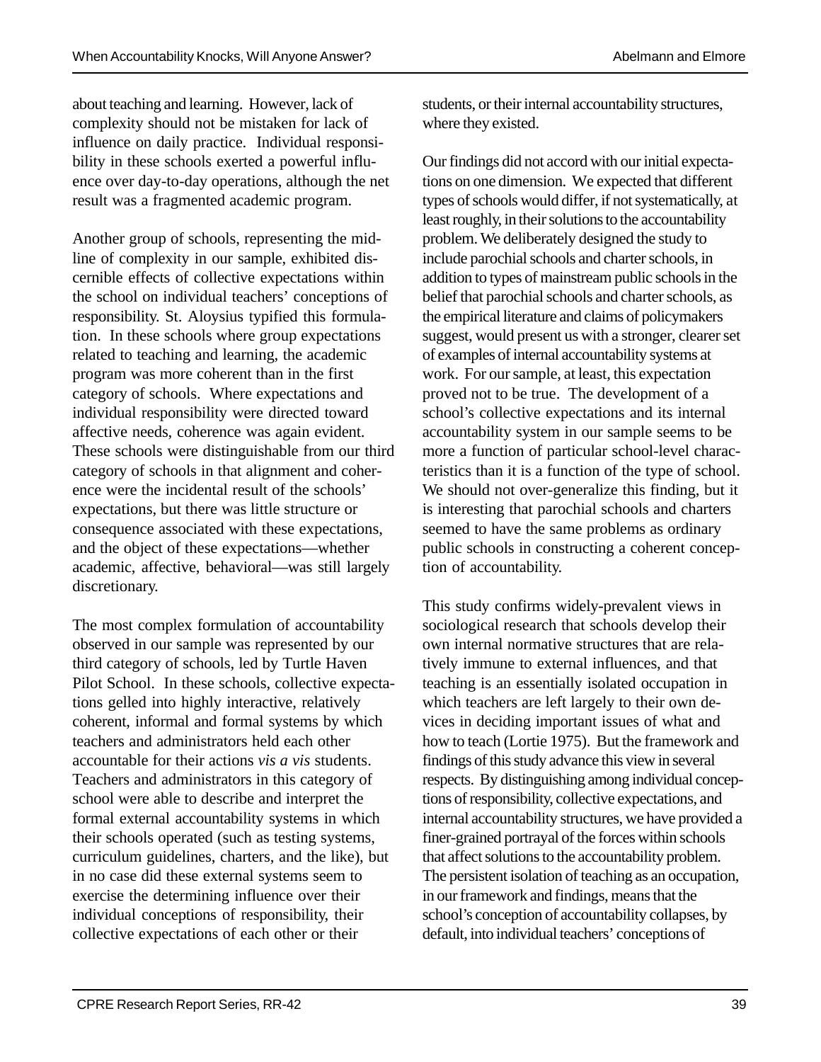about teaching and learning. However, lack of complexity should not be mistaken for lack of influence on daily practice. Individual responsibility in these schools exerted a powerful influence over day-to-day operations, although the net result was a fragmented academic program.

Another group of schools, representing the midline of complexity in our sample, exhibited discernible effects of collective expectations within the school on individual teachers' conceptions of responsibility. St. Aloysius typified this formulation. In these schools where group expectations related to teaching and learning, the academic program was more coherent than in the first category of schools. Where expectations and individual responsibility were directed toward affective needs, coherence was again evident. These schools were distinguishable from our third category of schools in that alignment and coherence were the incidental result of the schools' expectations, but there was little structure or consequence associated with these expectations, and the object of these expectations—whether academic, affective, behavioral—was still largely discretionary.

The most complex formulation of accountability observed in our sample was represented by our third category of schools, led by Turtle Haven Pilot School. In these schools, collective expectations gelled into highly interactive, relatively coherent, informal and formal systems by which teachers and administrators held each other accountable for their actions *vis a vis* students. Teachers and administrators in this category of school were able to describe and interpret the formal external accountability systems in which their schools operated (such as testing systems, curriculum guidelines, charters, and the like), but in no case did these external systems seem to exercise the determining influence over their individual conceptions of responsibility, their collective expectations of each other or their students, or their internal accountability structures, where they existed.

Our findings did not accord with our initial expectations on one dimension. We expected that different types of schools would differ, if not systematically, at least roughly, in their solutions to the accountability problem. We deliberately designed the study to include parochial schools and charter schools, in addition to types of mainstream public schools in the belief that parochial schools and charter schools, as the empirical literature and claims of policymakers suggest, would present us with a stronger, clearer set of examples of internal accountability systems at work. For our sample, at least, this expectation proved not to be true. The development of a school's collective expectations and its internal accountability system in our sample seems to be more a function of particular school-level characteristics than it is a function of the type of school. We should not over-generalize this finding, but it is interesting that parochial schools and charters seemed to have the same problems as ordinary public schools in constructing a coherent conception of accountability.

This study confirms widely-prevalent views in sociological research that schools develop their own internal normative structures that are relatively immune to external influences, and that teaching is an essentially isolated occupation in which teachers are left largely to their own devices in deciding important issues of what and how to teach (Lortie 1975). But the framework and findings of this study advance this view in several respects. By distinguishing among individual conceptions of responsibility, collective expectations, and internal accountability structures, we have provided a finer-grained portrayal of the forces within schools that affect solutions to the accountability problem. The persistent isolation of teaching as an occupation, in our framework and findings, means that the school's conception of accountability collapses, by default, into individual teachers' conceptions of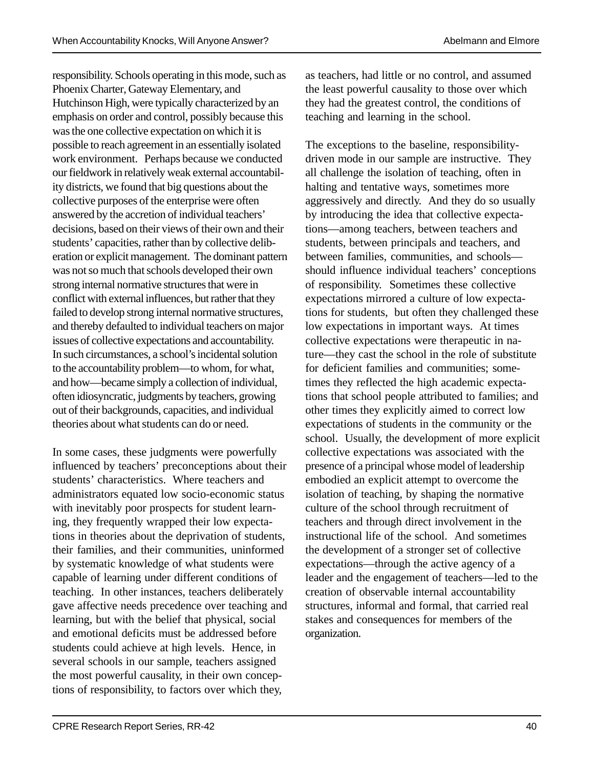responsibility. Schools operating in this mode, such as Phoenix Charter, Gateway Elementary, and Hutchinson High, were typically characterized by an emphasis on order and control, possibly because this was the one collective expectation on which it is possible to reach agreement in an essentially isolated work environment. Perhaps because we conducted our fieldwork in relatively weak external accountability districts, we found that big questions about the collective purposes of the enterprise were often answered by the accretion of individual teachers' decisions, based on their views of their own and their students' capacities, rather than by collective deliberation or explicit management. The dominant pattern was not so much that schools developed their own strong internal normative structures that were in conflict with external influences, but rather that they failed to develop strong internal normative structures, and thereby defaulted to individual teachers on major issues of collective expectations and accountability. In such circumstances, a school's incidental solution to the accountability problem—to whom, for what, and how—became simply a collection of individual, often idiosyncratic, judgments by teachers, growing out of their backgrounds, capacities, and individual theories about what students can do or need.

In some cases, these judgments were powerfully influenced by teachers' preconceptions about their students' characteristics. Where teachers and administrators equated low socio-economic status with inevitably poor prospects for student learning, they frequently wrapped their low expectations in theories about the deprivation of students, their families, and their communities, uninformed by systematic knowledge of what students were capable of learning under different conditions of teaching. In other instances, teachers deliberately gave affective needs precedence over teaching and learning, but with the belief that physical, social and emotional deficits must be addressed before students could achieve at high levels. Hence, in several schools in our sample, teachers assigned the most powerful causality, in their own conceptions of responsibility, to factors over which they, as teachers, had little or no control, and assumed the least powerful causality to those over which they had the greatest control, the conditions of teaching and learning in the school.

The exceptions to the baseline, responsibility-driven mode in our sample are instructive. They all challenge the isolation of teaching, often in halting and tentative ways, sometimes more aggressively and directly. And they do so usually by introducing the idea that collective expectations—among teachers, between teachers and students, between principals and teachers, and between families, communities, and schools—should influence individual teachers' conceptions of responsibility. Sometimes these collective expectations mirrored a culture of low expectations for students, but often they challenged these low expectations in important ways. At times collective expectations were therapeutic in nature—they cast the school in the role of substitute for deficient families and communities; sometimes they reflected the high academic expectations that school people attributed to families; and other times they explicitly aimed to correct low expectations of students in the community or the school. Usually, the development of more explicit collective expectations was associated with the presence of a principal whose model of leadership embodied an explicit attempt to overcome the isolation of teaching, by shaping the normative culture of the school through recruitment of teachers and through direct involvement in the instructional life of the school. And sometimes the development of a stronger set of collective expectations—through the active agency of a leader and the engagement of teachers—led to the creation of observable internal accountability structures, informal and formal, that carried real stakes and consequences for members of the organization.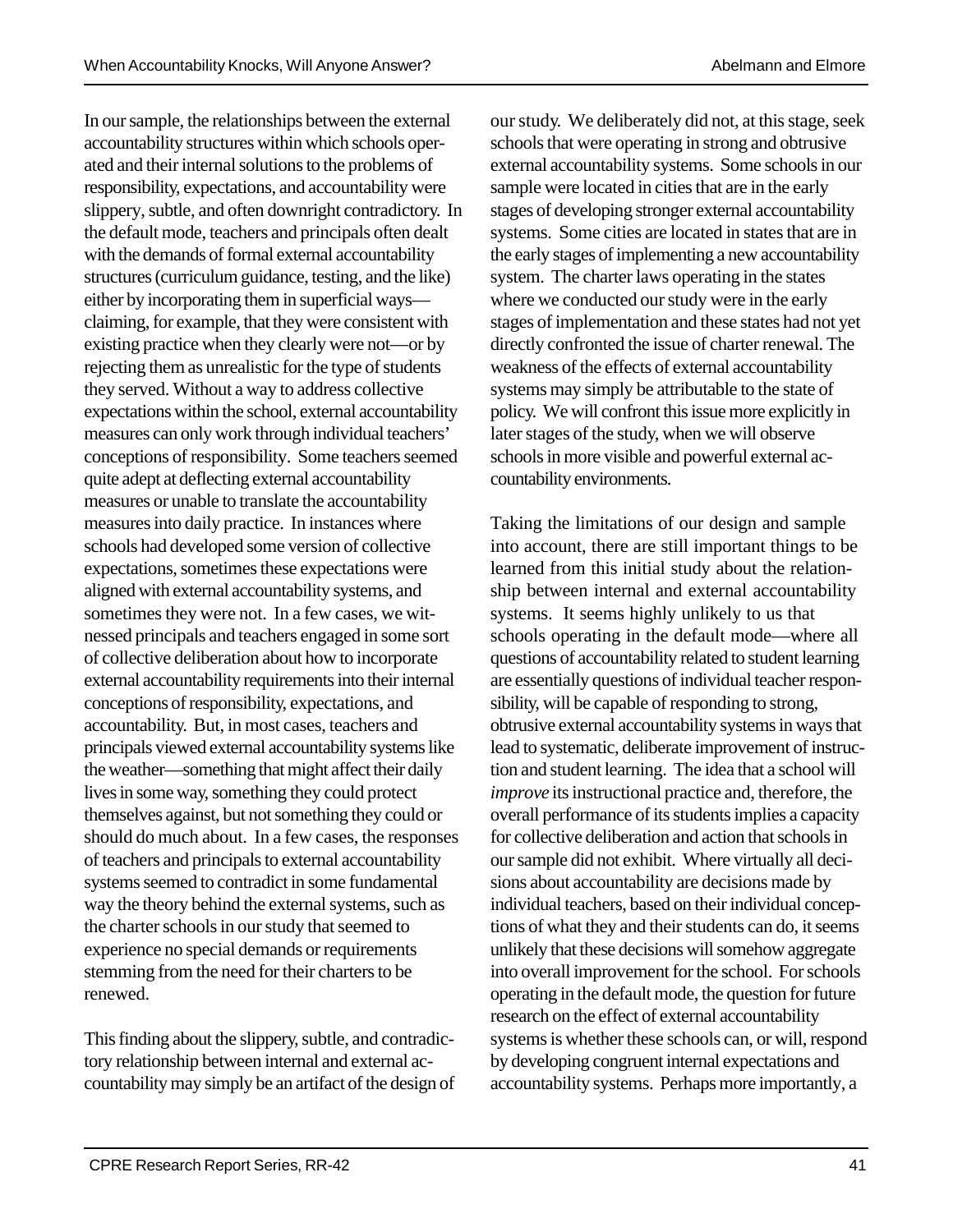In our sample, the relationships between the external accountability structures within which schools operated and their internal solutions to the problems of responsibility, expectations, and accountability were slippery, subtle, and often downright contradictory. In the default mode, teachers and principals often dealt with the demands of formal external accountability structures (curriculum guidance, testing, and the like) either by incorporating them in superficial ways—claiming, for example, that they were consistent with existing practice when they clearly were not—or by rejecting them as unrealistic for the type of students they served. Without a way to address collective expectations within the school, external accountability measures can only work through individual teachers' conceptions of responsibility. Some teachers seemed quite adept at deflecting external accountability measures or unable to translate the accountability measures into daily practice. In instances where schools had developed some version of collective expectations, sometimes these expectations were aligned with external accountability systems, and sometimes they were not. In a few cases, we witnessed principals and teachers engaged in some sort of collective deliberation about how to incorporate external accountability requirements into their internal conceptions of responsibility, expectations, and accountability. But, in most cases, teachers and principals viewed external accountability systems like the weather—something that might affect their daily lives in some way, something they could protect themselves against, but not something they could or should do much about. In a few cases, the responses of teachers and principals to external accountability systems seemed to contradict in some fundamental way the theory behind the external systems, such as the charter schools in our study that seemed to experience no special demands or requirements stemming from the need for their charters to be renewed.

This finding about the slippery, subtle, and contradictory relationship between internal and external accountability may simply be an artifact of the design of our study. We deliberately did not, at this stage, seek schools that were operating in strong and obtrusive external accountability systems. Some schools in our sample were located in cities that are in the early stages of developing stronger external accountability systems. Some cities are located in states that are in the early stages of implementing a new accountability system. The charter laws operating in the states where we conducted our study were in the early stages of implementation and these states had not yet directly confronted the issue of charter renewal. The weakness of the effects of external accountability systems may simply be attributable to the state of policy. We will confront this issue more explicitly in later stages of the study, when we will observe schools in more visible and powerful external accountability environments.

Taking the limitations of our design and sample into account, there are still important things to be learned from this initial study about the relationship between internal and external accountability systems. It seems highly unlikely to us that schools operating in the default mode—where all questions of accountability related to student learning are essentially questions of individual teacher responsibility, will be capable of responding to strong, obtrusive external accountability systems in ways that lead to systematic, deliberate improvement of instruction and student learning. The idea that a school will *improve* its instructional practice and, therefore, the overall performance of its students implies a capacity for collective deliberation and action that schools in our sample did not exhibit. Where virtually all decisions about accountability are decisions made by individual teachers, based on their individual conceptions of what they and their students can do, it seems unlikely that these decisions will somehow aggregate into overall improvement for the school. For schools operating in the default mode, the question for future research on the effect of external accountability systems is whether these schools can, or will, respond by developing congruent internal expectations and accountability systems. Perhaps more importantly, a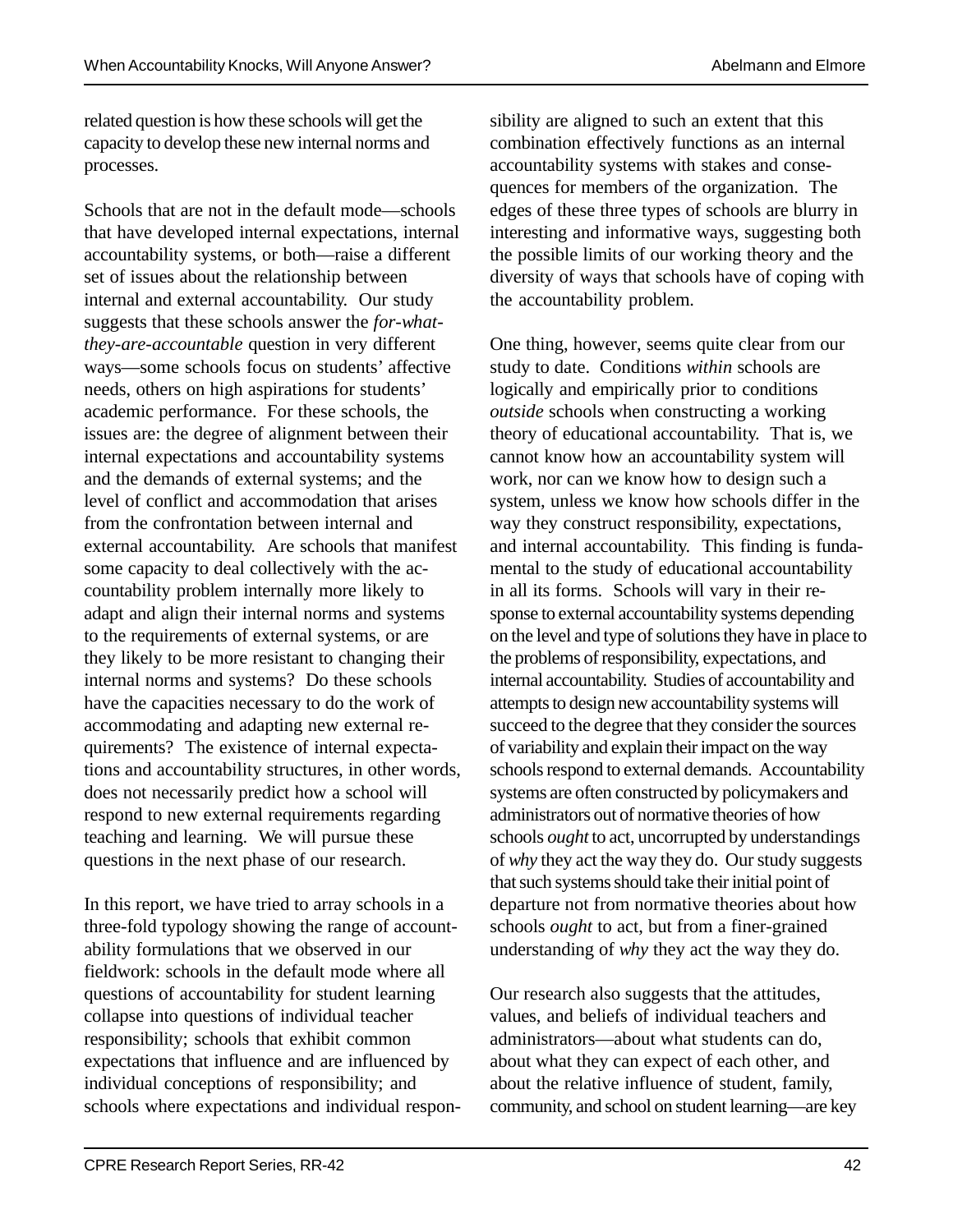related question is how these schools will get the capacity to develop these new internal norms and processes.

Schools that are not in the default mode—schools that have developed internal expectations, internal accountability systems, or both—raise a different set of issues about the relationship between internal and external accountability. Our study suggests that these schools answer the *for-what-they-are-accountable* question in very different ways—some schools focus on students' affective needs, others on high aspirations for students' academic performance. For these schools, the issues are: the degree of alignment between their internal expectations and accountability systems and the demands of external systems; and the level of conflict and accommodation that arises from the confrontation between internal and external accountability. Are schools that manifest some capacity to deal collectively with the accountability problem internally more likely to adapt and align their internal norms and systems to the requirements of external systems, or are they likely to be more resistant to changing their internal norms and systems? Do these schools have the capacities necessary to do the work of accommodating and adapting new external requirements? The existence of internal expectations and accountability structures, in other words, does not necessarily predict how a school will respond to new external requirements regarding teaching and learning. We will pursue these questions in the next phase of our research.

In this report, we have tried to array schools in a three-fold typology showing the range of accountability formulations that we observed in our fieldwork: schools in the default mode where all questions of accountability for student learning collapse into questions of individual teacher responsibility; schools that exhibit common expectations that influence and are influenced by individual conceptions of responsibility; and schools where expectations and individual responsibility are aligned to such an extent that this combination effectively functions as an internal accountability systems with stakes and consequences for members of the organization. The edges of these three types of schools are blurry in interesting and informative ways, suggesting both the possible limits of our working theory and the diversity of ways that schools have of coping with the accountability problem.

One thing, however, seems quite clear from our study to date. Conditions *within* schools are logically and empirically prior to conditions *outside* schools when constructing a working theory of educational accountability. That is, we cannot know how an accountability system will work, nor can we know how to design such a system, unless we know how schools differ in the way they construct responsibility, expectations, and internal accountability. This finding is fundamental to the study of educational accountability in all its forms. Schools will vary in their response to external accountability systems depending on the level and type of solutions they have in place to the problems of responsibility, expectations, and internal accountability. Studies of accountability and attempts to design new accountability systems will succeed to the degree that they consider the sources of variability and explain their impact on the way schools respond to external demands. Accountability systems are often constructed by policymakers and administrators out of normative theories of how schools *ought* to act, uncorrupted by understandings of *why* they act the way they do. Our study suggests that such systems should take their initial point of departure not from normative theories about how schools *ought* to act, but from a finer-grained understanding of *why* they act the way they do.

Our research also suggests that the attitudes, values, and beliefs of individual teachers and administrators—about what students can do, about what they can expect of each other, and about the relative influence of student, family, community, and school on student learning—are key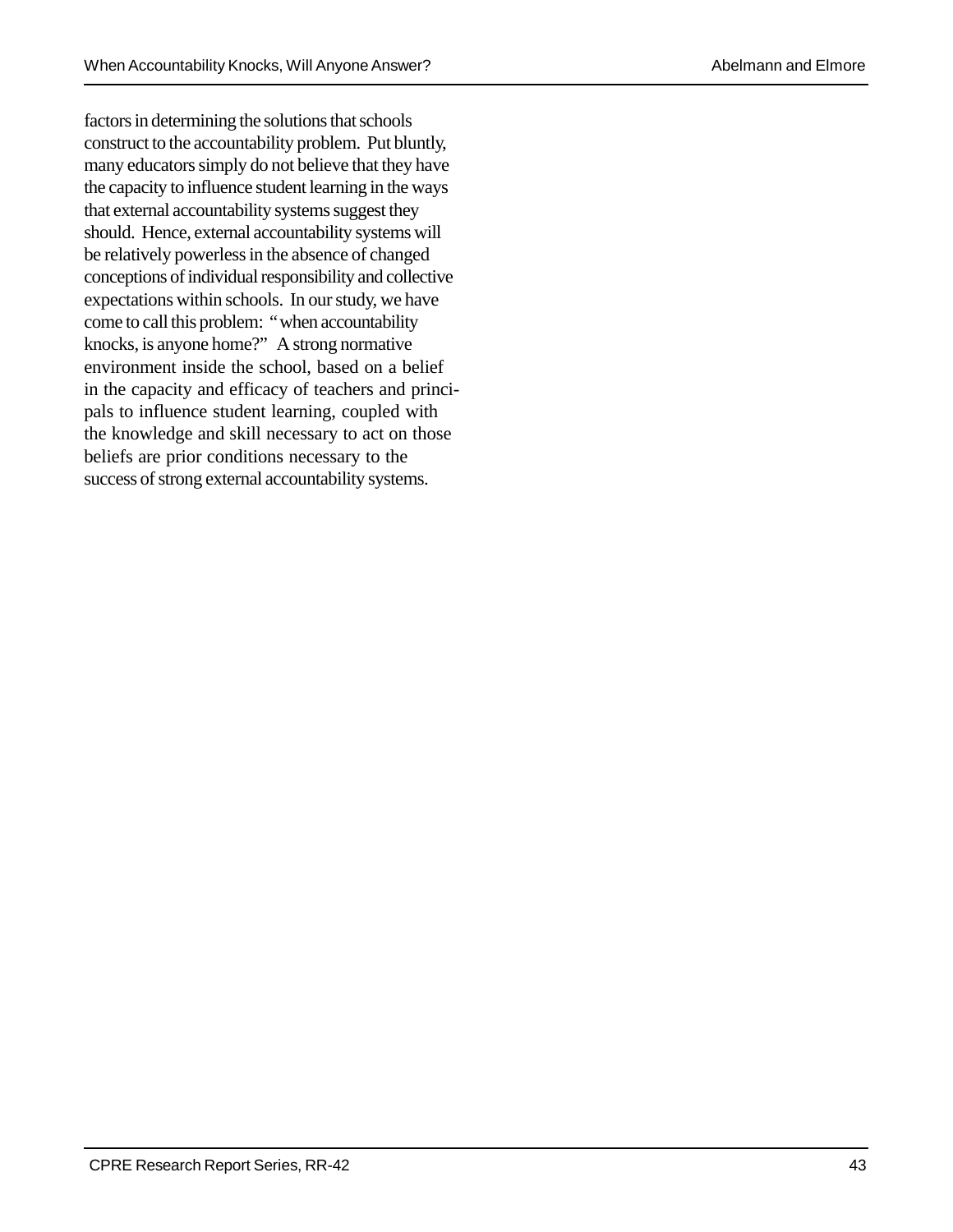factors in determining the solutions that schools construct to the accountability problem. Put bluntly, many educators simply do not believe that they have the capacity to influence student learning in the ways that external accountability systems suggest they should. Hence, external accountability systems will be relatively powerless in the absence of changed conceptions of individual responsibility and collective expectations within schools. In our study, we have come to call this problem: "when accountability knocks, is anyone home?" A strong normative environment inside the school, based on a belief in the capacity and efficacy of teachers and principals to influence student learning, coupled with the knowledge and skill necessary to act on those beliefs are prior conditions necessary to the success of strong external accountability systems.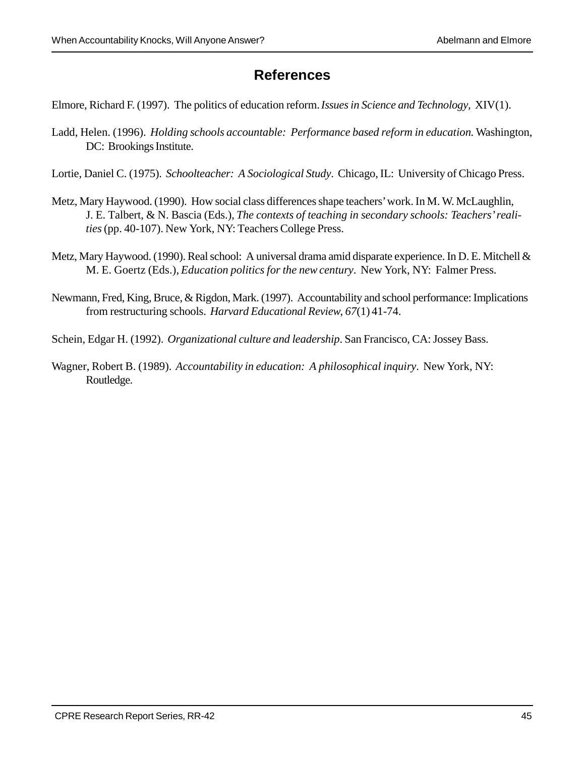## References

Elmore, Richard F. (1997). The politics of education reform. *Issues in Science and Technology,* XIV(1).

Ladd, Helen. (1996). *Holding schools accountable: Performance based reform in education.* Washington, DC: Brookings Institute.

Lortie, Daniel C. (1975). *Schoolteacher: A Sociological Study*. Chicago, IL: University of Chicago Press.

Metz, Mary Haywood. (1990). How social class differences shape teachers' work. In M. W. McLaughlin, J. E. Talbert, & N. Bascia (Eds.), *The contexts of teaching in secondary schools: Teachers' realities* (pp. 40-107). New York, NY: Teachers College Press.

Metz, Mary Haywood. (1990). Real school: A universal drama amid disparate experience. In D. E. Mitchell & M. E. Goertz (Eds.), *Education politics for the new century*. New York, NY: Falmer Press.

Newmann, Fred, King, Bruce, & Rigdon, Mark. (1997). Accountability and school performance: Implications from restructuring schools. *Harvard Educational Review*, *67*(1) 41-74.

Schein, Edgar H. (1992). *Organizational culture and leadership*. San Francisco, CA: Jossey Bass.

Wagner, Robert B. (1989). *Accountability in education: A philosophical inquiry*. New York, NY: Routledge.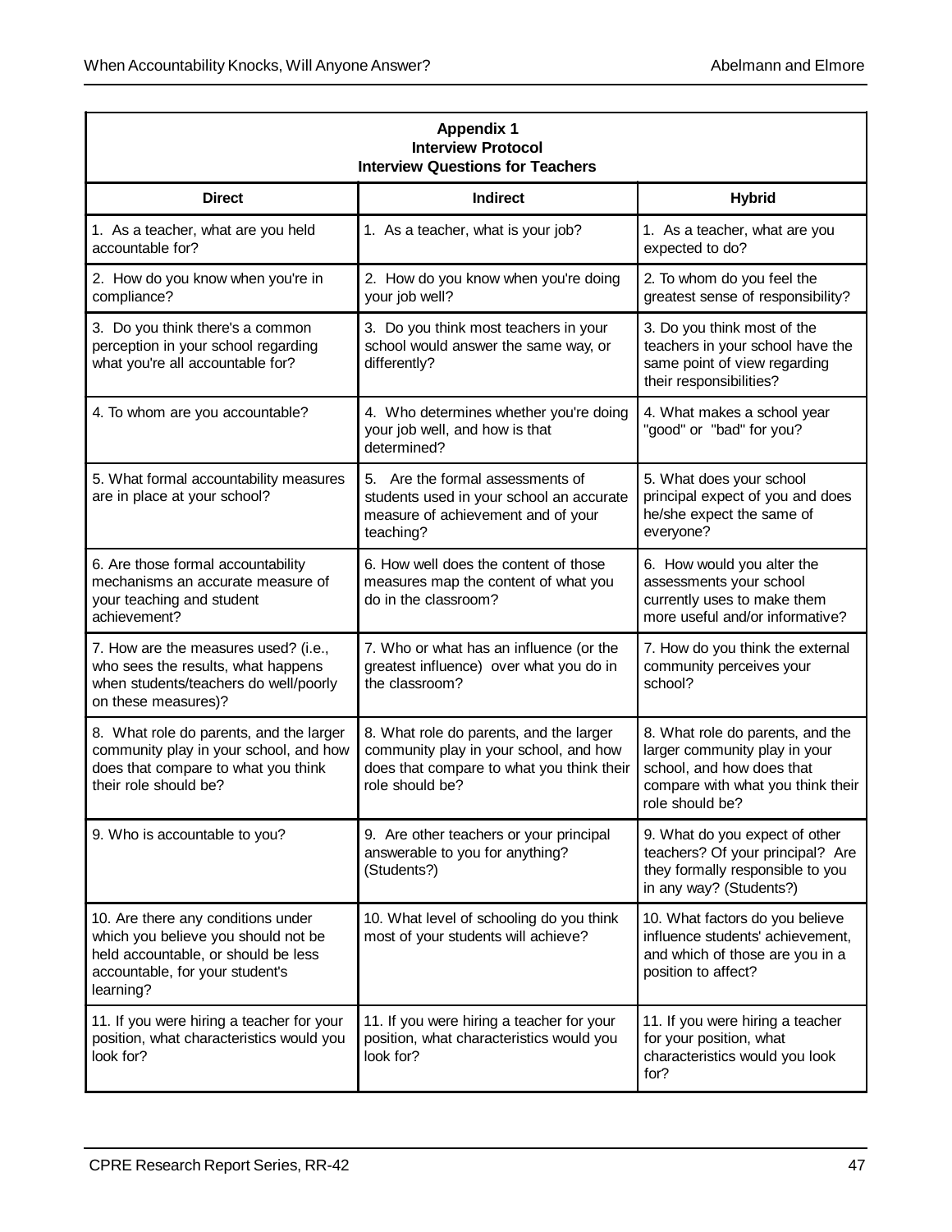**Appendix 1**
**Interview Protocol**
**Interview Questions for Teachers**

| Direct | Indirect | Hybrid |
|---|---|---|
| 1. As a teacher, what are you held accountable for? | 1. As a teacher, what is your job? | 1. As a teacher, what are you expected to do? |
| 2. How do you know when you're in compliance? | 2. How do you know when you're doing your job well? | 2. To whom do you feel the greatest sense of responsibility? |
| 3. Do you think there's a common perception in your school regarding what you're all accountable for? | 3. Do you think most teachers in your school would answer the same way, or differently? | 3. Do you think most of the teachers in your school have the same point of view regarding their responsibilities? |
| 4. To whom are you accountable? | 4. Who determines whether you're doing your job well, and how is that determined? | 4. What makes a school year "good" or "bad" for you? |
| 5. What formal accountability measures are in place at your school? | 5. Are the formal assessments of students used in your school an accurate measure of achievement and of your teaching? | 5. What does your school principal expect of you and does he/she expect the same of everyone? |
| 6. Are those formal accountability mechanisms an accurate measure of your teaching and student achievement? | 6. How well does the content of those measures map the content of what you do in the classroom? | 6. How would you alter the assessments your school currently uses to make them more useful and/or informative? |
| 7. How are the measures used? (i.e., who sees the results, what happens when students/teachers do well/poorly on these measures)? | 7. Who or what has an influence (or the greatest influence) over what you do in the classroom? | 7. How do you think the external community perceives your school? |
| 8. What role do parents, and the larger community play in your school, and how does that compare to what you think their role should be? | 8. What role do parents, and the larger community play in your school, and how does that compare to what you think their role should be? | 8. What role do parents, and the larger community play in your school, and how does that compare with what you think their role should be? |
| 9. Who is accountable to you? | 9. Are other teachers or your principal answerable to you for anything? (Students?) | 9. What do you expect of other teachers? Of your principal? Are they formally responsible to you in any way? (Students?) |
| 10. Are there any conditions under which you believe you should not be held accountable, or should be less accountable, for your student's learning? | 10. What level of schooling do you think most of your students will achieve? | 10. What factors do you believe influence students' achievement, and which of those are you in a position to affect? |
| 11. If you were hiring a teacher for your position, what characteristics would you look for? | 11. If you were hiring a teacher for your position, what characteristics would you look for? | 11. If you were hiring a teacher for your position, what characteristics would you look for? |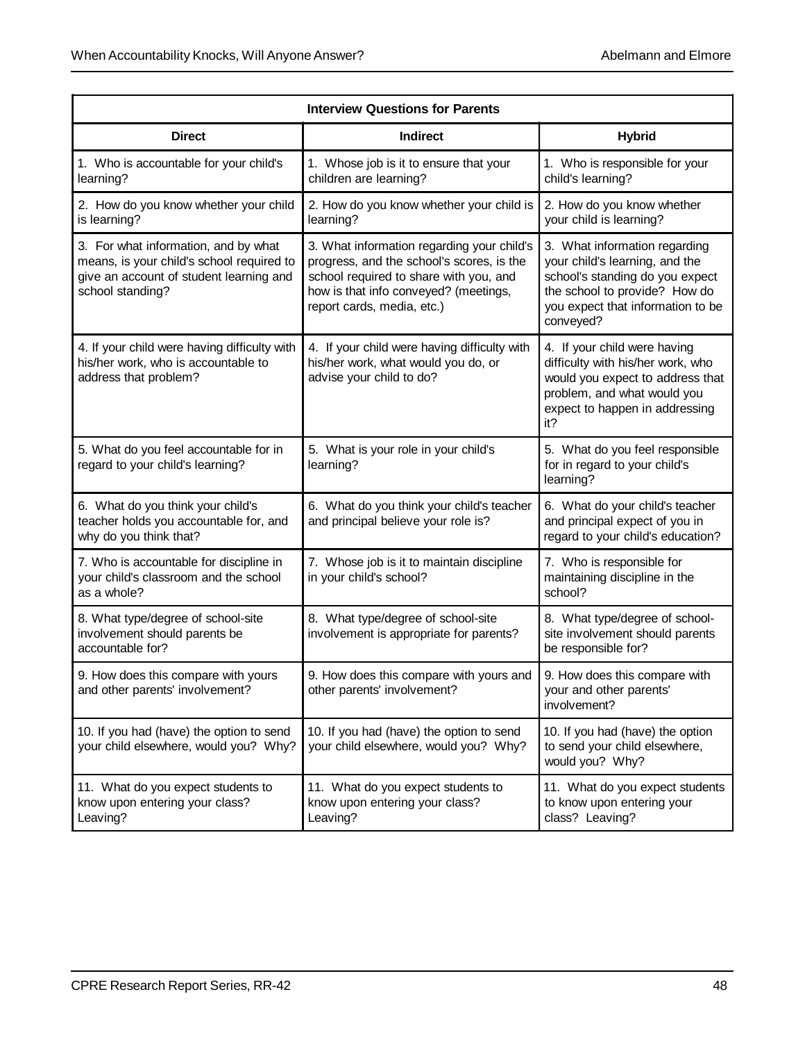| Interview Questions for Parents | | |
|---|---|---|
| **Direct** | **Indirect** | **Hybrid** |
| 1. Who is accountable for your child's learning? | 1. Whose job is it to ensure that your children are learning? | 1. Who is responsible for your child's learning? |
| 2. How do you know whether your child is learning? | 2. How do you know whether your child is learning? | 2. How do you know whether your child is learning? |
| 3. For what information, and by what means, is your child's school required to give an account of student learning and school standing? | 3. What information regarding your child's progress, and the school's scores, is the school required to share with you, and how is that info conveyed? (meetings, report cards, media, etc.) | 3. What information regarding your child's learning, and the school's standing do you expect the school to provide? How do you expect that information to be conveyed? |
| 4. If your child were having difficulty with his/her work, who is accountable to address that problem? | 4. If your child were having difficulty with his/her work, what would you do, or advise your child to do? | 4. If your child were having difficulty with his/her work, who would you expect to address that problem, and what would you expect to happen in addressing it? |
| 5. What do you feel accountable for in regard to your child's learning? | 5. What is your role in your child's learning? | 5. What do you feel responsible for in regard to your child's learning? |
| 6. What do you think your child's teacher holds you accountable for, and why do you think that? | 6. What do you think your child's teacher and principal believe your role is? | 6. What do your child's teacher and principal expect of you in regard to your child's education? |
| 7. Who is accountable for discipline in your child's classroom and the school as a whole? | 7. Whose job is it to maintain discipline in your child's school? | 7. Who is responsible for maintaining discipline in the school? |
| 8. What type/degree of school-site involvement should parents be accountable for? | 8. What type/degree of school-site involvement is appropriate for parents? | 8. What type/degree of school-site involvement should parents be responsible for? |
| 9. How does this compare with yours and other parents' involvement? | 9. How does this compare with yours and other parents' involvement? | 9. How does this compare with your and other parents' involvement? |
| 10. If you had (have) the option to send your child elsewhere, would you? Why? | 10. If you had (have) the option to send your child elsewhere, would you? Why? | 10. If you had (have) the option to send your child elsewhere, would you? Why? |
| 11. What do you expect students to know upon entering your class? Leaving? | 11. What do you expect students to know upon entering your class? Leaving? | 11. What do you expect students to know upon entering your class? Leaving? |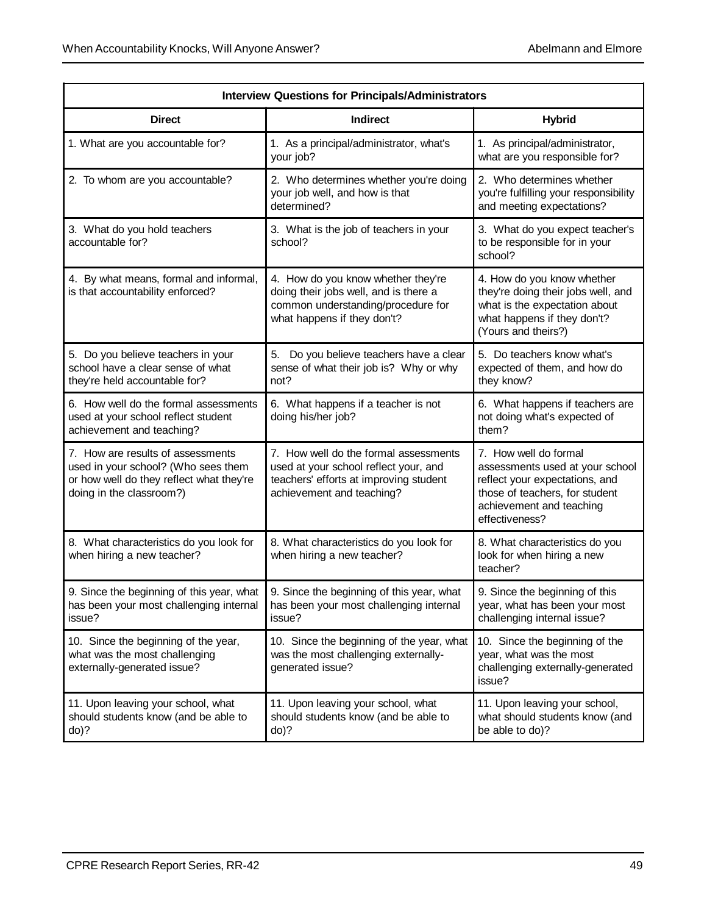| Interview Questions for Principals/Administrators | | |
|---|---|---|
| **Direct** | **Indirect** | **Hybrid** |
| 1. What are you accountable for? | 1. As a principal/administrator, what's your job? | 1. As principal/administrator, what are you responsible for? |
| 2. To whom are you accountable? | 2. Who determines whether you're doing your job well, and how is that determined? | 2. Who determines whether you're fulfilling your responsibility and meeting expectations? |
| 3. What do you hold teachers accountable for? | 3. What is the job of teachers in your school? | 3. What do you expect teacher's to be responsible for in your school? |
| 4. By what means, formal and informal, is that accountability enforced? | 4. How do you know whether they're doing their jobs well, and is there a common understanding/procedure for what happens if they don't? | 4. How do you know whether they're doing their jobs well, and what is the expectation about what happens if they don't? (Yours and theirs?) |
| 5. Do you believe teachers in your school have a clear sense of what they're held accountable for? | 5. Do you believe teachers have a clear sense of what their job is? Why or why not? | 5. Do teachers know what's expected of them, and how do they know? |
| 6. How well do the formal assessments used at your school reflect student achievement and teaching? | 6. What happens if a teacher is not doing his/her job? | 6. What happens if teachers are not doing what's expected of them? |
| 7. How are results of assessments used in your school? (Who sees them or how well do they reflect what they're doing in the classroom?) | 7. How well do the formal assessments used at your school reflect your, and teachers' efforts at improving student achievement and teaching? | 7. How well do formal assessments used at your school reflect your expectations, and those of teachers, for student achievement and teaching effectiveness? |
| 8. What characteristics do you look for when hiring a new teacher? | 8. What characteristics do you look for when hiring a new teacher? | 8. What characteristics do you look for when hiring a new teacher? |
| 9. Since the beginning of this year, what has been your most challenging internal issue? | 9. Since the beginning of this year, what has been your most challenging internal issue? | 9. Since the beginning of this year, what has been your most challenging internal issue? |
| 10. Since the beginning of the year, what was the most challenging externally-generated issue? | 10. Since the beginning of the year, what was the most challenging externally-generated issue? | 10. Since the beginning of the year, what was the most challenging externally-generated issue? |
| 11. Upon leaving your school, what should students know (and be able to do)? | 11. Upon leaving your school, what should students know (and be able to do)? | 11. Upon leaving your school, what should students know (and be able to do)? |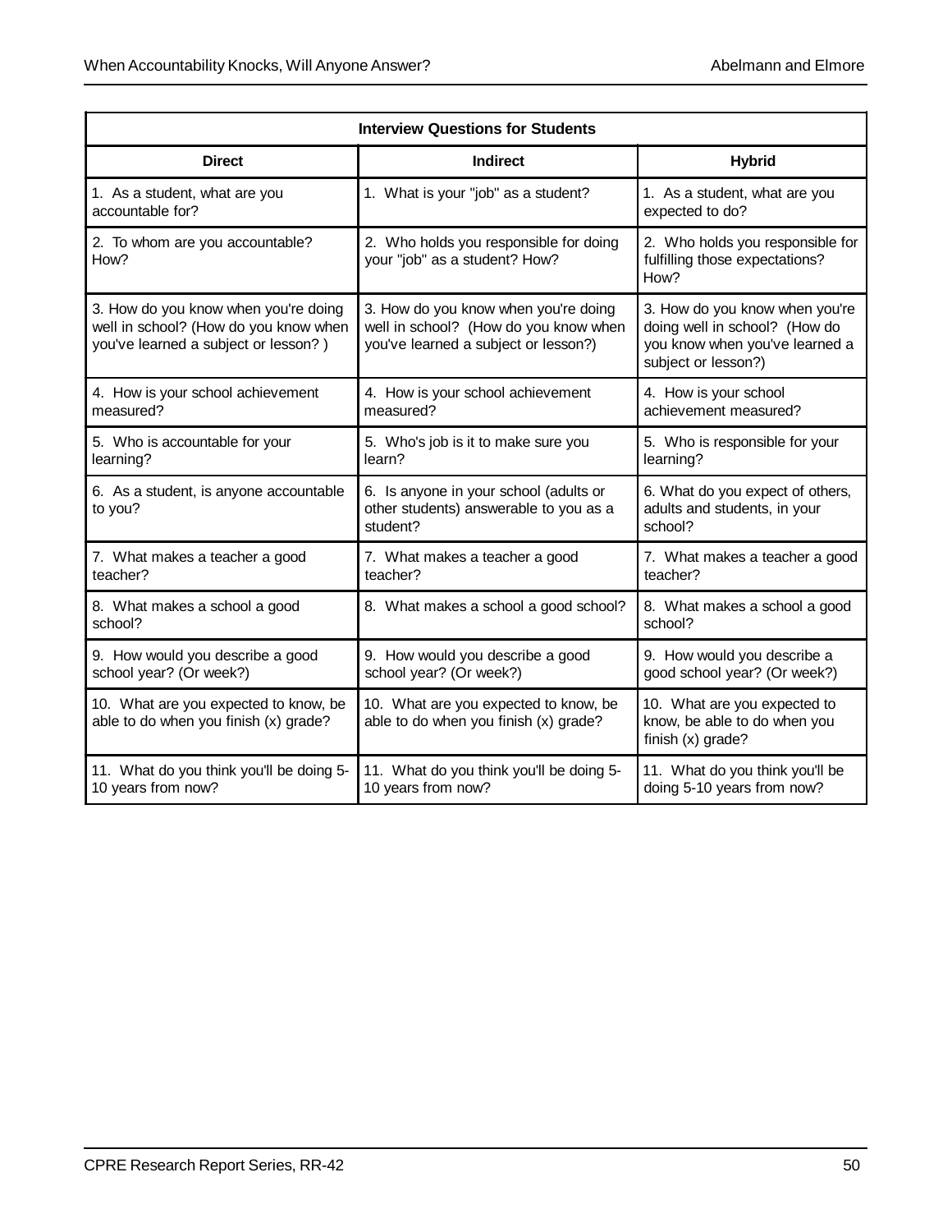| Interview Questions for Students | | |
|---|---|---|
| **Direct** | **Indirect** | **Hybrid** |
| 1. As a student, what are you accountable for? | 1. What is your "job" as a student? | 1. As a student, what are you expected to do? |
| 2. To whom are you accountable? How? | 2. Who holds you responsible for doing your "job" as a student? How? | 2. Who holds you responsible for fulfilling those expectations? How? |
| 3. How do you know when you're doing well in school? (How do you know when you've learned a subject or lesson? ) | 3. How do you know when you're doing well in school? (How do you know when you've learned a subject or lesson?) | 3. How do you know when you're doing well in school? (How do you know when you've learned a subject or lesson?) |
| 4. How is your school achievement measured? | 4. How is your school achievement measured? | 4. How is your school achievement measured? |
| 5. Who is accountable for your learning? | 5. Who's job is it to make sure you learn? | 5. Who is responsible for your learning? |
| 6. As a student, is anyone accountable to you? | 6. Is anyone in your school (adults or other students) answerable to you as a student? | 6. What do you expect of others, adults and students, in your school? |
| 7. What makes a teacher a good teacher? | 7. What makes a teacher a good teacher? | 7. What makes a teacher a good teacher? |
| 8. What makes a school a good school? | 8. What makes a school a good school? | 8. What makes a school a good school? |
| 9. How would you describe a good school year? (Or week?) | 9. How would you describe a good school year? (Or week?) | 9. How would you describe a good school year? (Or week?) |
| 10. What are you expected to know, be able to do when you finish (x) grade? | 10. What are you expected to know, be able to do when you finish (x) grade? | 10. What are you expected to know, be able to do when you finish (x) grade? |
| 11. What do you think you'll be doing 5-10 years from now? | 11. What do you think you'll be doing 5-10 years from now? | 11. What do you think you'll be doing 5-10 years from now? |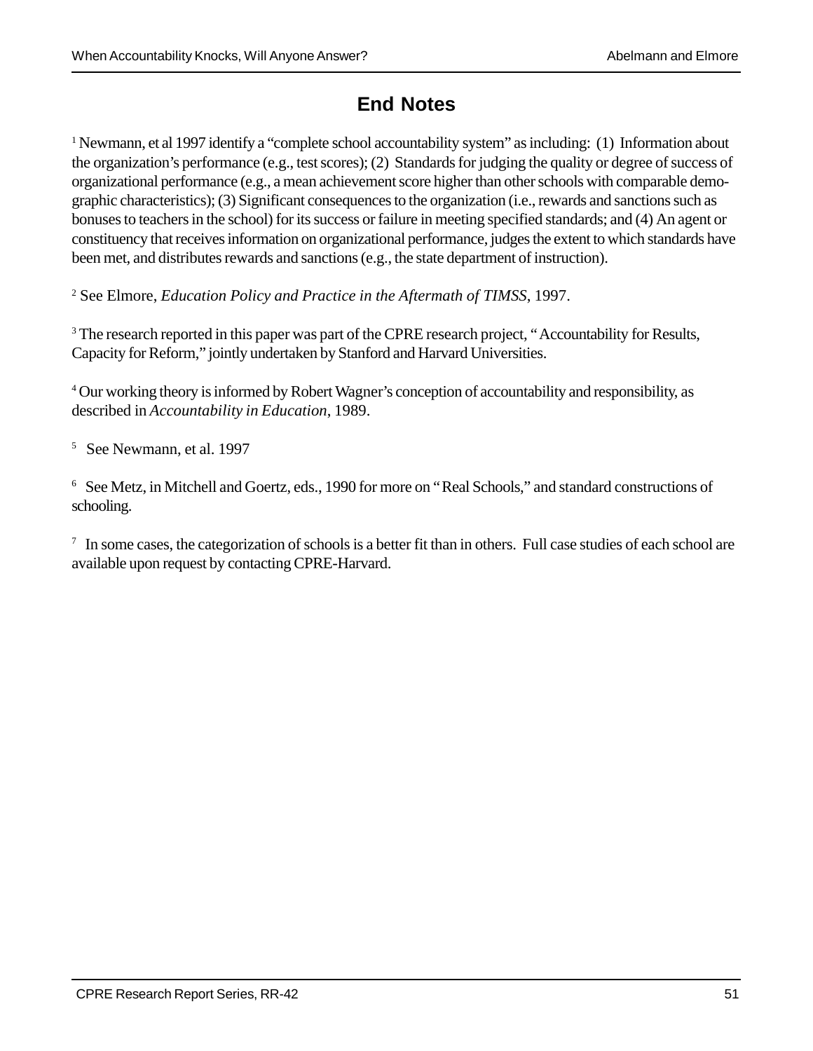## End Notes

[1] Newmann, et al 1997 identify a "complete school accountability system" as including: (1) Information about the organization's performance (e.g., test scores); (2) Standards for judging the quality or degree of success of organizational performance (e.g., a mean achievement score higher than other schools with comparable demographic characteristics); (3) Significant consequences to the organization (i.e., rewards and sanctions such as bonuses to teachers in the school) for its success or failure in meeting specified standards; and (4) An agent or constituency that receives information on organizational performance, judges the extent to which standards have been met, and distributes rewards and sanctions (e.g., the state department of instruction).

[2] See Elmore, *Education Policy and Practice in the Aftermath of TIMSS*, 1997.

[3] The research reported in this paper was part of the CPRE research project, "Accountability for Results, Capacity for Reform," jointly undertaken by Stanford and Harvard Universities.

[4] Our working theory is informed by Robert Wagner's conception of accountability and responsibility, as described in *Accountability in Education*, 1989.

[5] See Newmann, et al. 1997

[6] See Metz, in Mitchell and Goertz, eds., 1990 for more on "Real Schools," and standard constructions of schooling.

[7] In some cases, the categorization of schools is a better fit than in others. Full case studies of each school are available upon request by contacting CPRE-Harvard.